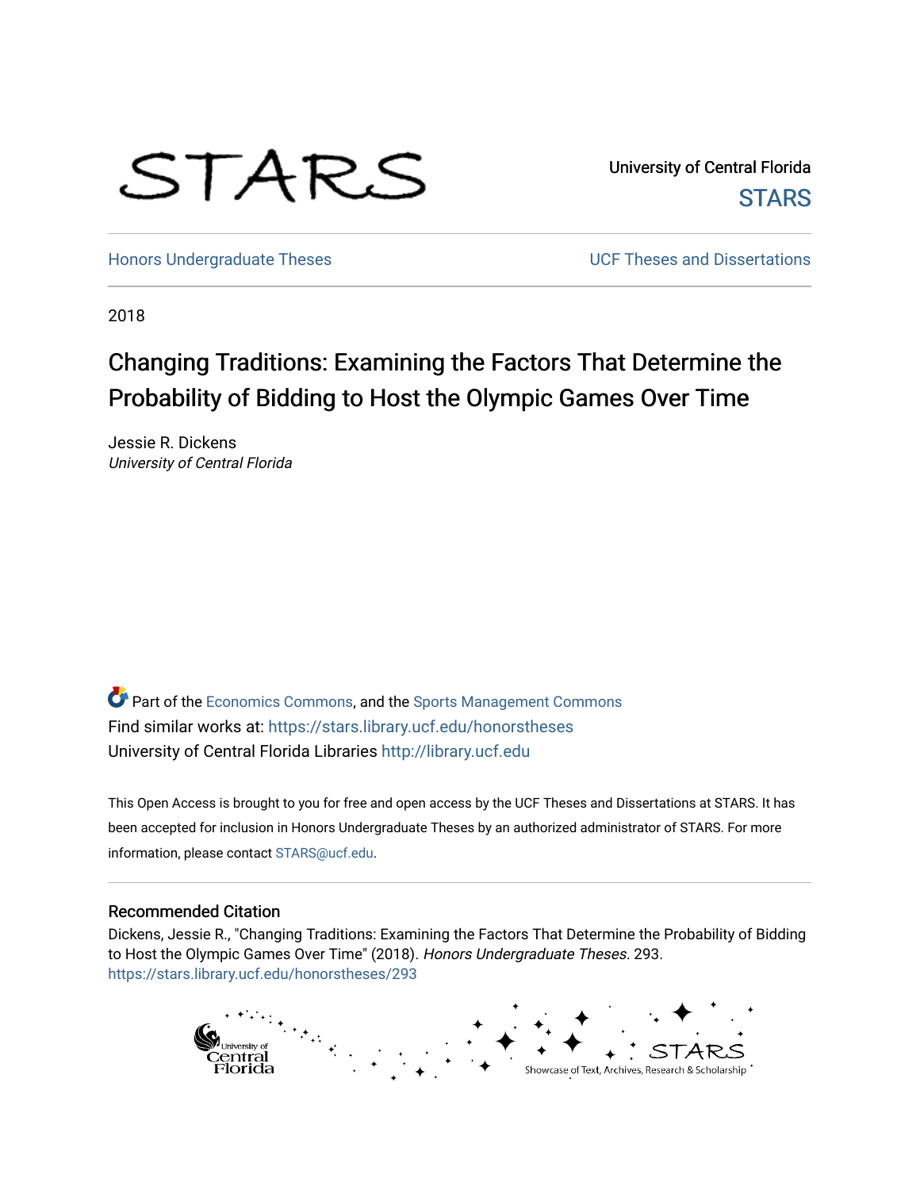STARS

University of Central Florida
STARS

Honors Undergraduate Theses | UCF Theses and Dissertations

2018

# Changing Traditions: Examining the Factors That Determine the Probability of Bidding to Host the Olympic Games Over Time

Jessie R. Dickens
*University of Central Florida*

Part of the Economics Commons, and the Sports Management Commons
Find similar works at: https://stars.library.ucf.edu/honorstheses
University of Central Florida Libraries http://library.ucf.edu

This Open Access is brought to you for free and open access by the UCF Theses and Dissertations at STARS. It has been accepted for inclusion in Honors Undergraduate Theses by an authorized administrator of STARS. For more information, please contact STARS@ucf.edu.

## Recommended Citation

Dickens, Jessie R., "Changing Traditions: Examining the Factors That Determine the Probability of Bidding to Host the Olympic Games Over Time" (2018). *Honors Undergraduate Theses*. 293.
https://stars.library.ucf.edu/honorstheses/293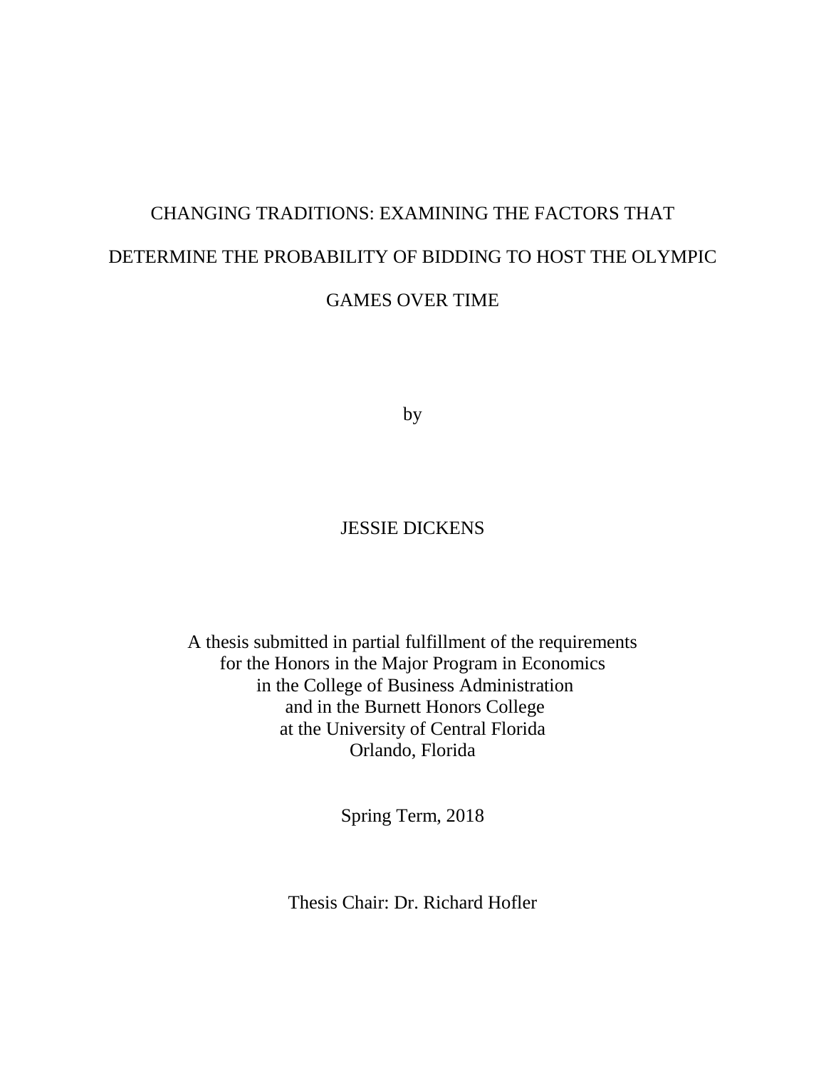# CHANGING TRADITIONS: EXAMINING THE FACTORS THAT DETERMINE THE PROBABILITY OF BIDDING TO HOST THE OLYMPIC GAMES OVER TIME

by

JESSIE DICKENS

A thesis submitted in partial fulfillment of the requirements
for the Honors in the Major Program in Economics
in the College of Business Administration
and in the Burnett Honors College
at the University of Central Florida
Orlando, Florida

Spring Term, 2018

Thesis Chair: Dr. Richard Hofler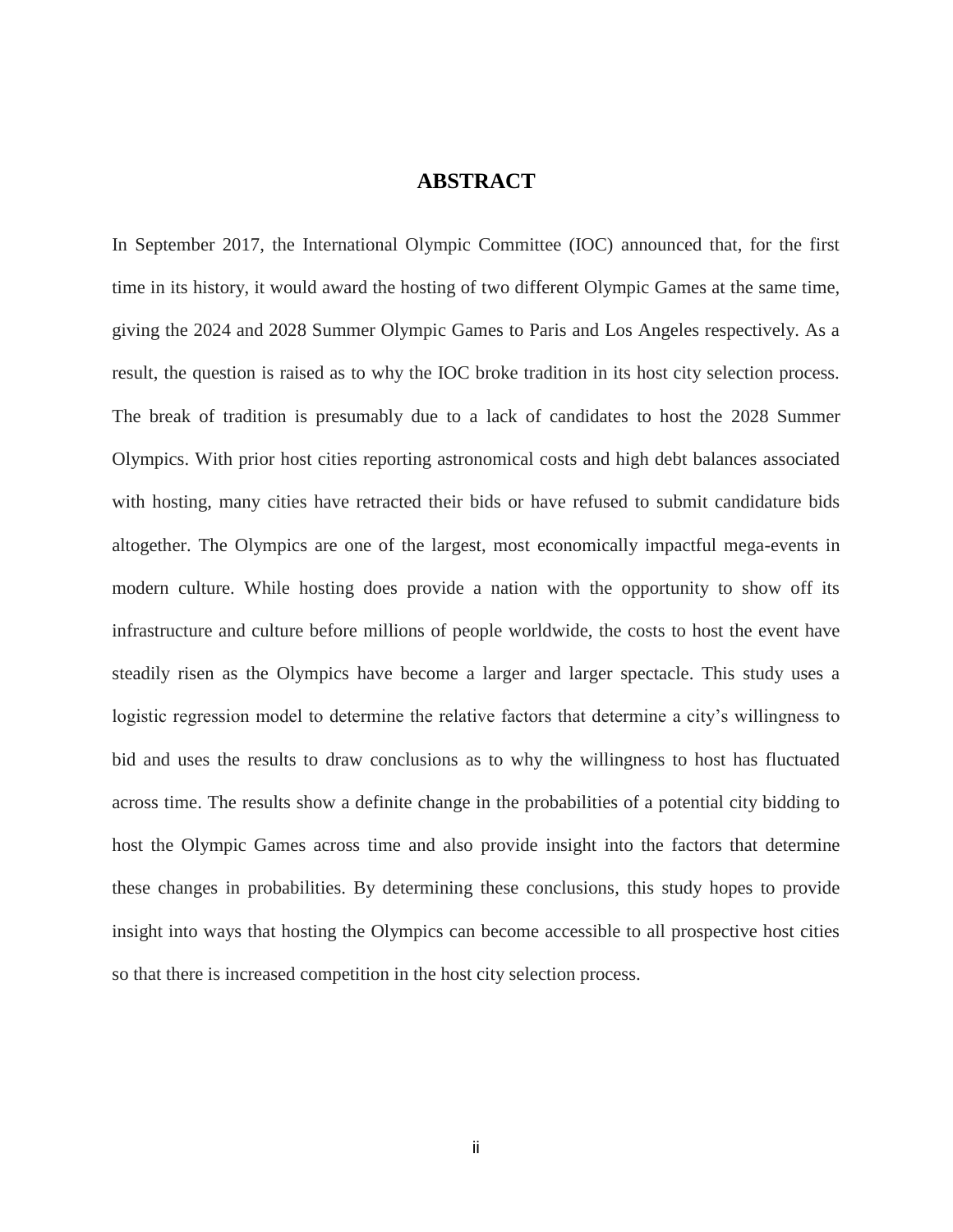# ABSTRACT

In September 2017, the International Olympic Committee (IOC) announced that, for the first time in its history, it would award the hosting of two different Olympic Games at the same time, giving the 2024 and 2028 Summer Olympic Games to Paris and Los Angeles respectively. As a result, the question is raised as to why the IOC broke tradition in its host city selection process. The break of tradition is presumably due to a lack of candidates to host the 2028 Summer Olympics. With prior host cities reporting astronomical costs and high debt balances associated with hosting, many cities have retracted their bids or have refused to submit candidature bids altogether. The Olympics are one of the largest, most economically impactful mega-events in modern culture. While hosting does provide a nation with the opportunity to show off its infrastructure and culture before millions of people worldwide, the costs to host the event have steadily risen as the Olympics have become a larger and larger spectacle. This study uses a logistic regression model to determine the relative factors that determine a city's willingness to bid and uses the results to draw conclusions as to why the willingness to host has fluctuated across time. The results show a definite change in the probabilities of a potential city bidding to host the Olympic Games across time and also provide insight into the factors that determine these changes in probabilities. By determining these conclusions, this study hopes to provide insight into ways that hosting the Olympics can become accessible to all prospective host cities so that there is increased competition in the host city selection process.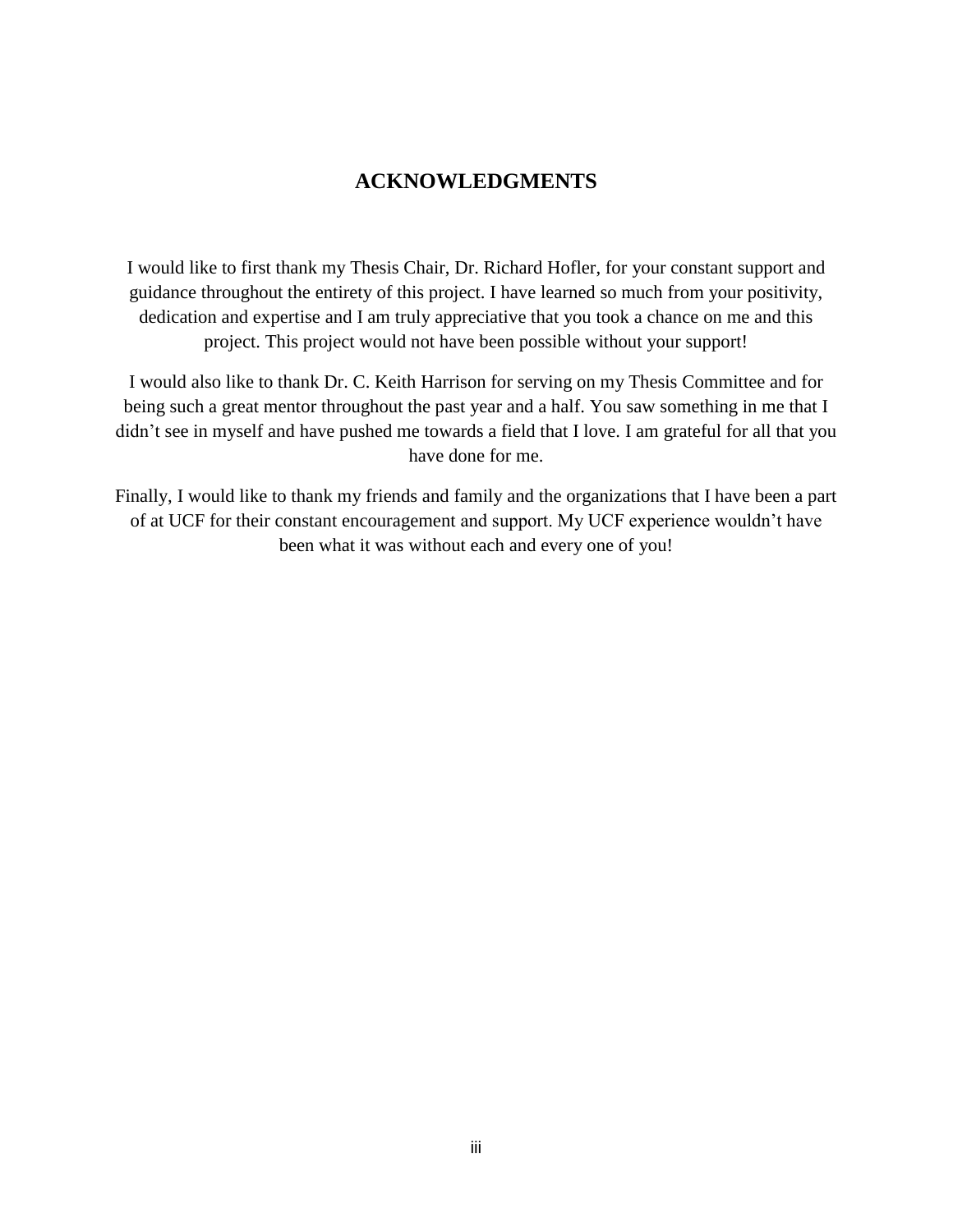# ACKNOWLEDGMENTS

I would like to first thank my Thesis Chair, Dr. Richard Hofler, for your constant support and guidance throughout the entirety of this project. I have learned so much from your positivity, dedication and expertise and I am truly appreciative that you took a chance on me and this project. This project would not have been possible without your support!

I would also like to thank Dr. C. Keith Harrison for serving on my Thesis Committee and for being such a great mentor throughout the past year and a half. You saw something in me that I didn't see in myself and have pushed me towards a field that I love. I am grateful for all that you have done for me.

Finally, I would like to thank my friends and family and the organizations that I have been a part of at UCF for their constant encouragement and support. My UCF experience wouldn't have been what it was without each and every one of you!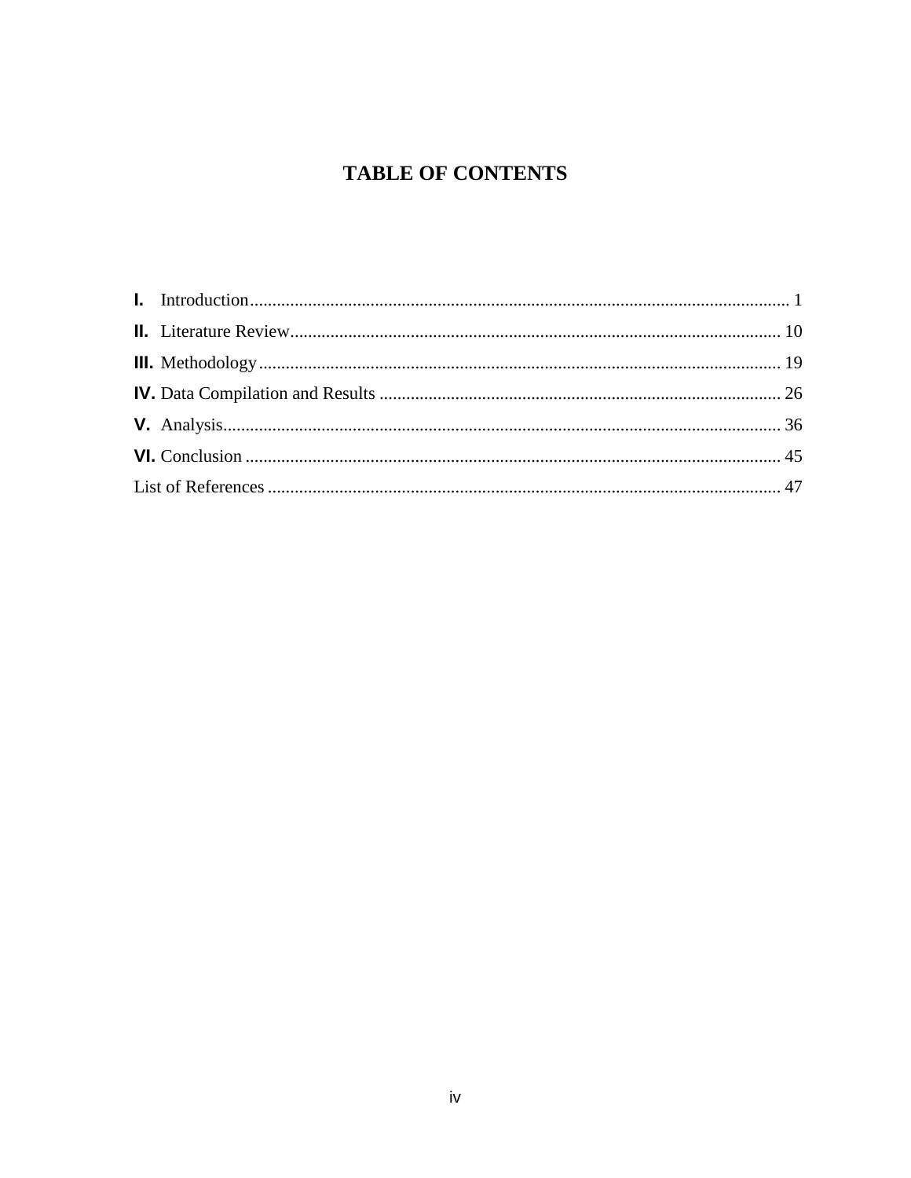# TABLE OF CONTENTS

I. Introduction ........................................................................................................................ 1

II. Literature Review ............................................................................................................. 10

III. Methodology .................................................................................................................... 19

IV. Data Compilation and Results ......................................................................................... 26

V. Analysis ............................................................................................................................ 36

VI. Conclusion ....................................................................................................................... 45

List of References .................................................................................................................. 47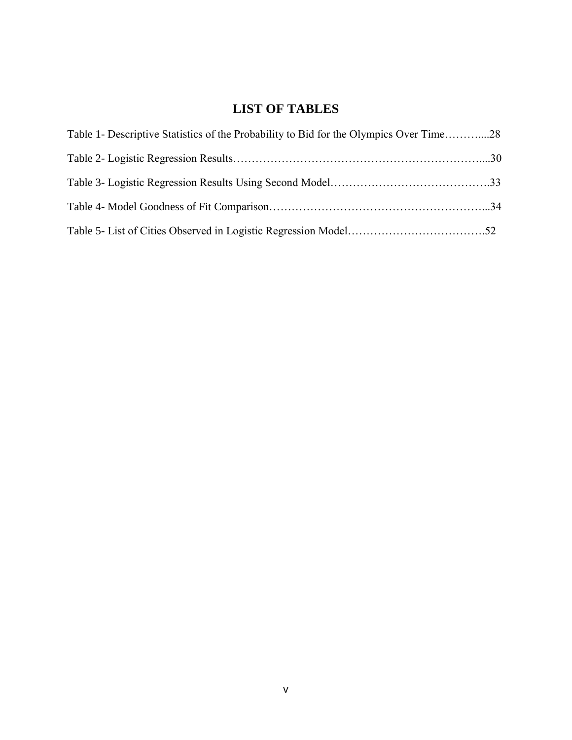# LIST OF TABLES

Table 1- Descriptive Statistics of the Probability to Bid for the Olympics Over Time……….....28

Table 2- Logistic Regression Results…………………………………………………………....30

Table 3- Logistic Regression Results Using Second Model…………………………………….33

Table 4- Model Goodness of Fit Comparison…………………………………………………...34

Table 5- List of Cities Observed in Logistic Regression Model……………………………….52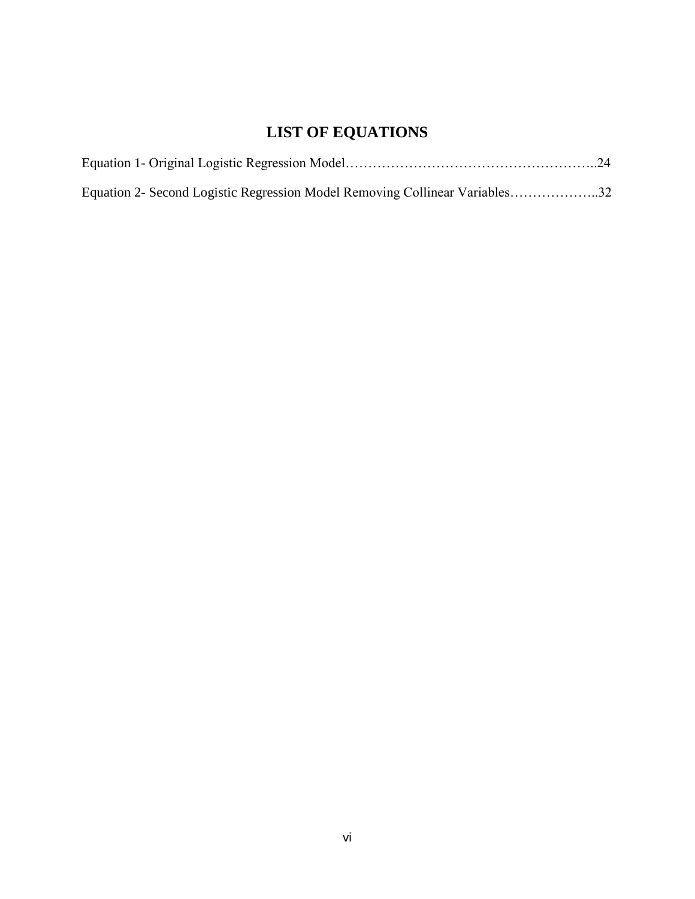# LIST OF EQUATIONS

Equation 1- Original Logistic Regression Model………………………………………………..24

Equation 2- Second Logistic Regression Model Removing Collinear Variables………………..32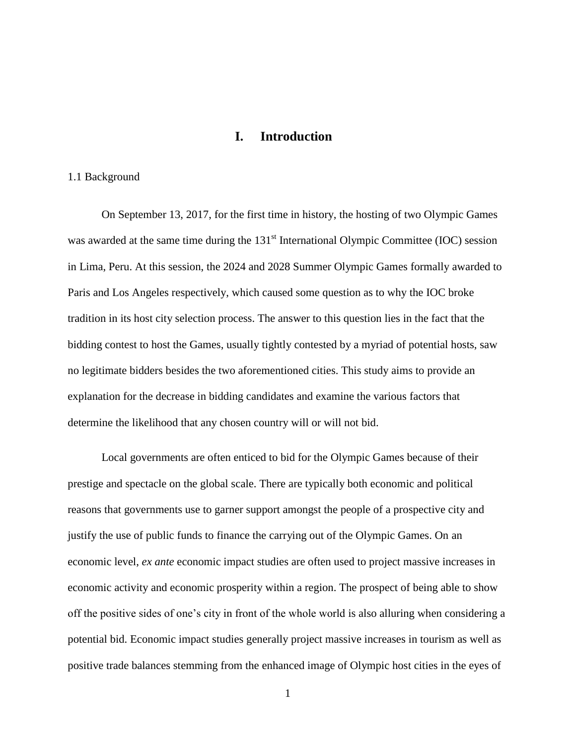# I. Introduction

1.1 Background

On September 13, 2017, for the first time in history, the hosting of two Olympic Games was awarded at the same time during the 131st International Olympic Committee (IOC) session in Lima, Peru. At this session, the 2024 and 2028 Summer Olympic Games formally awarded to Paris and Los Angeles respectively, which caused some question as to why the IOC broke tradition in its host city selection process. The answer to this question lies in the fact that the bidding contest to host the Games, usually tightly contested by a myriad of potential hosts, saw no legitimate bidders besides the two aforementioned cities. This study aims to provide an explanation for the decrease in bidding candidates and examine the various factors that determine the likelihood that any chosen country will or will not bid.

Local governments are often enticed to bid for the Olympic Games because of their prestige and spectacle on the global scale. There are typically both economic and political reasons that governments use to garner support amongst the people of a prospective city and justify the use of public funds to finance the carrying out of the Olympic Games. On an economic level, *ex ante* economic impact studies are often used to project massive increases in economic activity and economic prosperity within a region. The prospect of being able to show off the positive sides of one's city in front of the whole world is also alluring when considering a potential bid. Economic impact studies generally project massive increases in tourism as well as positive trade balances stemming from the enhanced image of Olympic host cities in the eyes of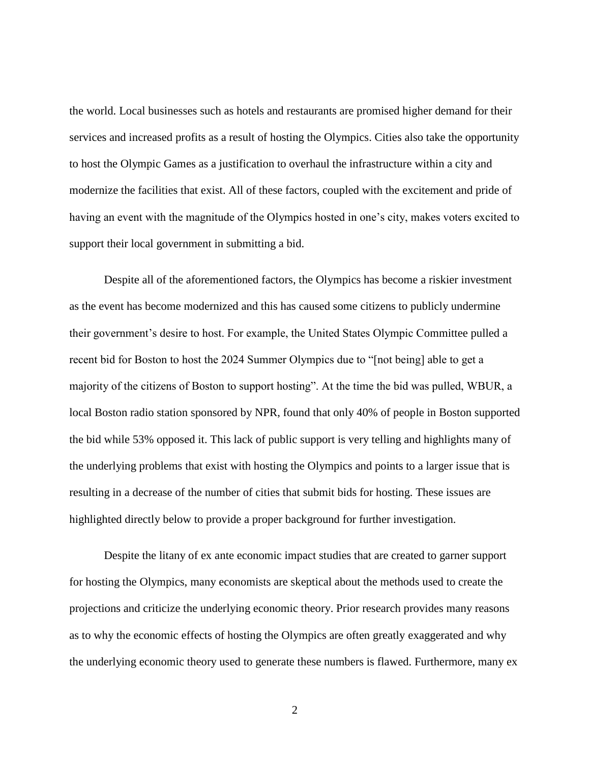the world. Local businesses such as hotels and restaurants are promised higher demand for their services and increased profits as a result of hosting the Olympics. Cities also take the opportunity to host the Olympic Games as a justification to overhaul the infrastructure within a city and modernize the facilities that exist. All of these factors, coupled with the excitement and pride of having an event with the magnitude of the Olympics hosted in one's city, makes voters excited to support their local government in submitting a bid.

Despite all of the aforementioned factors, the Olympics has become a riskier investment as the event has become modernized and this has caused some citizens to publicly undermine their government's desire to host. For example, the United States Olympic Committee pulled a recent bid for Boston to host the 2024 Summer Olympics due to "[not being] able to get a majority of the citizens of Boston to support hosting". At the time the bid was pulled, WBUR, a local Boston radio station sponsored by NPR, found that only 40% of people in Boston supported the bid while 53% opposed it. This lack of public support is very telling and highlights many of the underlying problems that exist with hosting the Olympics and points to a larger issue that is resulting in a decrease of the number of cities that submit bids for hosting. These issues are highlighted directly below to provide a proper background for further investigation.

Despite the litany of ex ante economic impact studies that are created to garner support for hosting the Olympics, many economists are skeptical about the methods used to create the projections and criticize the underlying economic theory. Prior research provides many reasons as to why the economic effects of hosting the Olympics are often greatly exaggerated and why the underlying economic theory used to generate these numbers is flawed. Furthermore, many ex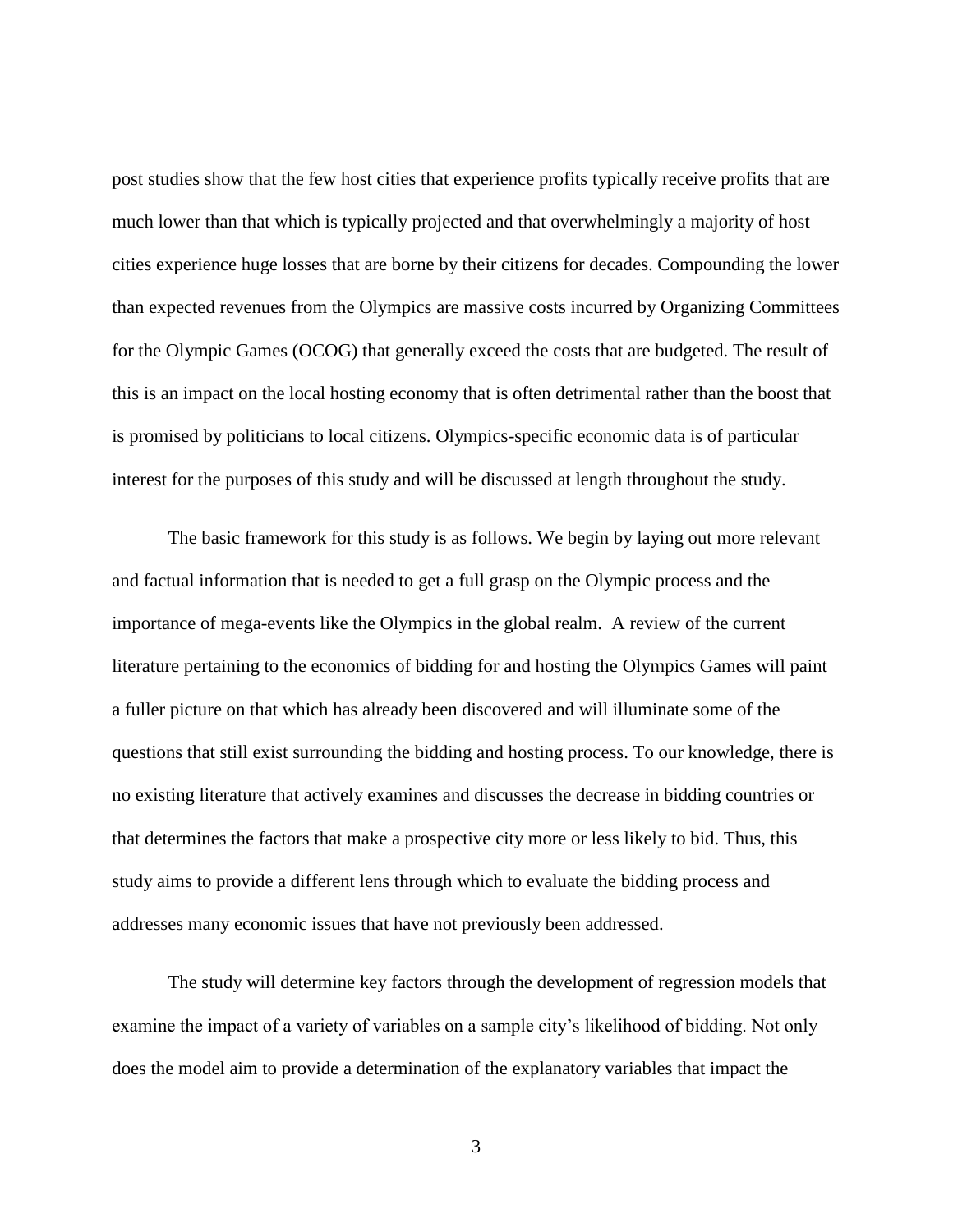post studies show that the few host cities that experience profits typically receive profits that are much lower than that which is typically projected and that overwhelmingly a majority of host cities experience huge losses that are borne by their citizens for decades. Compounding the lower than expected revenues from the Olympics are massive costs incurred by Organizing Committees for the Olympic Games (OCOG) that generally exceed the costs that are budgeted. The result of this is an impact on the local hosting economy that is often detrimental rather than the boost that is promised by politicians to local citizens. Olympics-specific economic data is of particular interest for the purposes of this study and will be discussed at length throughout the study.

The basic framework for this study is as follows. We begin by laying out more relevant and factual information that is needed to get a full grasp on the Olympic process and the importance of mega-events like the Olympics in the global realm. A review of the current literature pertaining to the economics of bidding for and hosting the Olympics Games will paint a fuller picture on that which has already been discovered and will illuminate some of the questions that still exist surrounding the bidding and hosting process. To our knowledge, there is no existing literature that actively examines and discusses the decrease in bidding countries or that determines the factors that make a prospective city more or less likely to bid. Thus, this study aims to provide a different lens through which to evaluate the bidding process and addresses many economic issues that have not previously been addressed.

The study will determine key factors through the development of regression models that examine the impact of a variety of variables on a sample city's likelihood of bidding. Not only does the model aim to provide a determination of the explanatory variables that impact the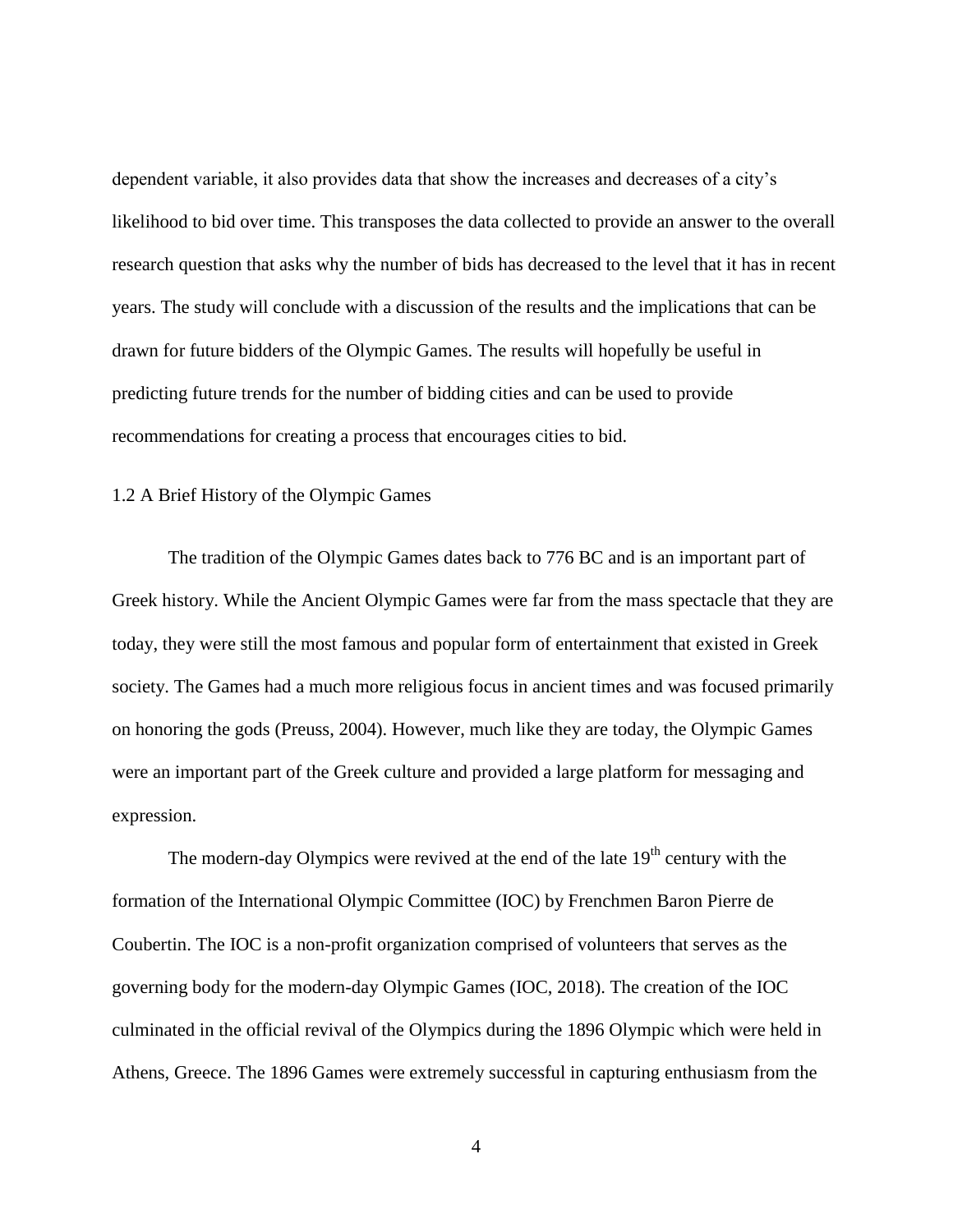dependent variable, it also provides data that show the increases and decreases of a city's likelihood to bid over time. This transposes the data collected to provide an answer to the overall research question that asks why the number of bids has decreased to the level that it has in recent years. The study will conclude with a discussion of the results and the implications that can be drawn for future bidders of the Olympic Games. The results will hopefully be useful in predicting future trends for the number of bidding cities and can be used to provide recommendations for creating a process that encourages cities to bid.

## 1.2 A Brief History of the Olympic Games

The tradition of the Olympic Games dates back to 776 BC and is an important part of Greek history. While the Ancient Olympic Games were far from the mass spectacle that they are today, they were still the most famous and popular form of entertainment that existed in Greek society. The Games had a much more religious focus in ancient times and was focused primarily on honoring the gods (Preuss, 2004). However, much like they are today, the Olympic Games were an important part of the Greek culture and provided a large platform for messaging and expression.

The modern-day Olympics were revived at the end of the late 19$^{th}$ century with the formation of the International Olympic Committee (IOC) by Frenchmen Baron Pierre de Coubertin. The IOC is a non-profit organization comprised of volunteers that serves as the governing body for the modern-day Olympic Games (IOC, 2018). The creation of the IOC culminated in the official revival of the Olympics during the 1896 Olympic which were held in Athens, Greece. The 1896 Games were extremely successful in capturing enthusiasm from the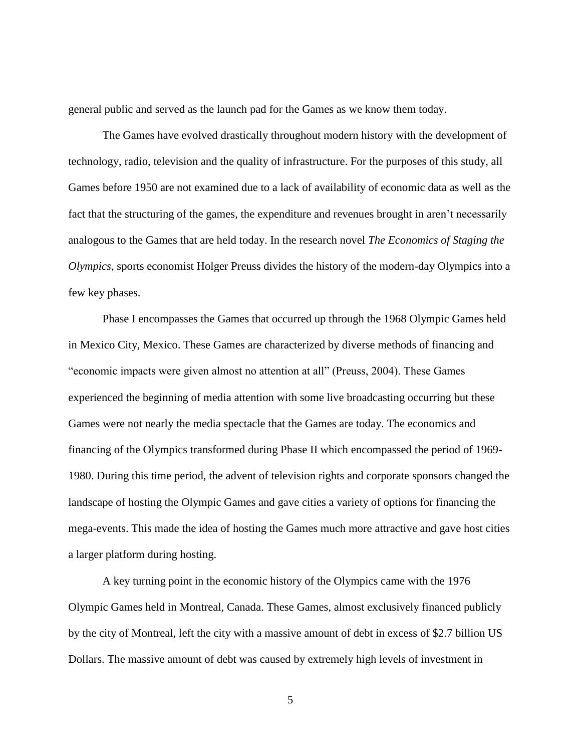general public and served as the launch pad for the Games as we know them today.

The Games have evolved drastically throughout modern history with the development of technology, radio, television and the quality of infrastructure. For the purposes of this study, all Games before 1950 are not examined due to a lack of availability of economic data as well as the fact that the structuring of the games, the expenditure and revenues brought in aren't necessarily analogous to the Games that are held today. In the research novel *The Economics of Staging the Olympics*, sports economist Holger Preuss divides the history of the modern-day Olympics into a few key phases.

Phase I encompasses the Games that occurred up through the 1968 Olympic Games held in Mexico City, Mexico. These Games are characterized by diverse methods of financing and "economic impacts were given almost no attention at all" (Preuss, 2004). These Games experienced the beginning of media attention with some live broadcasting occurring but these Games were not nearly the media spectacle that the Games are today. The economics and financing of the Olympics transformed during Phase II which encompassed the period of 1969-1980. During this time period, the advent of television rights and corporate sponsors changed the landscape of hosting the Olympic Games and gave cities a variety of options for financing the mega-events. This made the idea of hosting the Games much more attractive and gave host cities a larger platform during hosting.

A key turning point in the economic history of the Olympics came with the 1976 Olympic Games held in Montreal, Canada. These Games, almost exclusively financed publicly by the city of Montreal, left the city with a massive amount of debt in excess of $2.7 billion US Dollars. The massive amount of debt was caused by extremely high levels of investment in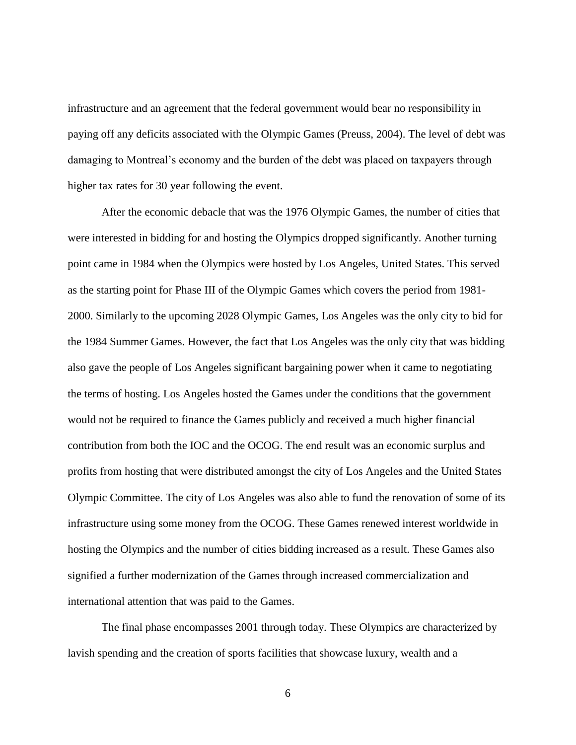infrastructure and an agreement that the federal government would bear no responsibility in paying off any deficits associated with the Olympic Games (Preuss, 2004). The level of debt was damaging to Montreal's economy and the burden of the debt was placed on taxpayers through higher tax rates for 30 year following the event.

After the economic debacle that was the 1976 Olympic Games, the number of cities that were interested in bidding for and hosting the Olympics dropped significantly. Another turning point came in 1984 when the Olympics were hosted by Los Angeles, United States. This served as the starting point for Phase III of the Olympic Games which covers the period from 1981-2000. Similarly to the upcoming 2028 Olympic Games, Los Angeles was the only city to bid for the 1984 Summer Games. However, the fact that Los Angeles was the only city that was bidding also gave the people of Los Angeles significant bargaining power when it came to negotiating the terms of hosting. Los Angeles hosted the Games under the conditions that the government would not be required to finance the Games publicly and received a much higher financial contribution from both the IOC and the OCOG. The end result was an economic surplus and profits from hosting that were distributed amongst the city of Los Angeles and the United States Olympic Committee. The city of Los Angeles was also able to fund the renovation of some of its infrastructure using some money from the OCOG. These Games renewed interest worldwide in hosting the Olympics and the number of cities bidding increased as a result. These Games also signified a further modernization of the Games through increased commercialization and international attention that was paid to the Games.

The final phase encompasses 2001 through today. These Olympics are characterized by lavish spending and the creation of sports facilities that showcase luxury, wealth and a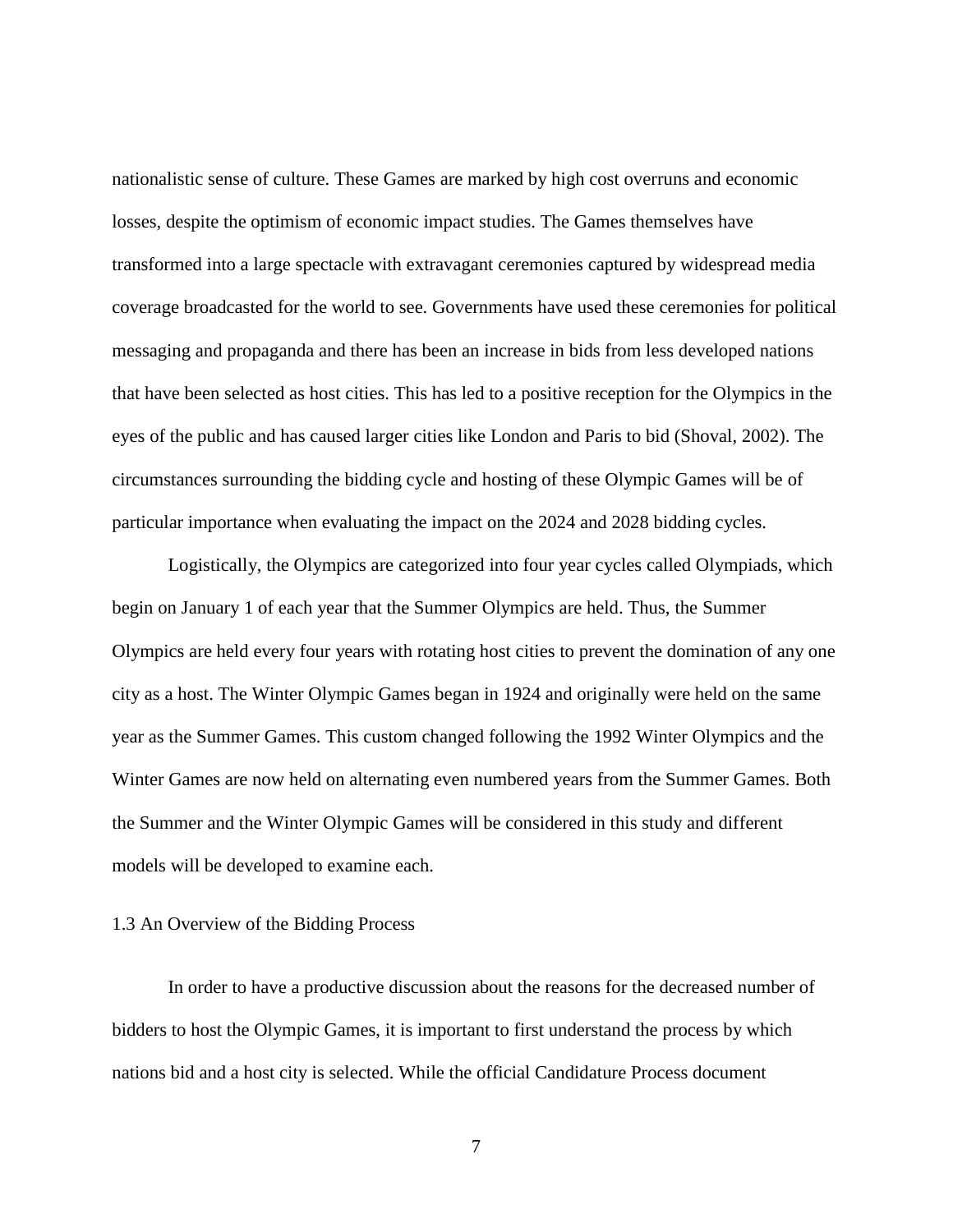nationalistic sense of culture. These Games are marked by high cost overruns and economic losses, despite the optimism of economic impact studies. The Games themselves have transformed into a large spectacle with extravagant ceremonies captured by widespread media coverage broadcasted for the world to see. Governments have used these ceremonies for political messaging and propaganda and there has been an increase in bids from less developed nations that have been selected as host cities. This has led to a positive reception for the Olympics in the eyes of the public and has caused larger cities like London and Paris to bid (Shoval, 2002). The circumstances surrounding the bidding cycle and hosting of these Olympic Games will be of particular importance when evaluating the impact on the 2024 and 2028 bidding cycles.

Logistically, the Olympics are categorized into four year cycles called Olympiads, which begin on January 1 of each year that the Summer Olympics are held. Thus, the Summer Olympics are held every four years with rotating host cities to prevent the domination of any one city as a host. The Winter Olympic Games began in 1924 and originally were held on the same year as the Summer Games. This custom changed following the 1992 Winter Olympics and the Winter Games are now held on alternating even numbered years from the Summer Games. Both the Summer and the Winter Olympic Games will be considered in this study and different models will be developed to examine each.

### 1.3 An Overview of the Bidding Process

In order to have a productive discussion about the reasons for the decreased number of bidders to host the Olympic Games, it is important to first understand the process by which nations bid and a host city is selected. While the official Candidature Process document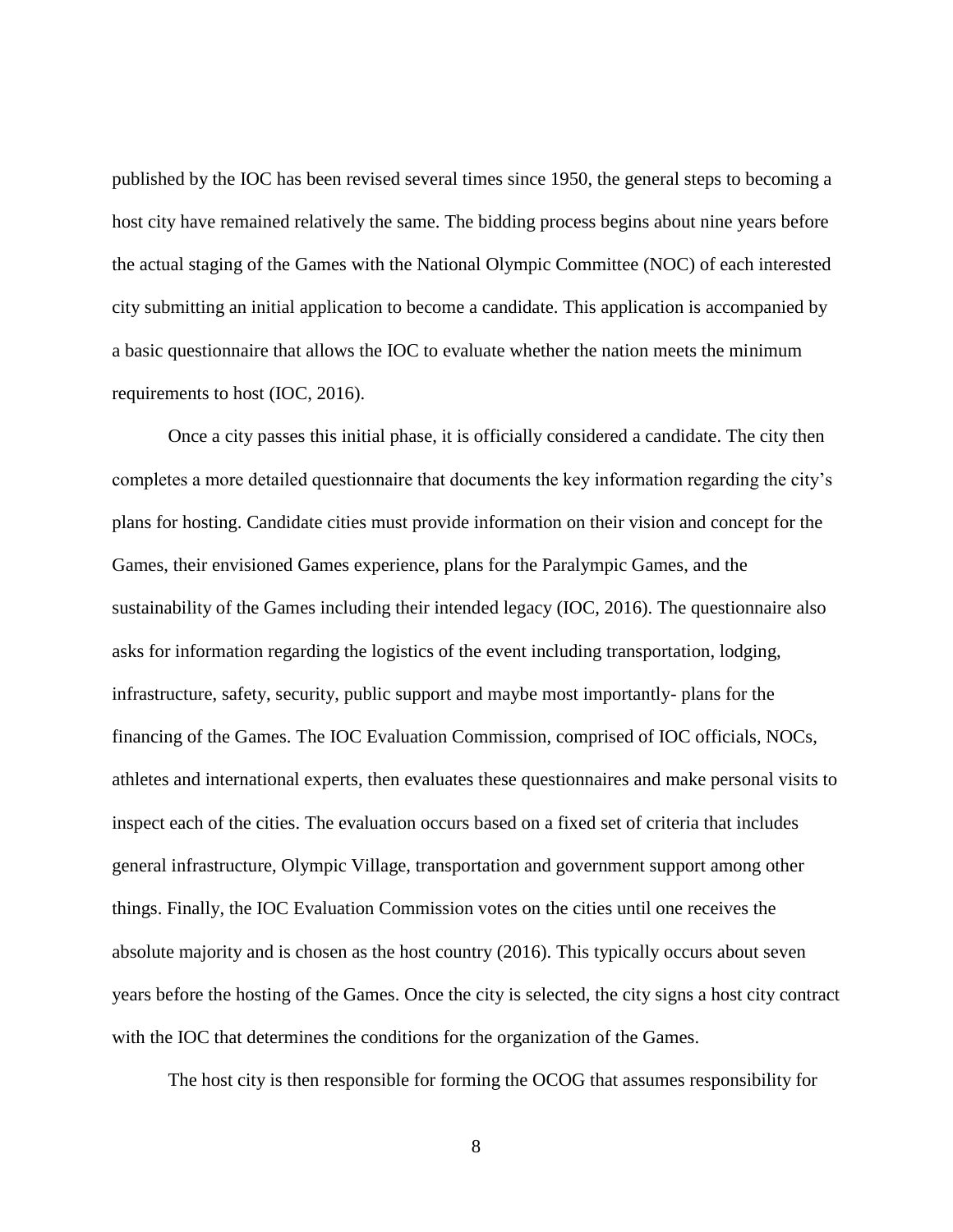published by the IOC has been revised several times since 1950, the general steps to becoming a host city have remained relatively the same. The bidding process begins about nine years before the actual staging of the Games with the National Olympic Committee (NOC) of each interested city submitting an initial application to become a candidate. This application is accompanied by a basic questionnaire that allows the IOC to evaluate whether the nation meets the minimum requirements to host (IOC, 2016).

Once a city passes this initial phase, it is officially considered a candidate. The city then completes a more detailed questionnaire that documents the key information regarding the city's plans for hosting. Candidate cities must provide information on their vision and concept for the Games, their envisioned Games experience, plans for the Paralympic Games, and the sustainability of the Games including their intended legacy (IOC, 2016). The questionnaire also asks for information regarding the logistics of the event including transportation, lodging, infrastructure, safety, security, public support and maybe most importantly- plans for the financing of the Games. The IOC Evaluation Commission, comprised of IOC officials, NOCs, athletes and international experts, then evaluates these questionnaires and make personal visits to inspect each of the cities. The evaluation occurs based on a fixed set of criteria that includes general infrastructure, Olympic Village, transportation and government support among other things. Finally, the IOC Evaluation Commission votes on the cities until one receives the absolute majority and is chosen as the host country (2016). This typically occurs about seven years before the hosting of the Games. Once the city is selected, the city signs a host city contract with the IOC that determines the conditions for the organization of the Games.

The host city is then responsible for forming the OCOG that assumes responsibility for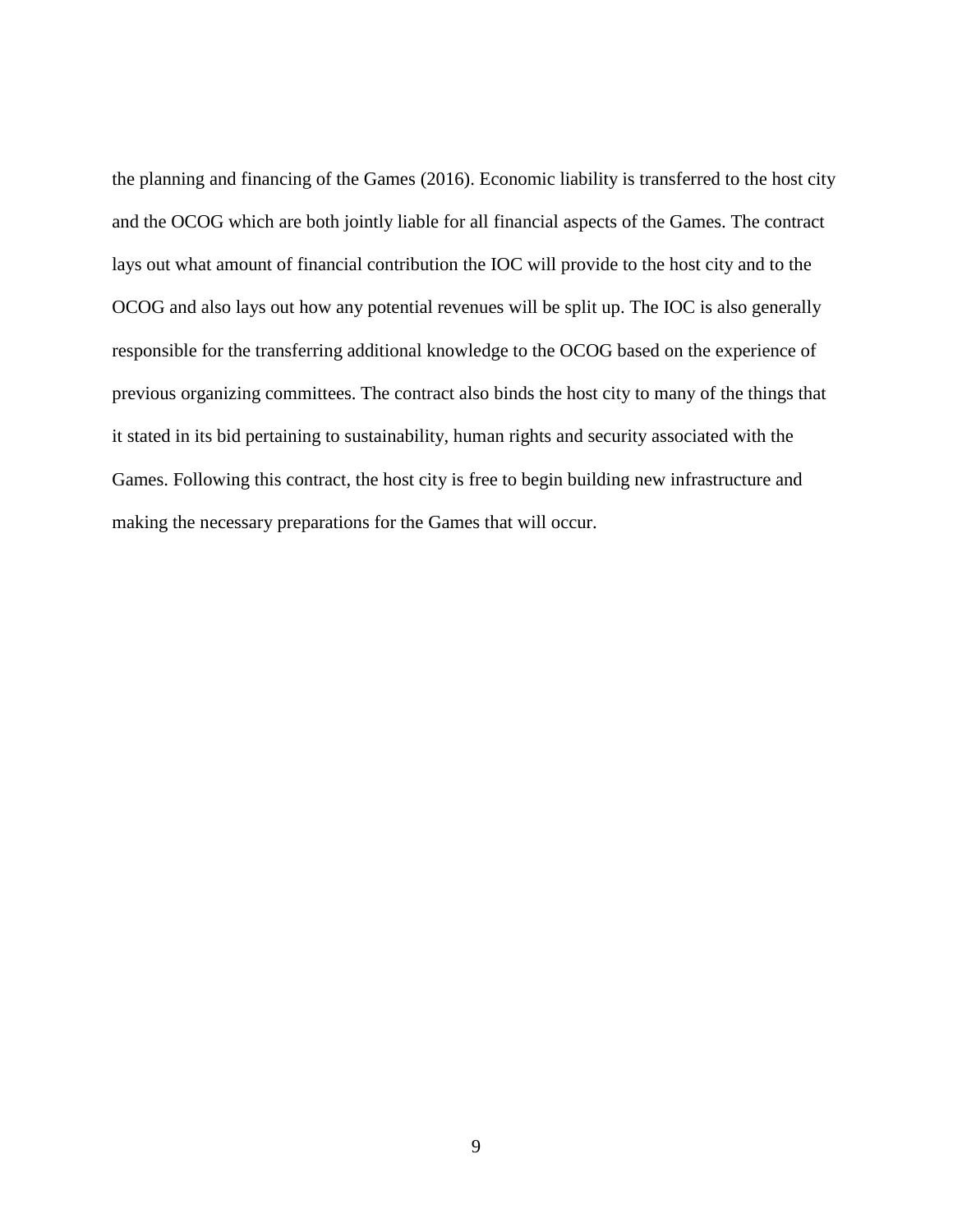the planning and financing of the Games (2016). Economic liability is transferred to the host city and the OCOG which are both jointly liable for all financial aspects of the Games. The contract lays out what amount of financial contribution the IOC will provide to the host city and to the OCOG and also lays out how any potential revenues will be split up. The IOC is also generally responsible for the transferring additional knowledge to the OCOG based on the experience of previous organizing committees. The contract also binds the host city to many of the things that it stated in its bid pertaining to sustainability, human rights and security associated with the Games. Following this contract, the host city is free to begin building new infrastructure and making the necessary preparations for the Games that will occur.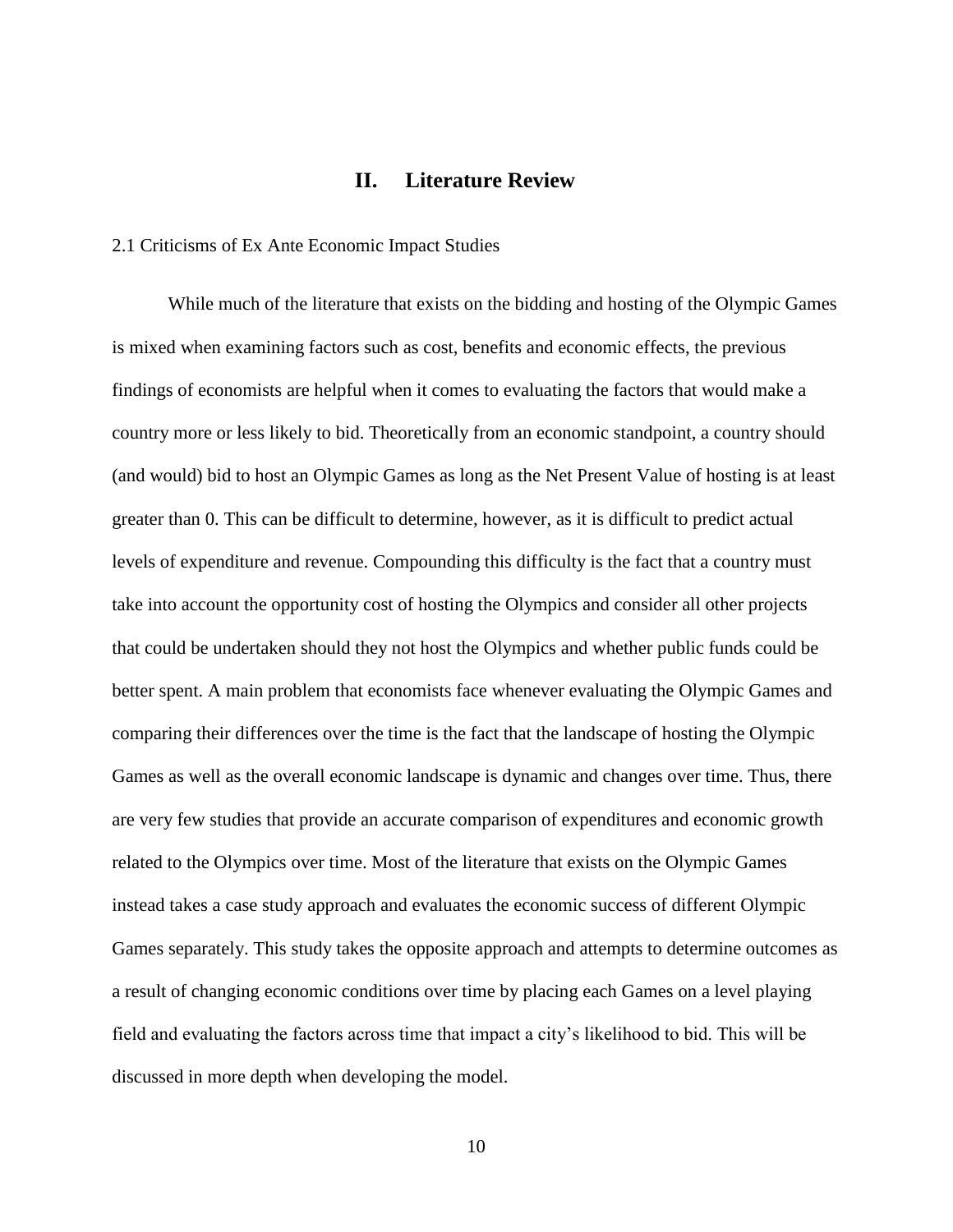# II. Literature Review

## 2.1 Criticisms of Ex Ante Economic Impact Studies

While much of the literature that exists on the bidding and hosting of the Olympic Games is mixed when examining factors such as cost, benefits and economic effects, the previous findings of economists are helpful when it comes to evaluating the factors that would make a country more or less likely to bid. Theoretically from an economic standpoint, a country should (and would) bid to host an Olympic Games as long as the Net Present Value of hosting is at least greater than 0. This can be difficult to determine, however, as it is difficult to predict actual levels of expenditure and revenue. Compounding this difficulty is the fact that a country must take into account the opportunity cost of hosting the Olympics and consider all other projects that could be undertaken should they not host the Olympics and whether public funds could be better spent. A main problem that economists face whenever evaluating the Olympic Games and comparing their differences over the time is the fact that the landscape of hosting the Olympic Games as well as the overall economic landscape is dynamic and changes over time. Thus, there are very few studies that provide an accurate comparison of expenditures and economic growth related to the Olympics over time. Most of the literature that exists on the Olympic Games instead takes a case study approach and evaluates the economic success of different Olympic Games separately. This study takes the opposite approach and attempts to determine outcomes as a result of changing economic conditions over time by placing each Games on a level playing field and evaluating the factors across time that impact a city's likelihood to bid. This will be discussed in more depth when developing the model.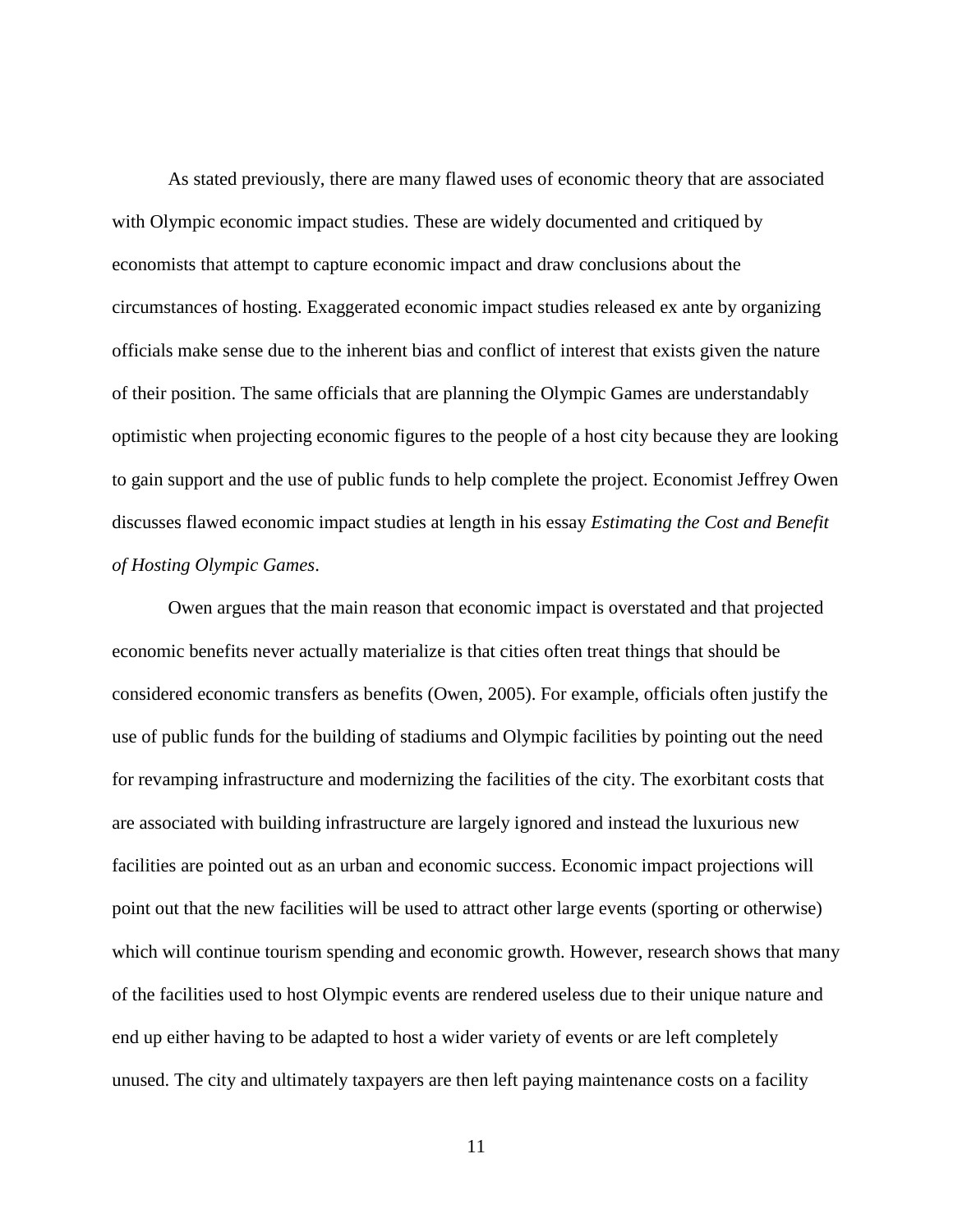As stated previously, there are many flawed uses of economic theory that are associated with Olympic economic impact studies. These are widely documented and critiqued by economists that attempt to capture economic impact and draw conclusions about the circumstances of hosting. Exaggerated economic impact studies released ex ante by organizing officials make sense due to the inherent bias and conflict of interest that exists given the nature of their position. The same officials that are planning the Olympic Games are understandably optimistic when projecting economic figures to the people of a host city because they are looking to gain support and the use of public funds to help complete the project. Economist Jeffrey Owen discusses flawed economic impact studies at length in his essay *Estimating the Cost and Benefit of Hosting Olympic Games*.

Owen argues that the main reason that economic impact is overstated and that projected economic benefits never actually materialize is that cities often treat things that should be considered economic transfers as benefits (Owen, 2005). For example, officials often justify the use of public funds for the building of stadiums and Olympic facilities by pointing out the need for revamping infrastructure and modernizing the facilities of the city. The exorbitant costs that are associated with building infrastructure are largely ignored and instead the luxurious new facilities are pointed out as an urban and economic success. Economic impact projections will point out that the new facilities will be used to attract other large events (sporting or otherwise) which will continue tourism spending and economic growth. However, research shows that many of the facilities used to host Olympic events are rendered useless due to their unique nature and end up either having to be adapted to host a wider variety of events or are left completely unused. The city and ultimately taxpayers are then left paying maintenance costs on a facility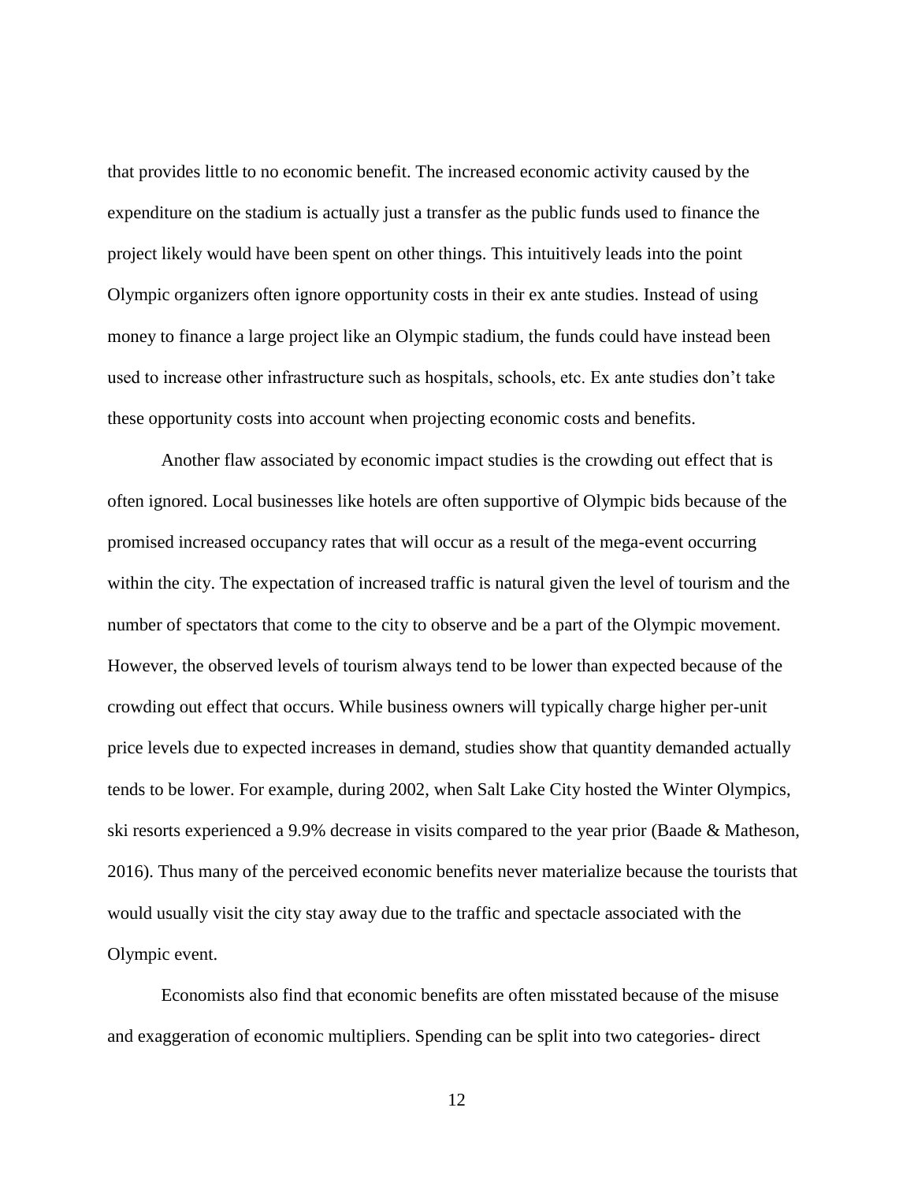that provides little to no economic benefit. The increased economic activity caused by the expenditure on the stadium is actually just a transfer as the public funds used to finance the project likely would have been spent on other things. This intuitively leads into the point Olympic organizers often ignore opportunity costs in their ex ante studies. Instead of using money to finance a large project like an Olympic stadium, the funds could have instead been used to increase other infrastructure such as hospitals, schools, etc. Ex ante studies don't take these opportunity costs into account when projecting economic costs and benefits.

Another flaw associated by economic impact studies is the crowding out effect that is often ignored. Local businesses like hotels are often supportive of Olympic bids because of the promised increased occupancy rates that will occur as a result of the mega-event occurring within the city. The expectation of increased traffic is natural given the level of tourism and the number of spectators that come to the city to observe and be a part of the Olympic movement. However, the observed levels of tourism always tend to be lower than expected because of the crowding out effect that occurs. While business owners will typically charge higher per-unit price levels due to expected increases in demand, studies show that quantity demanded actually tends to be lower. For example, during 2002, when Salt Lake City hosted the Winter Olympics, ski resorts experienced a 9.9% decrease in visits compared to the year prior (Baade & Matheson, 2016). Thus many of the perceived economic benefits never materialize because the tourists that would usually visit the city stay away due to the traffic and spectacle associated with the Olympic event.

Economists also find that economic benefits are often misstated because of the misuse and exaggeration of economic multipliers. Spending can be split into two categories- direct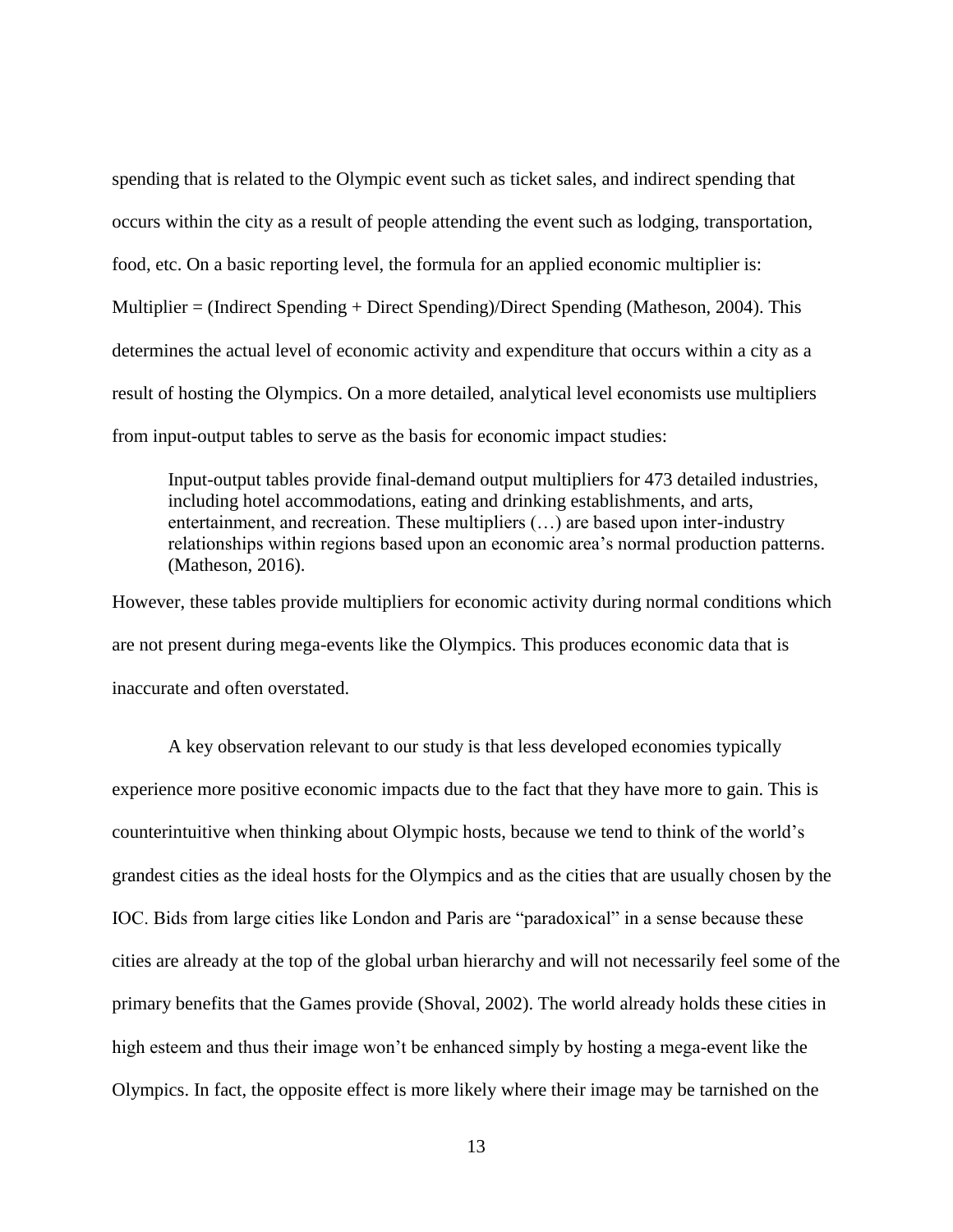spending that is related to the Olympic event such as ticket sales, and indirect spending that occurs within the city as a result of people attending the event such as lodging, transportation, food, etc. On a basic reporting level, the formula for an applied economic multiplier is: Multiplier = (Indirect Spending + Direct Spending)/Direct Spending (Matheson, 2004). This determines the actual level of economic activity and expenditure that occurs within a city as a result of hosting the Olympics. On a more detailed, analytical level economists use multipliers from input-output tables to serve as the basis for economic impact studies:

> Input-output tables provide final-demand output multipliers for 473 detailed industries, including hotel accommodations, eating and drinking establishments, and arts, entertainment, and recreation. These multipliers (…) are based upon inter-industry relationships within regions based upon an economic area's normal production patterns. (Matheson, 2016).

However, these tables provide multipliers for economic activity during normal conditions which are not present during mega-events like the Olympics. This produces economic data that is inaccurate and often overstated.

A key observation relevant to our study is that less developed economies typically experience more positive economic impacts due to the fact that they have more to gain. This is counterintuitive when thinking about Olympic hosts, because we tend to think of the world's grandest cities as the ideal hosts for the Olympics and as the cities that are usually chosen by the IOC. Bids from large cities like London and Paris are "paradoxical" in a sense because these cities are already at the top of the global urban hierarchy and will not necessarily feel some of the primary benefits that the Games provide (Shoval, 2002). The world already holds these cities in high esteem and thus their image won't be enhanced simply by hosting a mega-event like the Olympics. In fact, the opposite effect is more likely where their image may be tarnished on the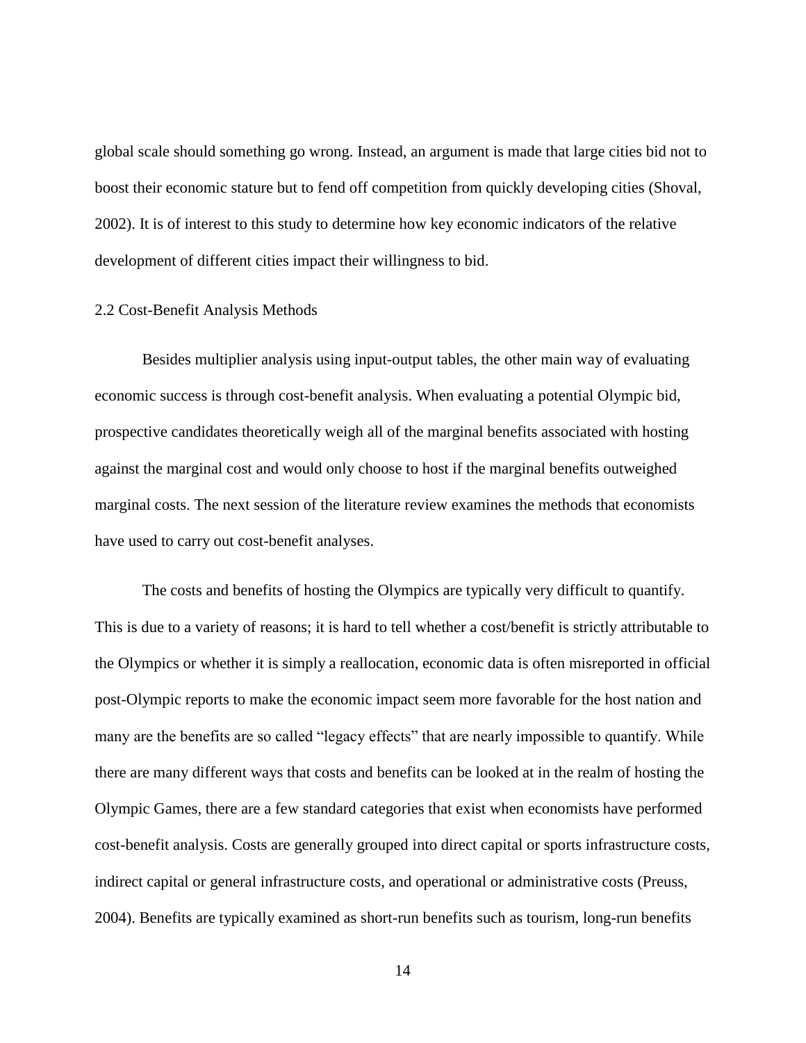global scale should something go wrong. Instead, an argument is made that large cities bid not to boost their economic stature but to fend off competition from quickly developing cities (Shoval, 2002). It is of interest to this study to determine how key economic indicators of the relative development of different cities impact their willingness to bid.

## 2.2 Cost-Benefit Analysis Methods

Besides multiplier analysis using input-output tables, the other main way of evaluating economic success is through cost-benefit analysis. When evaluating a potential Olympic bid, prospective candidates theoretically weigh all of the marginal benefits associated with hosting against the marginal cost and would only choose to host if the marginal benefits outweighed marginal costs. The next session of the literature review examines the methods that economists have used to carry out cost-benefit analyses.

The costs and benefits of hosting the Olympics are typically very difficult to quantify. This is due to a variety of reasons; it is hard to tell whether a cost/benefit is strictly attributable to the Olympics or whether it is simply a reallocation, economic data is often misreported in official post-Olympic reports to make the economic impact seem more favorable for the host nation and many are the benefits are so called "legacy effects" that are nearly impossible to quantify. While there are many different ways that costs and benefits can be looked at in the realm of hosting the Olympic Games, there are a few standard categories that exist when economists have performed cost-benefit analysis. Costs are generally grouped into direct capital or sports infrastructure costs, indirect capital or general infrastructure costs, and operational or administrative costs (Preuss, 2004). Benefits are typically examined as short-run benefits such as tourism, long-run benefits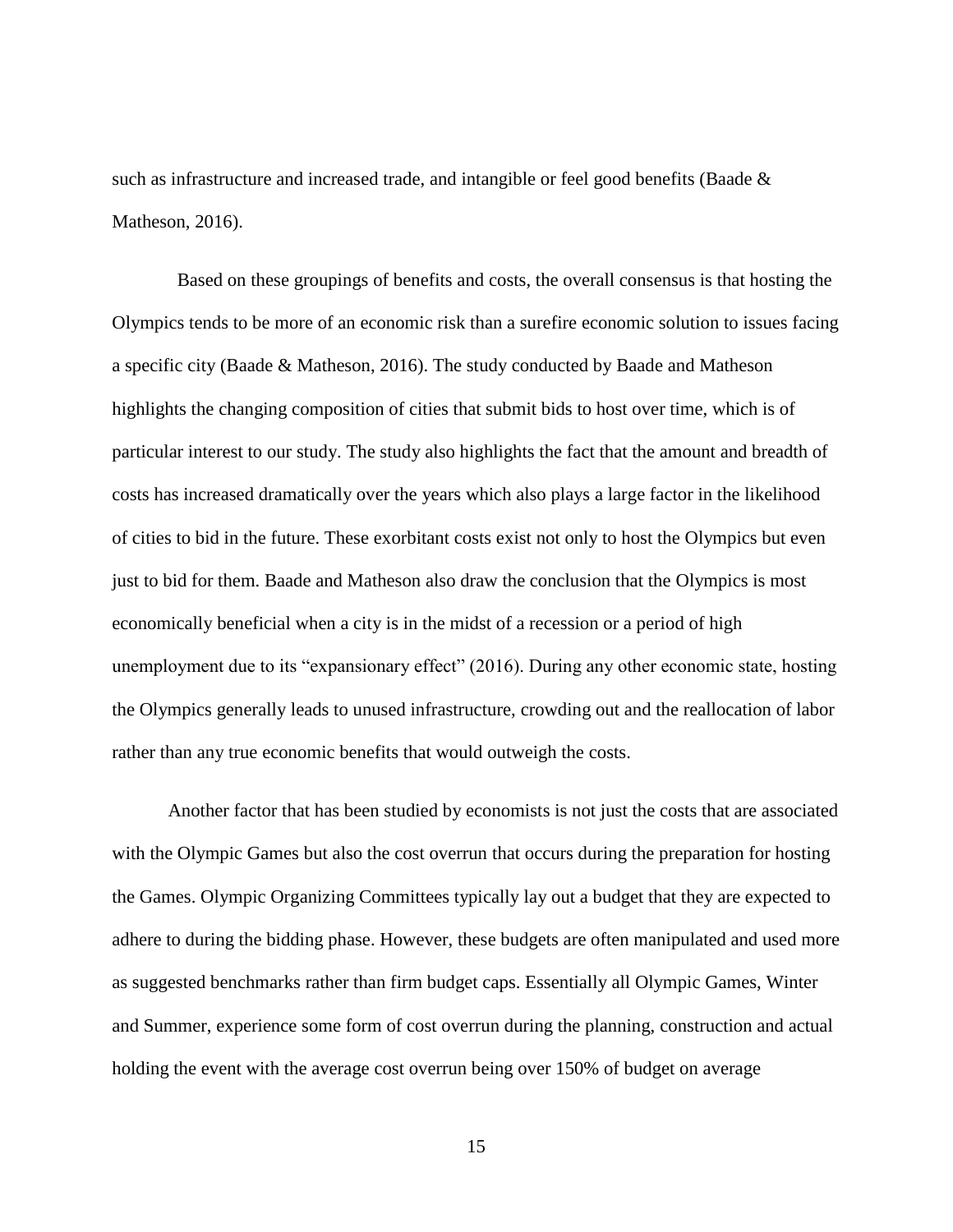such as infrastructure and increased trade, and intangible or feel good benefits (Baade & Matheson, 2016).

Based on these groupings of benefits and costs, the overall consensus is that hosting the Olympics tends to be more of an economic risk than a surefire economic solution to issues facing a specific city (Baade & Matheson, 2016). The study conducted by Baade and Matheson highlights the changing composition of cities that submit bids to host over time, which is of particular interest to our study. The study also highlights the fact that the amount and breadth of costs has increased dramatically over the years which also plays a large factor in the likelihood of cities to bid in the future. These exorbitant costs exist not only to host the Olympics but even just to bid for them. Baade and Matheson also draw the conclusion that the Olympics is most economically beneficial when a city is in the midst of a recession or a period of high unemployment due to its "expansionary effect" (2016). During any other economic state, hosting the Olympics generally leads to unused infrastructure, crowding out and the reallocation of labor rather than any true economic benefits that would outweigh the costs.

Another factor that has been studied by economists is not just the costs that are associated with the Olympic Games but also the cost overrun that occurs during the preparation for hosting the Games. Olympic Organizing Committees typically lay out a budget that they are expected to adhere to during the bidding phase. However, these budgets are often manipulated and used more as suggested benchmarks rather than firm budget caps. Essentially all Olympic Games, Winter and Summer, experience some form of cost overrun during the planning, construction and actual holding the event with the average cost overrun being over 150% of budget on average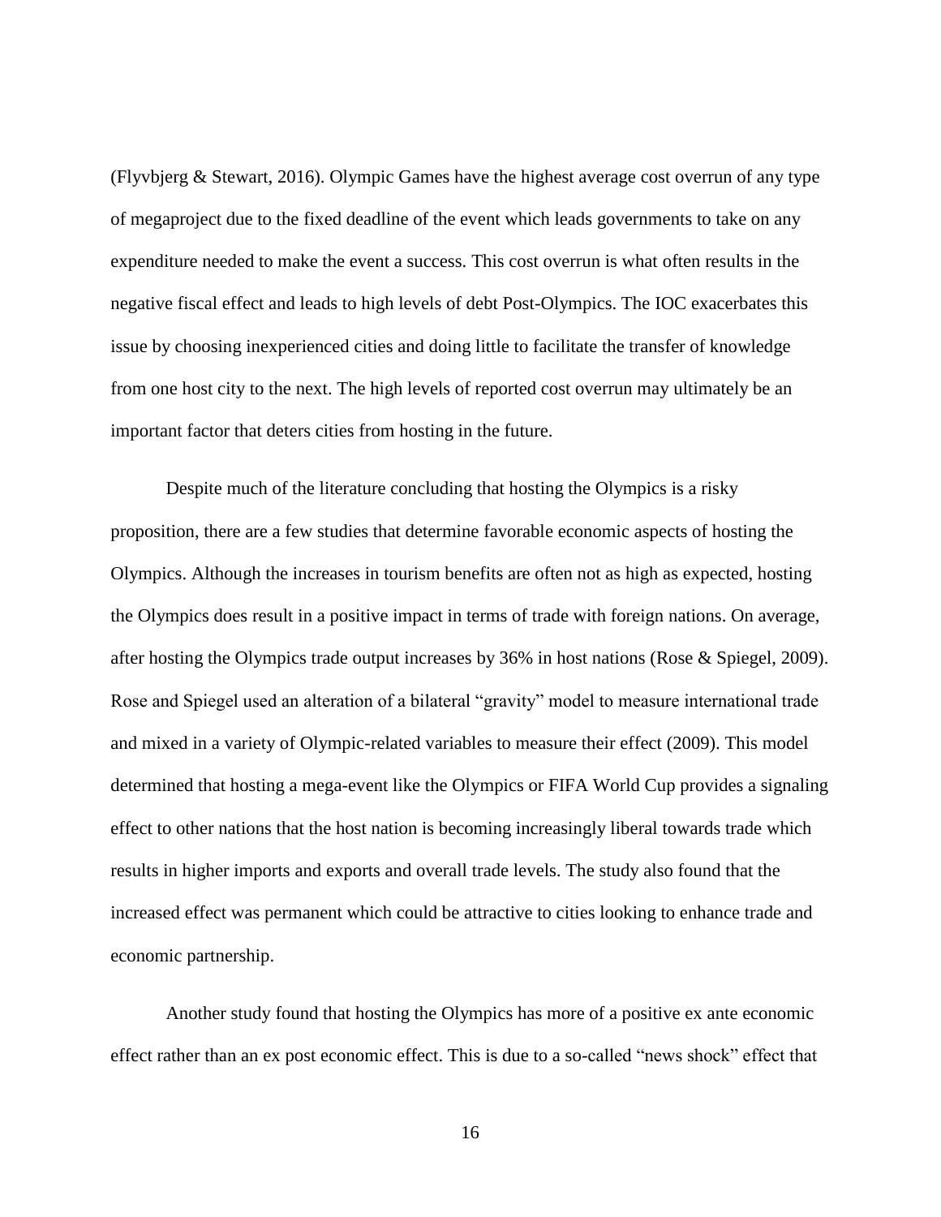(Flyvbjerg & Stewart, 2016). Olympic Games have the highest average cost overrun of any type of megaproject due to the fixed deadline of the event which leads governments to take on any expenditure needed to make the event a success. This cost overrun is what often results in the negative fiscal effect and leads to high levels of debt Post-Olympics. The IOC exacerbates this issue by choosing inexperienced cities and doing little to facilitate the transfer of knowledge from one host city to the next. The high levels of reported cost overrun may ultimately be an important factor that deters cities from hosting in the future.

Despite much of the literature concluding that hosting the Olympics is a risky proposition, there are a few studies that determine favorable economic aspects of hosting the Olympics. Although the increases in tourism benefits are often not as high as expected, hosting the Olympics does result in a positive impact in terms of trade with foreign nations. On average, after hosting the Olympics trade output increases by 36% in host nations (Rose & Spiegel, 2009). Rose and Spiegel used an alteration of a bilateral "gravity" model to measure international trade and mixed in a variety of Olympic-related variables to measure their effect (2009). This model determined that hosting a mega-event like the Olympics or FIFA World Cup provides a signaling effect to other nations that the host nation is becoming increasingly liberal towards trade which results in higher imports and exports and overall trade levels. The study also found that the increased effect was permanent which could be attractive to cities looking to enhance trade and economic partnership.

Another study found that hosting the Olympics has more of a positive ex ante economic effect rather than an ex post economic effect. This is due to a so-called "news shock" effect that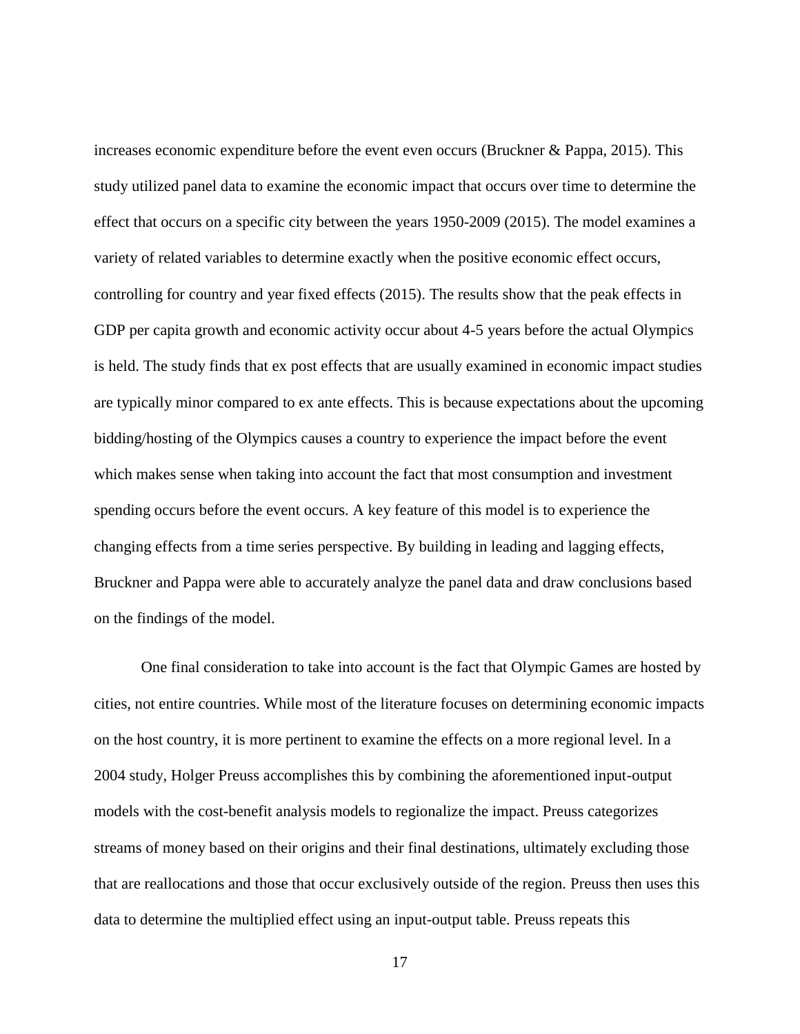increases economic expenditure before the event even occurs (Bruckner & Pappa, 2015). This study utilized panel data to examine the economic impact that occurs over time to determine the effect that occurs on a specific city between the years 1950-2009 (2015). The model examines a variety of related variables to determine exactly when the positive economic effect occurs, controlling for country and year fixed effects (2015). The results show that the peak effects in GDP per capita growth and economic activity occur about 4-5 years before the actual Olympics is held. The study finds that ex post effects that are usually examined in economic impact studies are typically minor compared to ex ante effects. This is because expectations about the upcoming bidding/hosting of the Olympics causes a country to experience the impact before the event which makes sense when taking into account the fact that most consumption and investment spending occurs before the event occurs. A key feature of this model is to experience the changing effects from a time series perspective. By building in leading and lagging effects, Bruckner and Pappa were able to accurately analyze the panel data and draw conclusions based on the findings of the model.

One final consideration to take into account is the fact that Olympic Games are hosted by cities, not entire countries. While most of the literature focuses on determining economic impacts on the host country, it is more pertinent to examine the effects on a more regional level. In a 2004 study, Holger Preuss accomplishes this by combining the aforementioned input-output models with the cost-benefit analysis models to regionalize the impact. Preuss categorizes streams of money based on their origins and their final destinations, ultimately excluding those that are reallocations and those that occur exclusively outside of the region. Preuss then uses this data to determine the multiplied effect using an input-output table. Preuss repeats this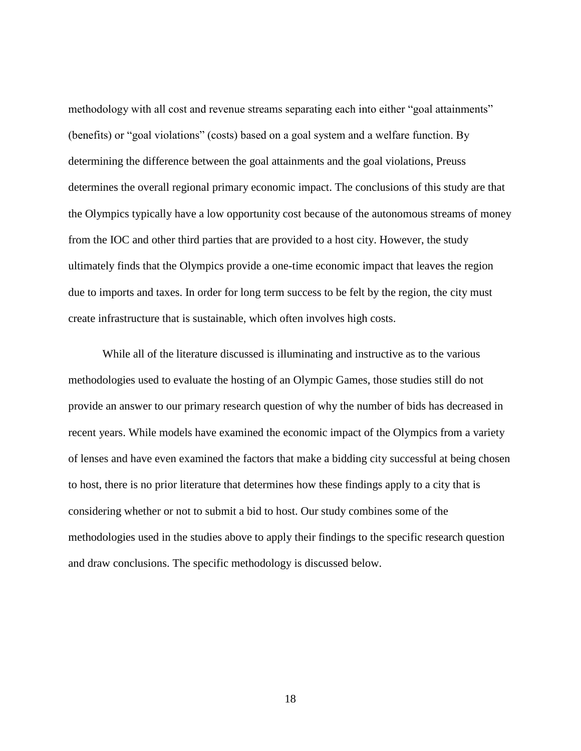methodology with all cost and revenue streams separating each into either "goal attainments" (benefits) or "goal violations" (costs) based on a goal system and a welfare function. By determining the difference between the goal attainments and the goal violations, Preuss determines the overall regional primary economic impact. The conclusions of this study are that the Olympics typically have a low opportunity cost because of the autonomous streams of money from the IOC and other third parties that are provided to a host city. However, the study ultimately finds that the Olympics provide a one-time economic impact that leaves the region due to imports and taxes. In order for long term success to be felt by the region, the city must create infrastructure that is sustainable, which often involves high costs.

While all of the literature discussed is illuminating and instructive as to the various methodologies used to evaluate the hosting of an Olympic Games, those studies still do not provide an answer to our primary research question of why the number of bids has decreased in recent years. While models have examined the economic impact of the Olympics from a variety of lenses and have even examined the factors that make a bidding city successful at being chosen to host, there is no prior literature that determines how these findings apply to a city that is considering whether or not to submit a bid to host. Our study combines some of the methodologies used in the studies above to apply their findings to the specific research question and draw conclusions. The specific methodology is discussed below.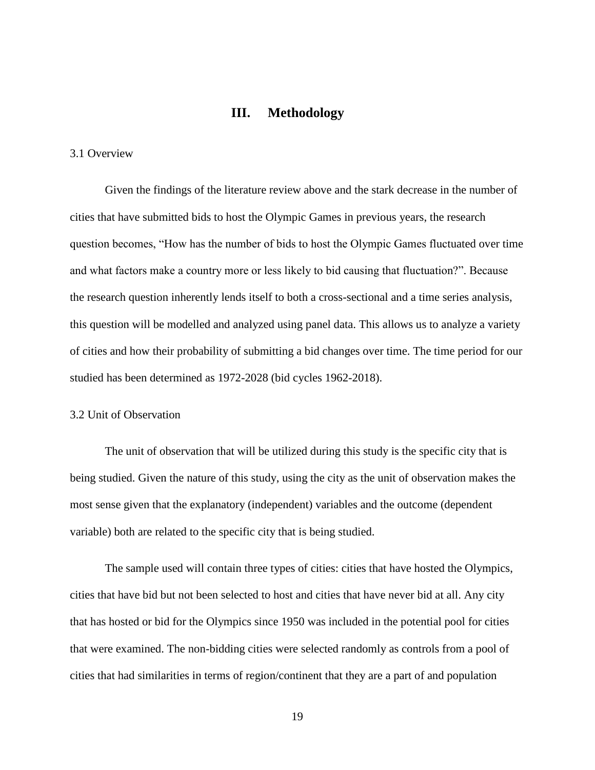## III. Methodology

### 3.1 Overview

Given the findings of the literature review above and the stark decrease in the number of cities that have submitted bids to host the Olympic Games in previous years, the research question becomes, "How has the number of bids to host the Olympic Games fluctuated over time and what factors make a country more or less likely to bid causing that fluctuation?". Because the research question inherently lends itself to both a cross-sectional and a time series analysis, this question will be modelled and analyzed using panel data. This allows us to analyze a variety of cities and how their probability of submitting a bid changes over time. The time period for our studied has been determined as 1972-2028 (bid cycles 1962-2018).

### 3.2 Unit of Observation

The unit of observation that will be utilized during this study is the specific city that is being studied. Given the nature of this study, using the city as the unit of observation makes the most sense given that the explanatory (independent) variables and the outcome (dependent variable) both are related to the specific city that is being studied.

The sample used will contain three types of cities: cities that have hosted the Olympics, cities that have bid but not been selected to host and cities that have never bid at all. Any city that has hosted or bid for the Olympics since 1950 was included in the potential pool for cities that were examined. The non-bidding cities were selected randomly as controls from a pool of cities that had similarities in terms of region/continent that they are a part of and population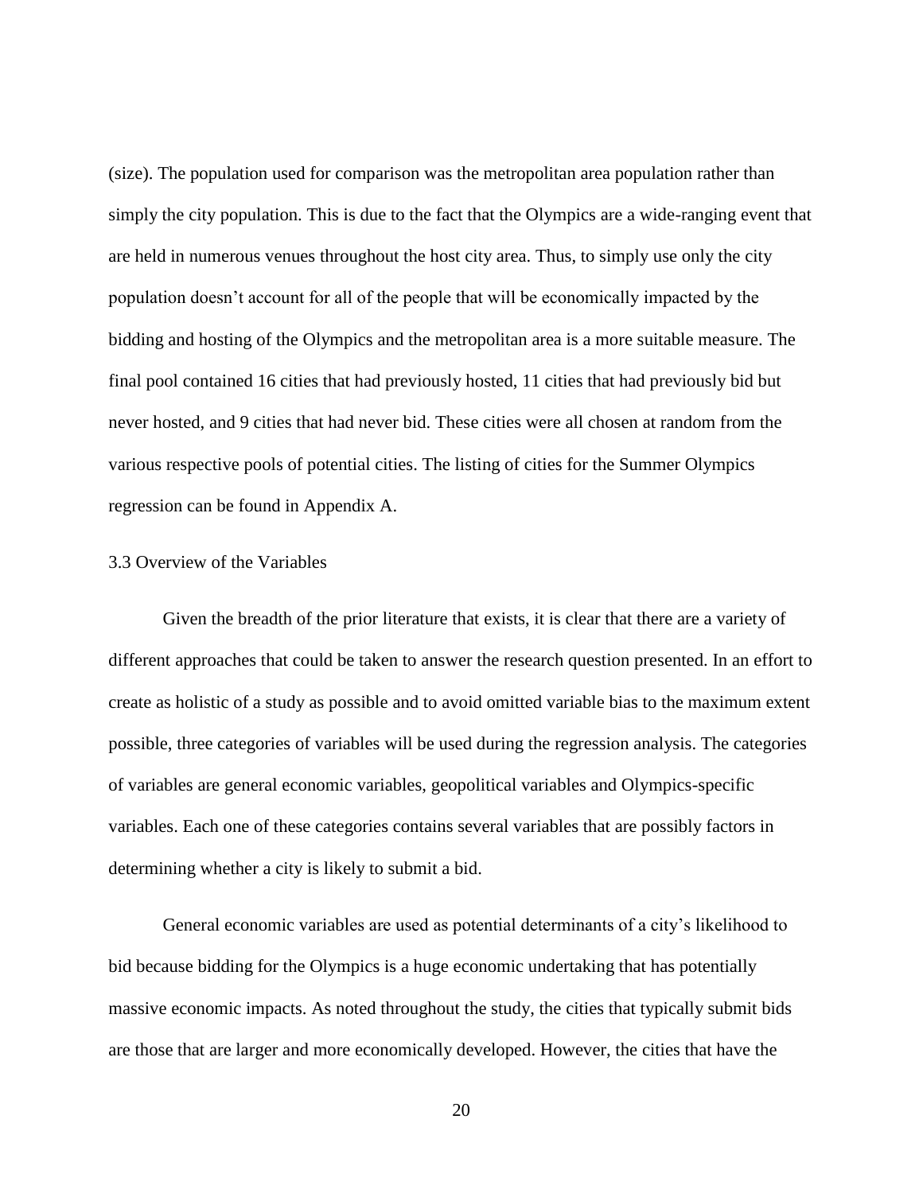(size). The population used for comparison was the metropolitan area population rather than simply the city population. This is due to the fact that the Olympics are a wide-ranging event that are held in numerous venues throughout the host city area. Thus, to simply use only the city population doesn't account for all of the people that will be economically impacted by the bidding and hosting of the Olympics and the metropolitan area is a more suitable measure. The final pool contained 16 cities that had previously hosted, 11 cities that had previously bid but never hosted, and 9 cities that had never bid. These cities were all chosen at random from the various respective pools of potential cities. The listing of cities for the Summer Olympics regression can be found in Appendix A.

### 3.3 Overview of the Variables

Given the breadth of the prior literature that exists, it is clear that there are a variety of different approaches that could be taken to answer the research question presented. In an effort to create as holistic of a study as possible and to avoid omitted variable bias to the maximum extent possible, three categories of variables will be used during the regression analysis. The categories of variables are general economic variables, geopolitical variables and Olympics-specific variables. Each one of these categories contains several variables that are possibly factors in determining whether a city is likely to submit a bid.

General economic variables are used as potential determinants of a city's likelihood to bid because bidding for the Olympics is a huge economic undertaking that has potentially massive economic impacts. As noted throughout the study, the cities that typically submit bids are those that are larger and more economically developed. However, the cities that have the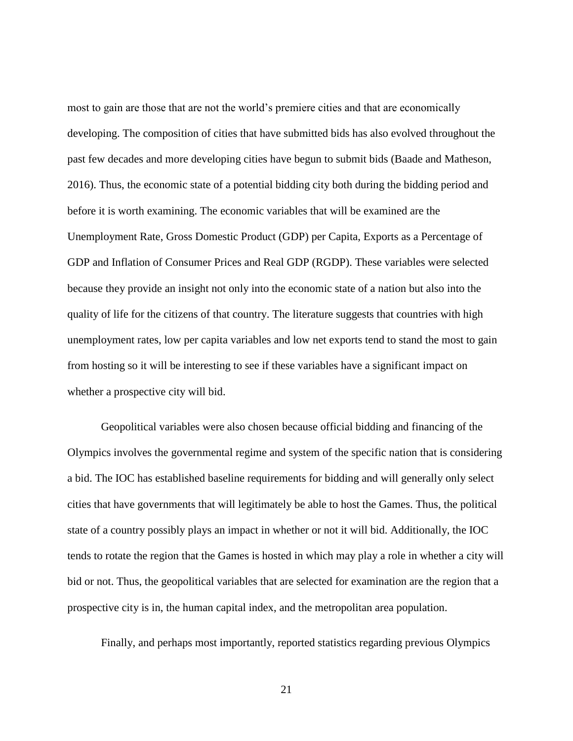most to gain are those that are not the world's premiere cities and that are economically developing. The composition of cities that have submitted bids has also evolved throughout the past few decades and more developing cities have begun to submit bids (Baade and Matheson, 2016). Thus, the economic state of a potential bidding city both during the bidding period and before it is worth examining. The economic variables that will be examined are the Unemployment Rate, Gross Domestic Product (GDP) per Capita, Exports as a Percentage of GDP and Inflation of Consumer Prices and Real GDP (RGDP). These variables were selected because they provide an insight not only into the economic state of a nation but also into the quality of life for the citizens of that country. The literature suggests that countries with high unemployment rates, low per capita variables and low net exports tend to stand the most to gain from hosting so it will be interesting to see if these variables have a significant impact on whether a prospective city will bid.

Geopolitical variables were also chosen because official bidding and financing of the Olympics involves the governmental regime and system of the specific nation that is considering a bid. The IOC has established baseline requirements for bidding and will generally only select cities that have governments that will legitimately be able to host the Games. Thus, the political state of a country possibly plays an impact in whether or not it will bid. Additionally, the IOC tends to rotate the region that the Games is hosted in which may play a role in whether a city will bid or not. Thus, the geopolitical variables that are selected for examination are the region that a prospective city is in, the human capital index, and the metropolitan area population.

Finally, and perhaps most importantly, reported statistics regarding previous Olympics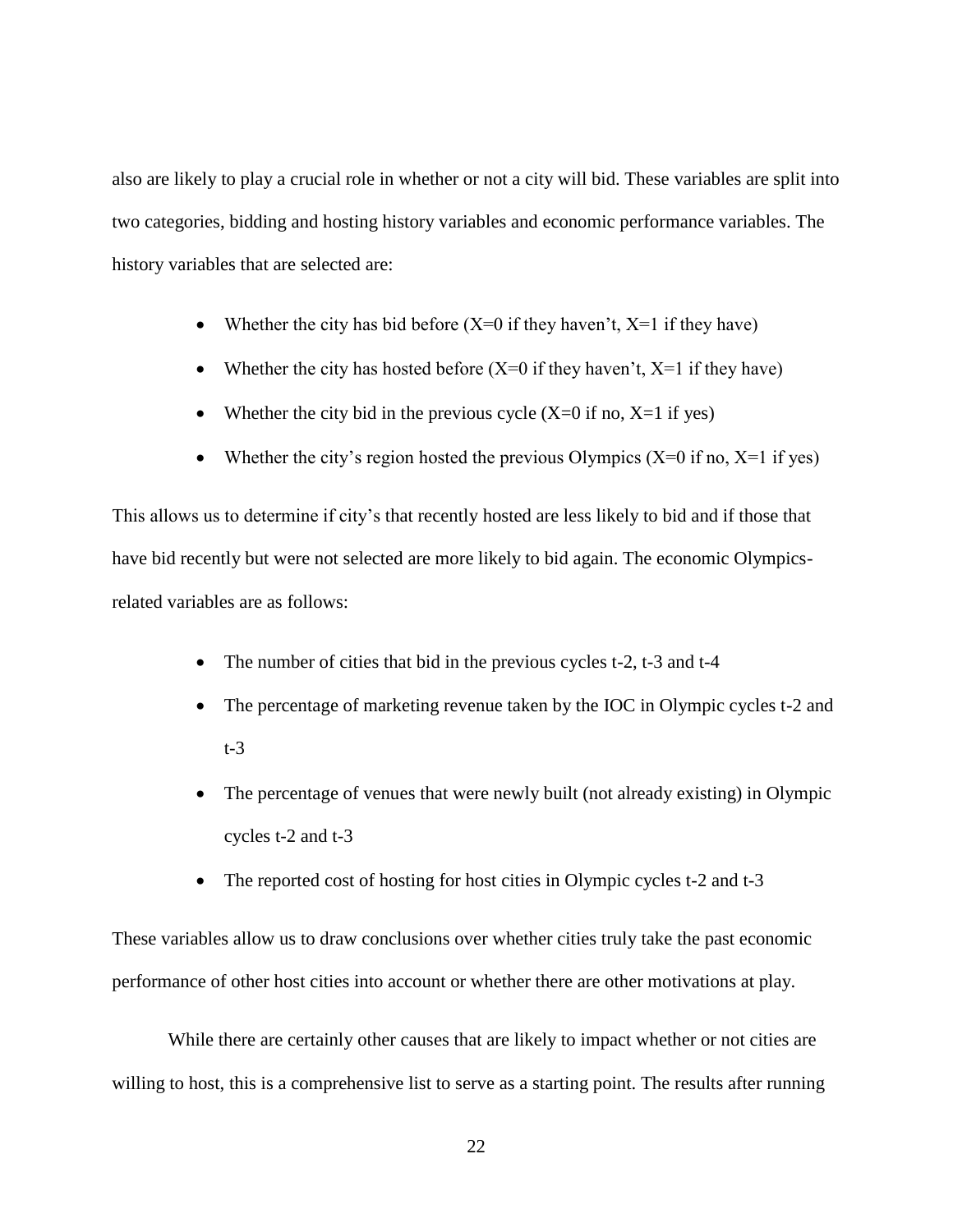also are likely to play a crucial role in whether or not a city will bid. These variables are split into two categories, bidding and hosting history variables and economic performance variables. The history variables that are selected are:

- Whether the city has bid before ($X=0$ if they haven't, $X=1$ if they have)
- Whether the city has hosted before ($X=0$ if they haven't, $X=1$ if they have)
- Whether the city bid in the previous cycle ($X=0$ if no, $X=1$ if yes)
- Whether the city's region hosted the previous Olympics ($X=0$ if no, $X=1$ if yes)

This allows us to determine if city's that recently hosted are less likely to bid and if those that have bid recently but were not selected are more likely to bid again. The economic Olympics-related variables are as follows:

- The number of cities that bid in the previous cycles t-2, t-3 and t-4
- The percentage of marketing revenue taken by the IOC in Olympic cycles t-2 and t-3
- The percentage of venues that were newly built (not already existing) in Olympic cycles t-2 and t-3
- The reported cost of hosting for host cities in Olympic cycles t-2 and t-3

These variables allow us to draw conclusions over whether cities truly take the past economic performance of other host cities into account or whether there are other motivations at play.

While there are certainly other causes that are likely to impact whether or not cities are willing to host, this is a comprehensive list to serve as a starting point. The results after running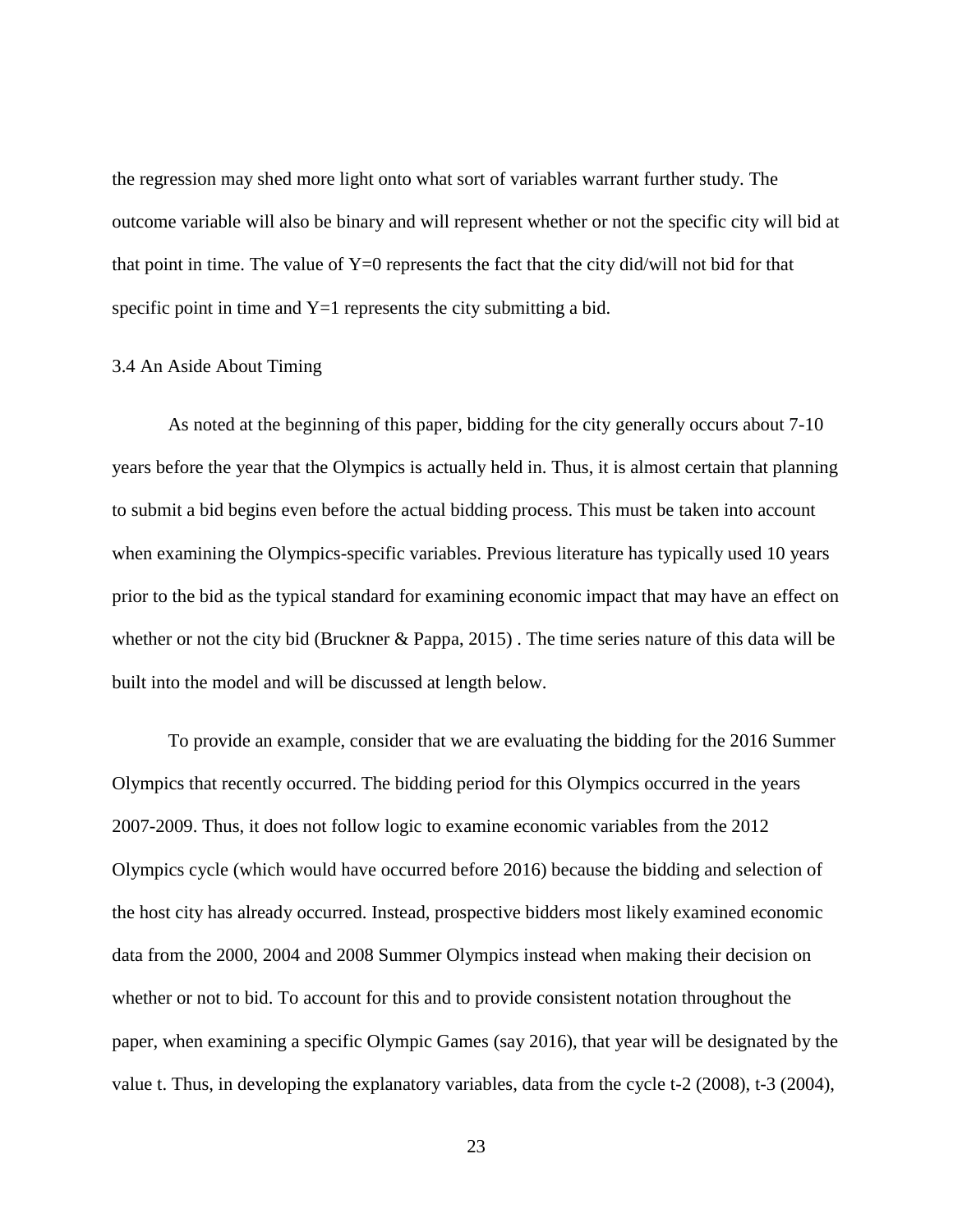the regression may shed more light onto what sort of variables warrant further study. The outcome variable will also be binary and will represent whether or not the specific city will bid at that point in time. The value of $Y=0$ represents the fact that the city did/will not bid for that specific point in time and $Y=1$ represents the city submitting a bid.

### 3.4 An Aside About Timing

As noted at the beginning of this paper, bidding for the city generally occurs about 7-10 years before the year that the Olympics is actually held in. Thus, it is almost certain that planning to submit a bid begins even before the actual bidding process. This must be taken into account when examining the Olympics-specific variables. Previous literature has typically used 10 years prior to the bid as the typical standard for examining economic impact that may have an effect on whether or not the city bid (Bruckner & Pappa, 2015) . The time series nature of this data will be built into the model and will be discussed at length below.

To provide an example, consider that we are evaluating the bidding for the 2016 Summer Olympics that recently occurred. The bidding period for this Olympics occurred in the years 2007-2009. Thus, it does not follow logic to examine economic variables from the 2012 Olympics cycle (which would have occurred before 2016) because the bidding and selection of the host city has already occurred. Instead, prospective bidders most likely examined economic data from the 2000, 2004 and 2008 Summer Olympics instead when making their decision on whether or not to bid. To account for this and to provide consistent notation throughout the paper, when examining a specific Olympic Games (say 2016), that year will be designated by the value $t$. Thus, in developing the explanatory variables, data from the cycle $t-2$ (2008), $t-3$ (2004),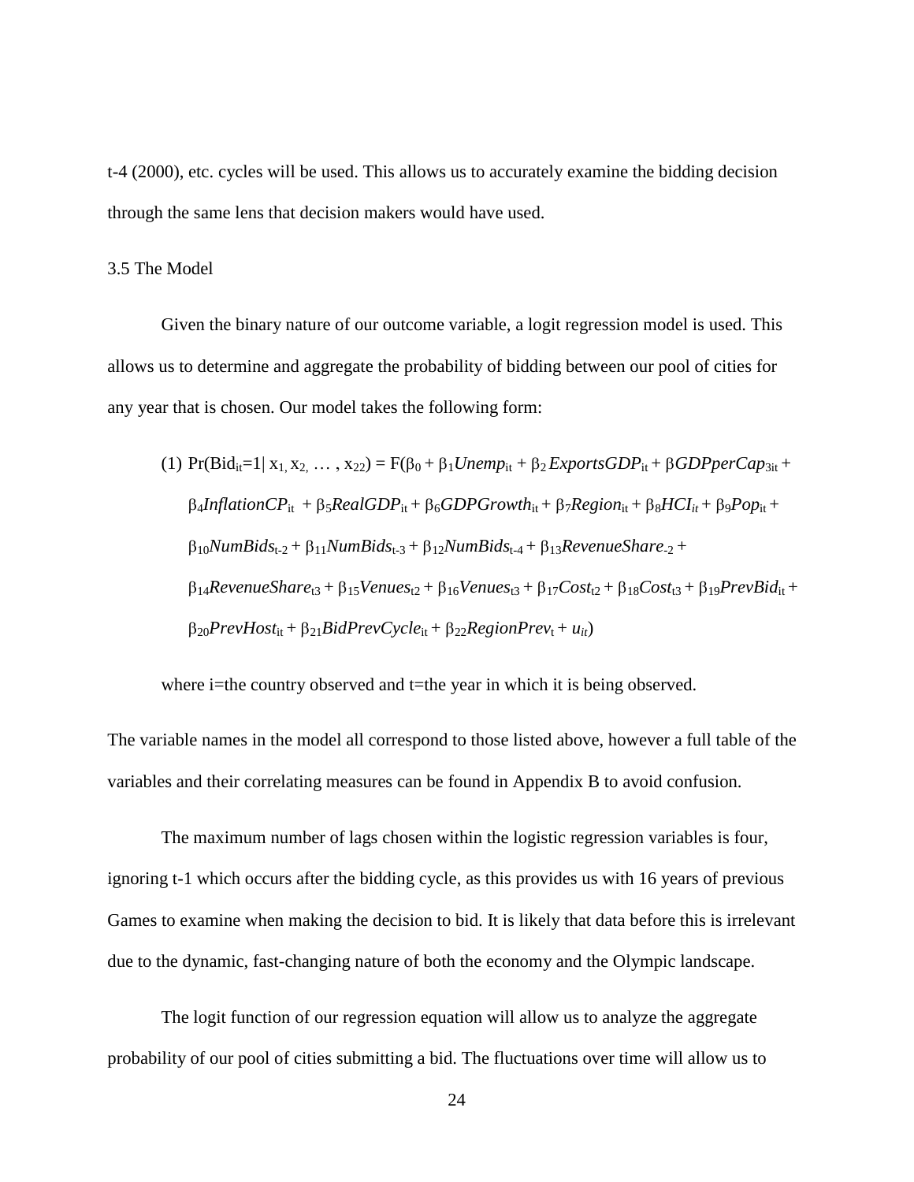t-4 (2000), etc. cycles will be used. This allows us to accurately examine the bidding decision through the same lens that decision makers would have used.

### 3.5 The Model

Given the binary nature of our outcome variable, a logit regression model is used. This allows us to determine and aggregate the probability of bidding between our pool of cities for any year that is chosen. Our model takes the following form:

$$(1)\ \Pr(Bid_{it}=1|\ x_1, x_2, \ldots, x_{22}) = F(\beta_0 + \beta_1 Unemp_{it} + \beta_2 ExportsGDP_{it} + \beta GDPperCap_{3it} + \beta_4 InflationCP_{it} + \beta_5 RealGDP_{it} + \beta_6 GDPGrowth_{it} + \beta_7 Region_{it} + \beta_8 HCI_{it} + \beta_9 Pop_{it} + \beta_{10} NumBids_{t-2} + \beta_{11} NumBids_{t-3} + \beta_{12} NumBids_{t-4} + \beta_{13} RevenueShare_{-2} + \beta_{14} RevenueShare_{t3} + \beta_{15} Venues_{t2} + \beta_{16} Venues_{t3} + \beta_{17} Cost_{t2} + \beta_{18} Cost_{t3} + \beta_{19} PrevBid_{it} + \beta_{20} PrevHost_{it} + \beta_{21} BidPrevCycle_{it} + \beta_{22} RegionPrev_{t} + u_{it})$$

where i=the country observed and t=the year in which it is being observed.

The variable names in the model all correspond to those listed above, however a full table of the variables and their correlating measures can be found in Appendix B to avoid confusion.

The maximum number of lags chosen within the logistic regression variables is four, ignoring t-1 which occurs after the bidding cycle, as this provides us with 16 years of previous Games to examine when making the decision to bid. It is likely that data before this is irrelevant due to the dynamic, fast-changing nature of both the economy and the Olympic landscape.

The logit function of our regression equation will allow us to analyze the aggregate probability of our pool of cities submitting a bid. The fluctuations over time will allow us to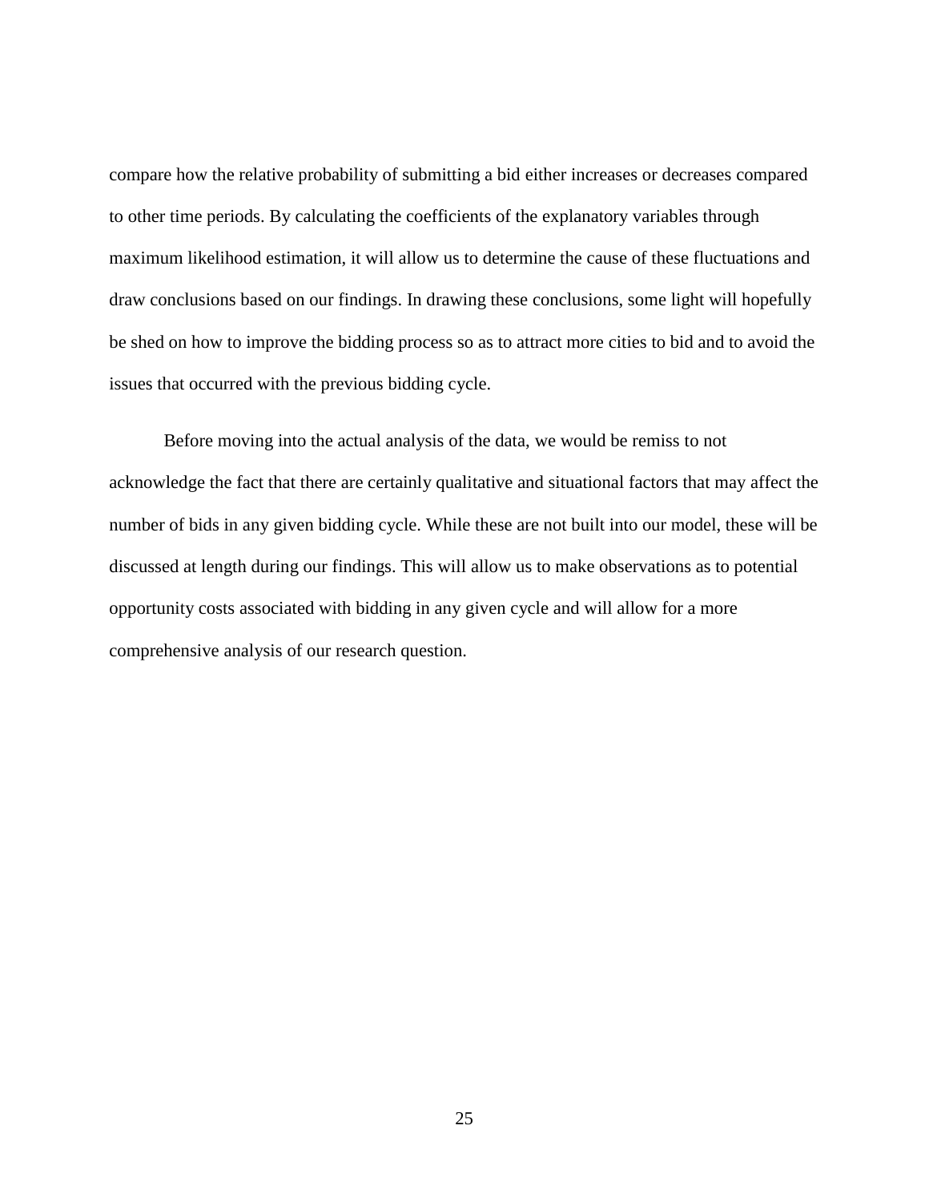compare how the relative probability of submitting a bid either increases or decreases compared to other time periods. By calculating the coefficients of the explanatory variables through maximum likelihood estimation, it will allow us to determine the cause of these fluctuations and draw conclusions based on our findings. In drawing these conclusions, some light will hopefully be shed on how to improve the bidding process so as to attract more cities to bid and to avoid the issues that occurred with the previous bidding cycle.

Before moving into the actual analysis of the data, we would be remiss to not acknowledge the fact that there are certainly qualitative and situational factors that may affect the number of bids in any given bidding cycle. While these are not built into our model, these will be discussed at length during our findings. This will allow us to make observations as to potential opportunity costs associated with bidding in any given cycle and will allow for a more comprehensive analysis of our research question.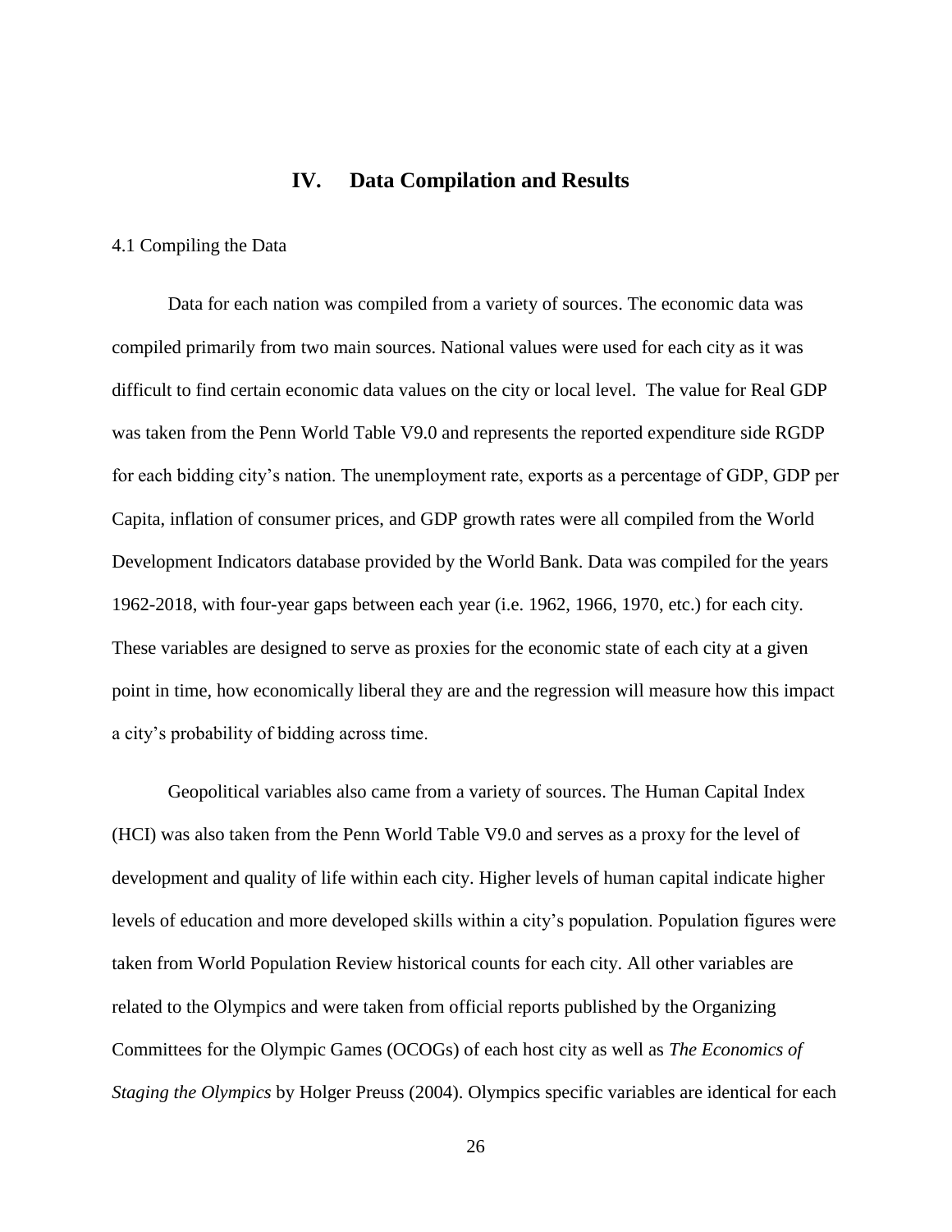## IV. Data Compilation and Results

### 4.1 Compiling the Data

Data for each nation was compiled from a variety of sources. The economic data was compiled primarily from two main sources. National values were used for each city as it was difficult to find certain economic data values on the city or local level. The value for Real GDP was taken from the Penn World Table V9.0 and represents the reported expenditure side RGDP for each bidding city's nation. The unemployment rate, exports as a percentage of GDP, GDP per Capita, inflation of consumer prices, and GDP growth rates were all compiled from the World Development Indicators database provided by the World Bank. Data was compiled for the years 1962-2018, with four-year gaps between each year (i.e. 1962, 1966, 1970, etc.) for each city. These variables are designed to serve as proxies for the economic state of each city at a given point in time, how economically liberal they are and the regression will measure how this impact a city's probability of bidding across time.

Geopolitical variables also came from a variety of sources. The Human Capital Index (HCI) was also taken from the Penn World Table V9.0 and serves as a proxy for the level of development and quality of life within each city. Higher levels of human capital indicate higher levels of education and more developed skills within a city's population. Population figures were taken from World Population Review historical counts for each city. All other variables are related to the Olympics and were taken from official reports published by the Organizing Committees for the Olympic Games (OCOGs) of each host city as well as *The Economics of Staging the Olympics* by Holger Preuss (2004). Olympics specific variables are identical for each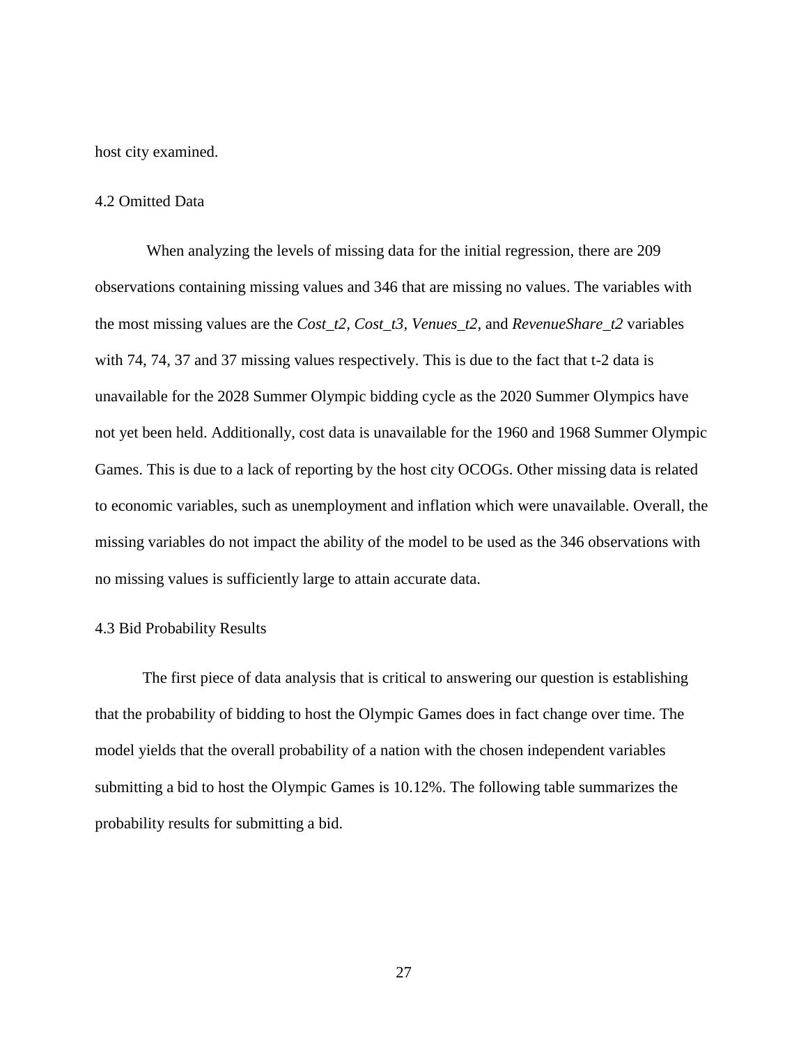host city examined.

### 4.2 Omitted Data

When analyzing the levels of missing data for the initial regression, there are 209 observations containing missing values and 346 that are missing no values. The variables with the most missing values are the *Cost_t2, Cost_t3, Venues_t2*, and *RevenueShare_t2* variables with 74, 74, 37 and 37 missing values respectively. This is due to the fact that t-2 data is unavailable for the 2028 Summer Olympic bidding cycle as the 2020 Summer Olympics have not yet been held. Additionally, cost data is unavailable for the 1960 and 1968 Summer Olympic Games. This is due to a lack of reporting by the host city OCOGs. Other missing data is related to economic variables, such as unemployment and inflation which were unavailable. Overall, the missing variables do not impact the ability of the model to be used as the 346 observations with no missing values is sufficiently large to attain accurate data.

### 4.3 Bid Probability Results

The first piece of data analysis that is critical to answering our question is establishing that the probability of bidding to host the Olympic Games does in fact change over time. The model yields that the overall probability of a nation with the chosen independent variables submitting a bid to host the Olympic Games is 10.12%. The following table summarizes the probability results for submitting a bid.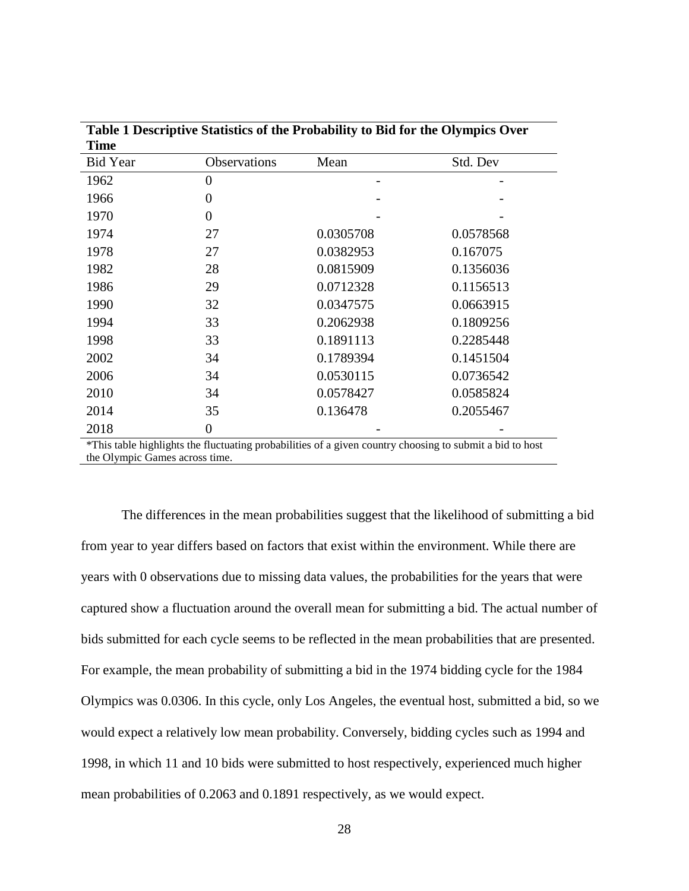**Table 1 Descriptive Statistics of the Probability to Bid for the Olympics Over Time**

| Bid Year | Observations | Mean | Std. Dev |
|---|---|---|---|
| 1962 | 0 | - | - |
| 1966 | 0 | - | - |
| 1970 | 0 | - | - |
| 1974 | 27 | 0.0305708 | 0.0578568 |
| 1978 | 27 | 0.0382953 | 0.167075 |
| 1982 | 28 | 0.0815909 | 0.1356036 |
| 1986 | 29 | 0.0712328 | 0.1156513 |
| 1990 | 32 | 0.0347575 | 0.0663915 |
| 1994 | 33 | 0.2062938 | 0.1809256 |
| 1998 | 33 | 0.1891113 | 0.2285448 |
| 2002 | 34 | 0.1789394 | 0.1451504 |
| 2006 | 34 | 0.0530115 | 0.0736542 |
| 2010 | 34 | 0.0578427 | 0.0585824 |
| 2014 | 35 | 0.136478 | 0.2055467 |
| 2018 | 0 | - | - |

*This table highlights the fluctuating probabilities of a given country choosing to submit a bid to host the Olympic Games across time.

The differences in the mean probabilities suggest that the likelihood of submitting a bid from year to year differs based on factors that exist within the environment. While there are years with 0 observations due to missing data values, the probabilities for the years that were captured show a fluctuation around the overall mean for submitting a bid. The actual number of bids submitted for each cycle seems to be reflected in the mean probabilities that are presented. For example, the mean probability of submitting a bid in the 1974 bidding cycle for the 1984 Olympics was 0.0306. In this cycle, only Los Angeles, the eventual host, submitted a bid, so we would expect a relatively low mean probability. Conversely, bidding cycles such as 1994 and 1998, in which 11 and 10 bids were submitted to host respectively, experienced much higher mean probabilities of 0.2063 and 0.1891 respectively, as we would expect.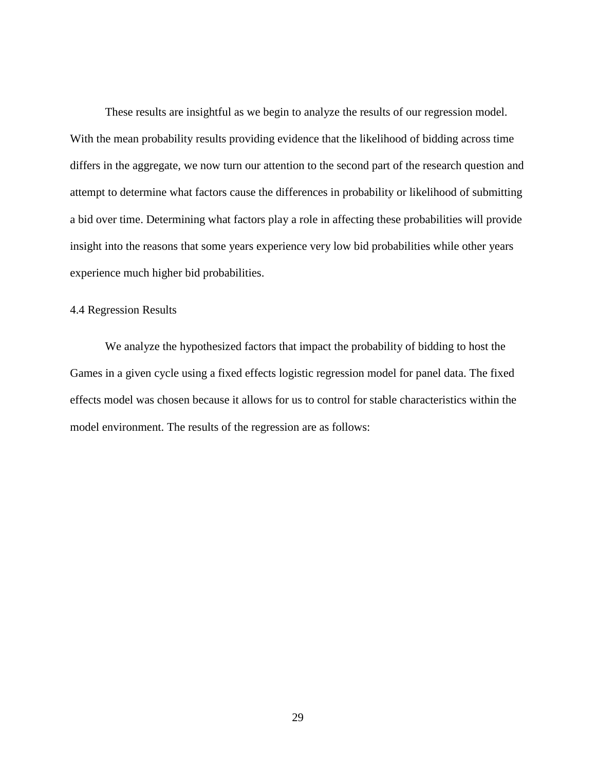These results are insightful as we begin to analyze the results of our regression model. With the mean probability results providing evidence that the likelihood of bidding across time differs in the aggregate, we now turn our attention to the second part of the research question and attempt to determine what factors cause the differences in probability or likelihood of submitting a bid over time. Determining what factors play a role in affecting these probabilities will provide insight into the reasons that some years experience very low bid probabilities while other years experience much higher bid probabilities.

### 4.4 Regression Results

We analyze the hypothesized factors that impact the probability of bidding to host the Games in a given cycle using a fixed effects logistic regression model for panel data. The fixed effects model was chosen because it allows for us to control for stable characteristics within the model environment. The results of the regression are as follows: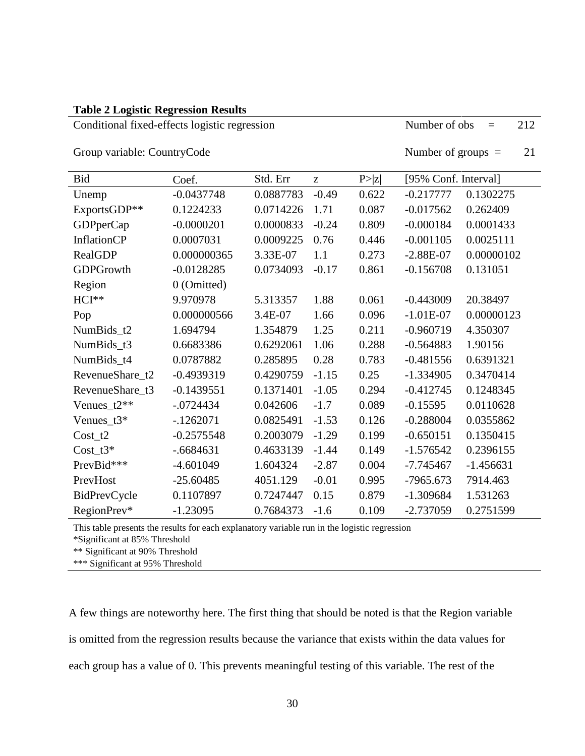**Table 2 Logistic Regression Results**

Conditional fixed-effects logistic regression — Number of obs = 212

Group variable: CountryCode — Number of groups = 21

| Bid | Coef. | Std. Err | z | P>\|z\| | [95% Conf. Interval] | |
|---|---|---|---|---|---|---|
| Unemp | -0.0437748 | 0.0887783 | -0.49 | 0.622 | -0.217777 | 0.1302275 |
| ExportsGDP** | 0.1224233 | 0.0714226 | 1.71 | 0.087 | -0.017562 | 0.262409 |
| GDPperCap | -0.0000201 | 0.0000833 | -0.24 | 0.809 | -0.000184 | 0.0001433 |
| InflationCP | 0.0007031 | 0.0009225 | 0.76 | 0.446 | -0.001105 | 0.0025111 |
| RealGDP | 0.000000365 | 3.33E-07 | 1.1 | 0.273 | -2.88E-07 | 0.00000102 |
| GDPGrowth | -0.0128285 | 0.0734093 | -0.17 | 0.861 | -0.156708 | 0.131051 |
| Region | 0 (Omitted) | | | | | |
| HCI** | 9.970978 | 5.313357 | 1.88 | 0.061 | -0.443009 | 20.38497 |
| Pop | 0.000000566 | 3.4E-07 | 1.66 | 0.096 | -1.01E-07 | 0.00000123 |
| NumBids_t2 | 1.694794 | 1.354879 | 1.25 | 0.211 | -0.960719 | 4.350307 |
| NumBids_t3 | 0.6683386 | 0.6292061 | 1.06 | 0.288 | -0.564883 | 1.90156 |
| NumBids_t4 | 0.0787882 | 0.285895 | 0.28 | 0.783 | -0.481556 | 0.6391321 |
| RevenueShare_t2 | -0.4939319 | 0.4290759 | -1.15 | 0.25 | -1.334905 | 0.3470414 |
| RevenueShare_t3 | -0.1439551 | 0.1371401 | -1.05 | 0.294 | -0.412745 | 0.1248345 |
| Venues_t2** | -.0724434 | 0.042606 | -1.7 | 0.089 | -0.15595 | 0.0110628 |
| Venues_t3* | -.1262071 | 0.0825491 | -1.53 | 0.126 | -0.288004 | 0.0355862 |
| Cost_t2 | -0.2575548 | 0.2003079 | -1.29 | 0.199 | -0.650151 | 0.1350415 |
| Cost_t3* | -.6684631 | 0.4633139 | -1.44 | 0.149 | -1.576542 | 0.2396155 |
| PrevBid*** | -4.601049 | 1.604324 | -2.87 | 0.004 | -7.745467 | -1.456631 |
| PrevHost | -25.60485 | 4051.129 | -0.01 | 0.995 | -7965.673 | 7914.463 |
| BidPrevCycle | 0.1107897 | 0.7247447 | 0.15 | 0.879 | -1.309684 | 1.531263 |
| RegionPrev* | -1.23095 | 0.7684373 | -1.6 | 0.109 | -2.737059 | 0.2751599 |

This table presents the results for each explanatory variable run in the logistic regression

*Significant at 85% Threshold

** Significant at 90% Threshold

*** Significant at 95% Threshold

A few things are noteworthy here. The first thing that should be noted is that the Region variable is omitted from the regression results because the variance that exists within the data values for each group has a value of 0. This prevents meaningful testing of this variable. The rest of the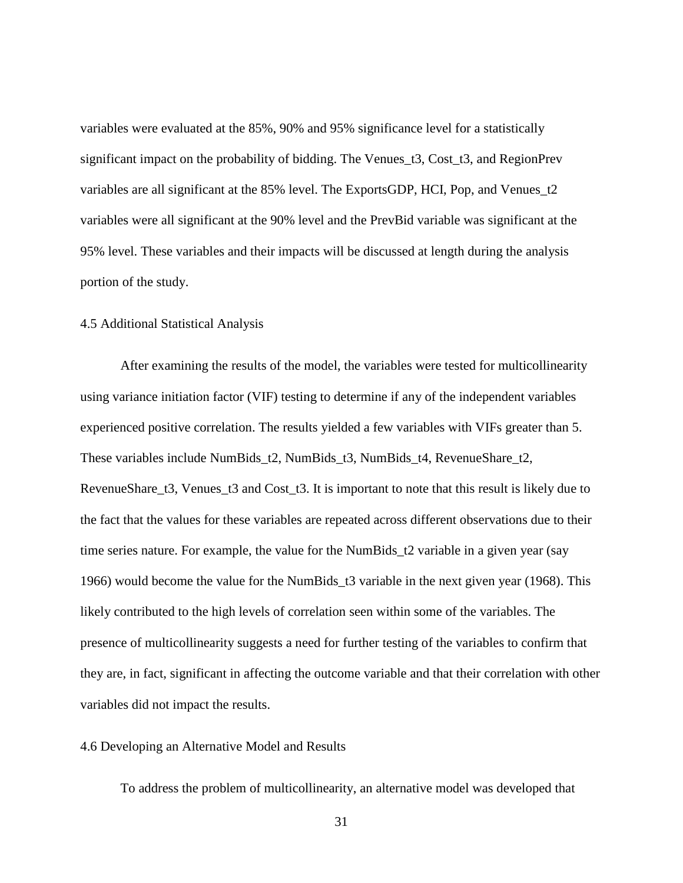variables were evaluated at the 85%, 90% and 95% significance level for a statistically significant impact on the probability of bidding. The Venues_t3, Cost_t3, and RegionPrev variables are all significant at the 85% level. The ExportsGDP, HCI, Pop, and Venues_t2 variables were all significant at the 90% level and the PrevBid variable was significant at the 95% level. These variables and their impacts will be discussed at length during the analysis portion of the study.

### 4.5 Additional Statistical Analysis

After examining the results of the model, the variables were tested for multicollinearity using variance initiation factor (VIF) testing to determine if any of the independent variables experienced positive correlation. The results yielded a few variables with VIFs greater than 5. These variables include NumBids_t2, NumBids_t3, NumBids_t4, RevenueShare_t2, RevenueShare_t3, Venues_t3 and Cost_t3. It is important to note that this result is likely due to the fact that the values for these variables are repeated across different observations due to their time series nature. For example, the value for the NumBids_t2 variable in a given year (say 1966) would become the value for the NumBids_t3 variable in the next given year (1968). This likely contributed to the high levels of correlation seen within some of the variables. The presence of multicollinearity suggests a need for further testing of the variables to confirm that they are, in fact, significant in affecting the outcome variable and that their correlation with other variables did not impact the results.

### 4.6 Developing an Alternative Model and Results

To address the problem of multicollinearity, an alternative model was developed that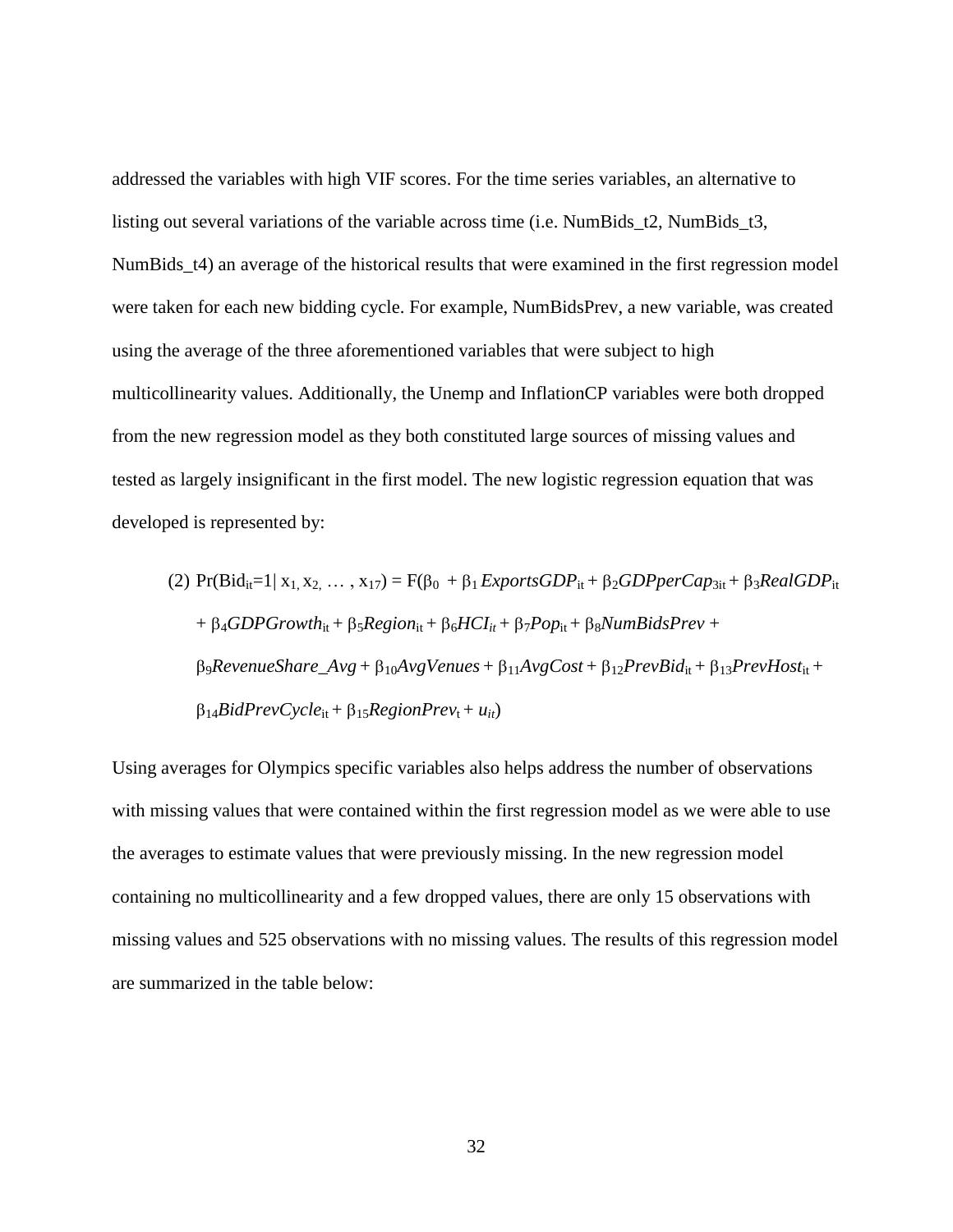addressed the variables with high VIF scores. For the time series variables, an alternative to listing out several variations of the variable across time (i.e. NumBids_t2, NumBids_t3, NumBids_t4) an average of the historical results that were examined in the first regression model were taken for each new bidding cycle. For example, NumBidsPrev, a new variable, was created using the average of the three aforementioned variables that were subject to high multicollinearity values. Additionally, the Unemp and InflationCP variables were both dropped from the new regression model as they both constituted large sources of missing values and tested as largely insignificant in the first model. The new logistic regression equation that was developed is represented by:

$$(2)\ \Pr(Bid_{it}=1 \mid x_1, x_2, \ldots, x_{17}) = F(\beta_0 + \beta_1 ExportsGDP_{it} + \beta_2 GDPperCap_{3it} + \beta_3 RealGDP_{it} + \beta_4 GDPGrowth_{it} + \beta_5 Region_{it} + \beta_6 HCI_{it} + \beta_7 Pop_{it} + \beta_8 NumBidsPrev + \beta_9 RevenueShare\_Avg + \beta_{10} AvgVenues + \beta_{11} AvgCost + \beta_{12} PrevBid_{it} + \beta_{13} PrevHost_{it} + \beta_{14} BidPrevCycle_{it} + \beta_{15} RegionPrev_t + u_{it})$$

Using averages for Olympics specific variables also helps address the number of observations with missing values that were contained within the first regression model as we were able to use the averages to estimate values that were previously missing. In the new regression model containing no multicollinearity and a few dropped values, there are only 15 observations with missing values and 525 observations with no missing values. The results of this regression model are summarized in the table below: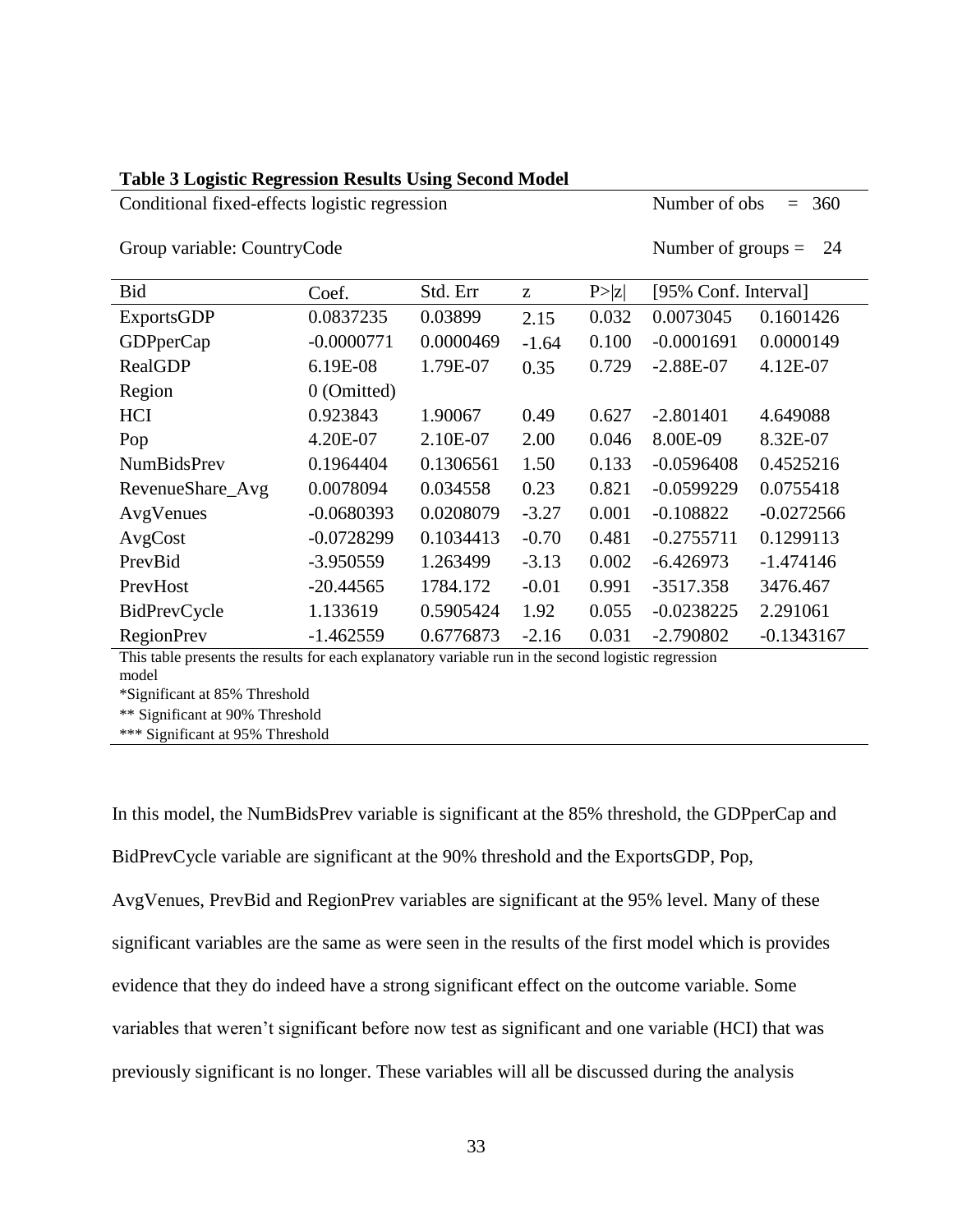**Table 3 Logistic Regression Results Using Second Model**

Conditional fixed-effects logistic regression — Number of obs = 360

Group variable: CountryCode — Number of groups = 24

| Bid | Coef. | Std. Err | z | P>\|z\| | [95% Conf. Interval] | |
|---|---|---|---|---|---|---|
| ExportsGDP | 0.0837235 | 0.03899 | 2.15 | 0.032 | 0.0073045 | 0.1601426 |
| GDPperCap | -0.0000771 | 0.0000469 | -1.64 | 0.100 | -0.0001691 | 0.0000149 |
| RealGDP | 6.19E-08 | 1.79E-07 | 0.35 | 0.729 | -2.88E-07 | 4.12E-07 |
| Region | 0 (Omitted) | | | | | |
| HCI | 0.923843 | 1.90067 | 0.49 | 0.627 | -2.801401 | 4.649088 |
| Pop | 4.20E-07 | 2.10E-07 | 2.00 | 0.046 | 8.00E-09 | 8.32E-07 |
| NumBidsPrev | 0.1964404 | 0.1306561 | 1.50 | 0.133 | -0.0596408 | 0.4525216 |
| RevenueShare_Avg | 0.0078094 | 0.034558 | 0.23 | 0.821 | -0.0599229 | 0.0755418 |
| AvgVenues | -0.0680393 | 0.0208079 | -3.27 | 0.001 | -0.108822 | -0.0272566 |
| AvgCost | -0.0728299 | 0.1034413 | -0.70 | 0.481 | -0.2755711 | 0.1299113 |
| PrevBid | -3.950559 | 1.263499 | -3.13 | 0.002 | -6.426973 | -1.474146 |
| PrevHost | -20.44565 | 1784.172 | -0.01 | 0.991 | -3517.358 | 3476.467 |
| BidPrevCycle | 1.133619 | 0.5905424 | 1.92 | 0.055 | -0.0238225 | 2.291061 |
| RegionPrev | -1.462559 | 0.6776873 | -2.16 | 0.031 | -2.790802 | -0.1343167 |

This table presents the results for each explanatory variable run in the second logistic regression model

*Significant at 85% Threshold

** Significant at 90% Threshold

*** Significant at 95% Threshold

In this model, the NumBidsPrev variable is significant at the 85% threshold, the GDPperCap and BidPrevCycle variable are significant at the 90% threshold and the ExportsGDP, Pop, AvgVenues, PrevBid and RegionPrev variables are significant at the 95% level. Many of these significant variables are the same as were seen in the results of the first model which is provides evidence that they do indeed have a strong significant effect on the outcome variable. Some variables that weren't significant before now test as significant and one variable (HCI) that was previously significant is no longer. These variables will all be discussed during the analysis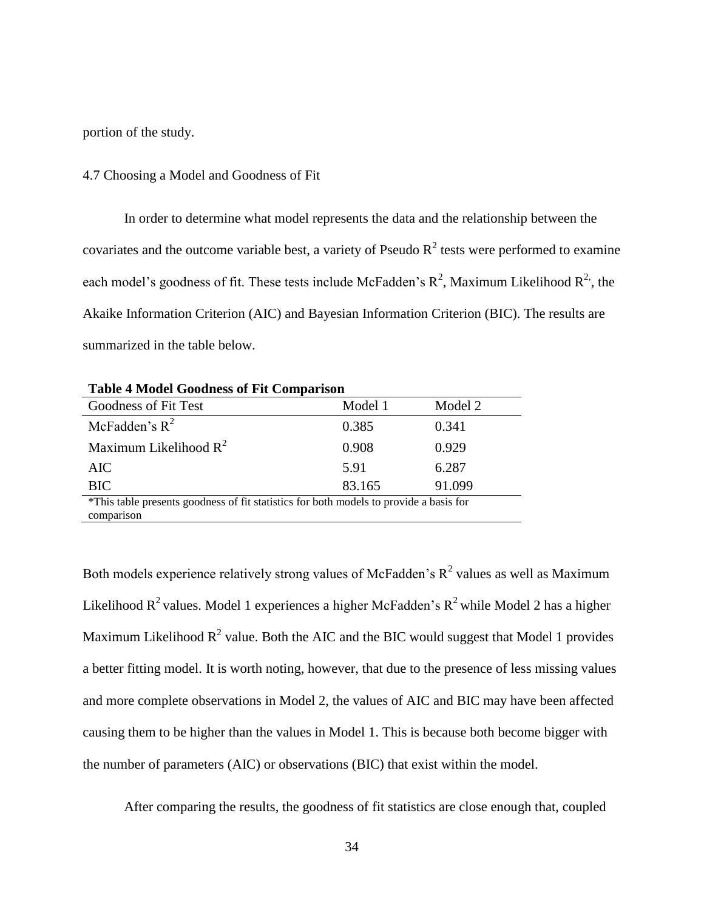portion of the study.

## 4.7 Choosing a Model and Goodness of Fit

In order to determine what model represents the data and the relationship between the covariates and the outcome variable best, a variety of Pseudo $R^2$ tests were performed to examine each model's goodness of fit. These tests include McFadden's $R^2$, Maximum Likelihood $R^{2,}$, the Akaike Information Criterion (AIC) and Bayesian Information Criterion (BIC). The results are summarized in the table below.

**Table 4 Model Goodness of Fit Comparison**

| Goodness of Fit Test | Model 1 | Model 2 |
|---|---|---|
| McFadden's $R^2$ | 0.385 | 0.341 |
| Maximum Likelihood $R^2$ | 0.908 | 0.929 |
| AIC | 5.91 | 6.287 |
| BIC | 83.165 | 91.099 |

*This table presents goodness of fit statistics for both models to provide a basis for comparison

Both models experience relatively strong values of McFadden's $R^2$ values as well as Maximum Likelihood $R^2$ values. Model 1 experiences a higher McFadden's $R^2$ while Model 2 has a higher Maximum Likelihood $R^2$ value. Both the AIC and the BIC would suggest that Model 1 provides a better fitting model. It is worth noting, however, that due to the presence of less missing values and more complete observations in Model 2, the values of AIC and BIC may have been affected causing them to be higher than the values in Model 1. This is because both become bigger with the number of parameters (AIC) or observations (BIC) that exist within the model.

After comparing the results, the goodness of fit statistics are close enough that, coupled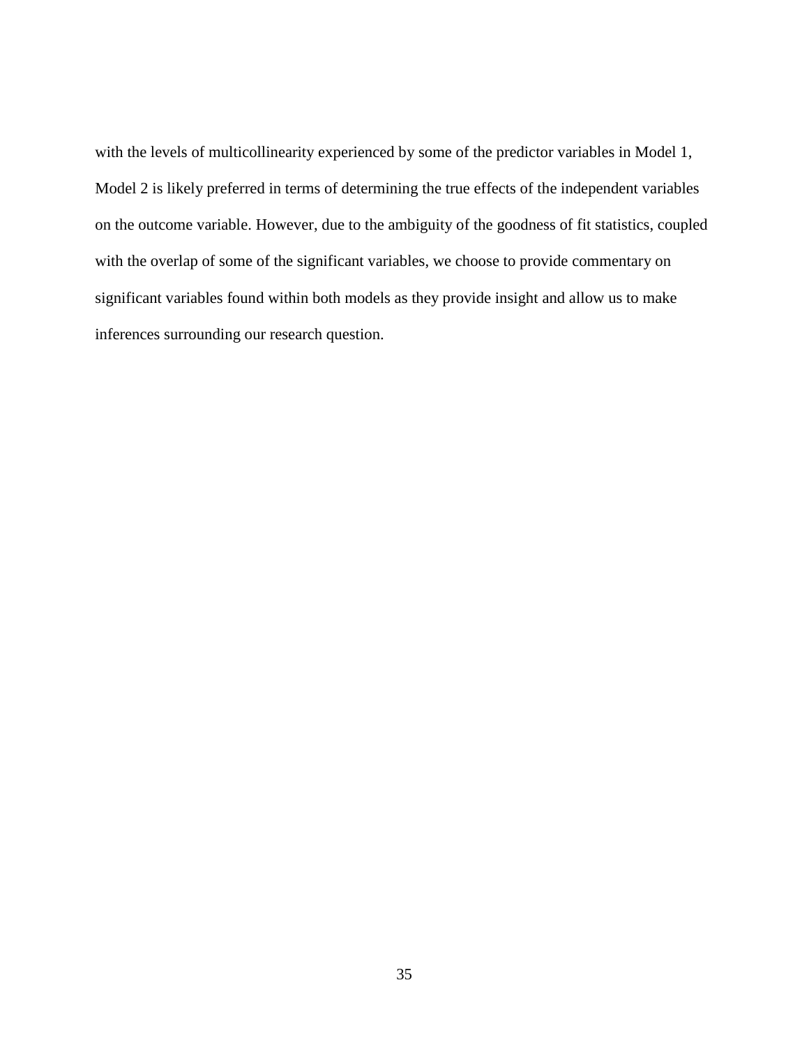with the levels of multicollinearity experienced by some of the predictor variables in Model 1, Model 2 is likely preferred in terms of determining the true effects of the independent variables on the outcome variable. However, due to the ambiguity of the goodness of fit statistics, coupled with the overlap of some of the significant variables, we choose to provide commentary on significant variables found within both models as they provide insight and allow us to make inferences surrounding our research question.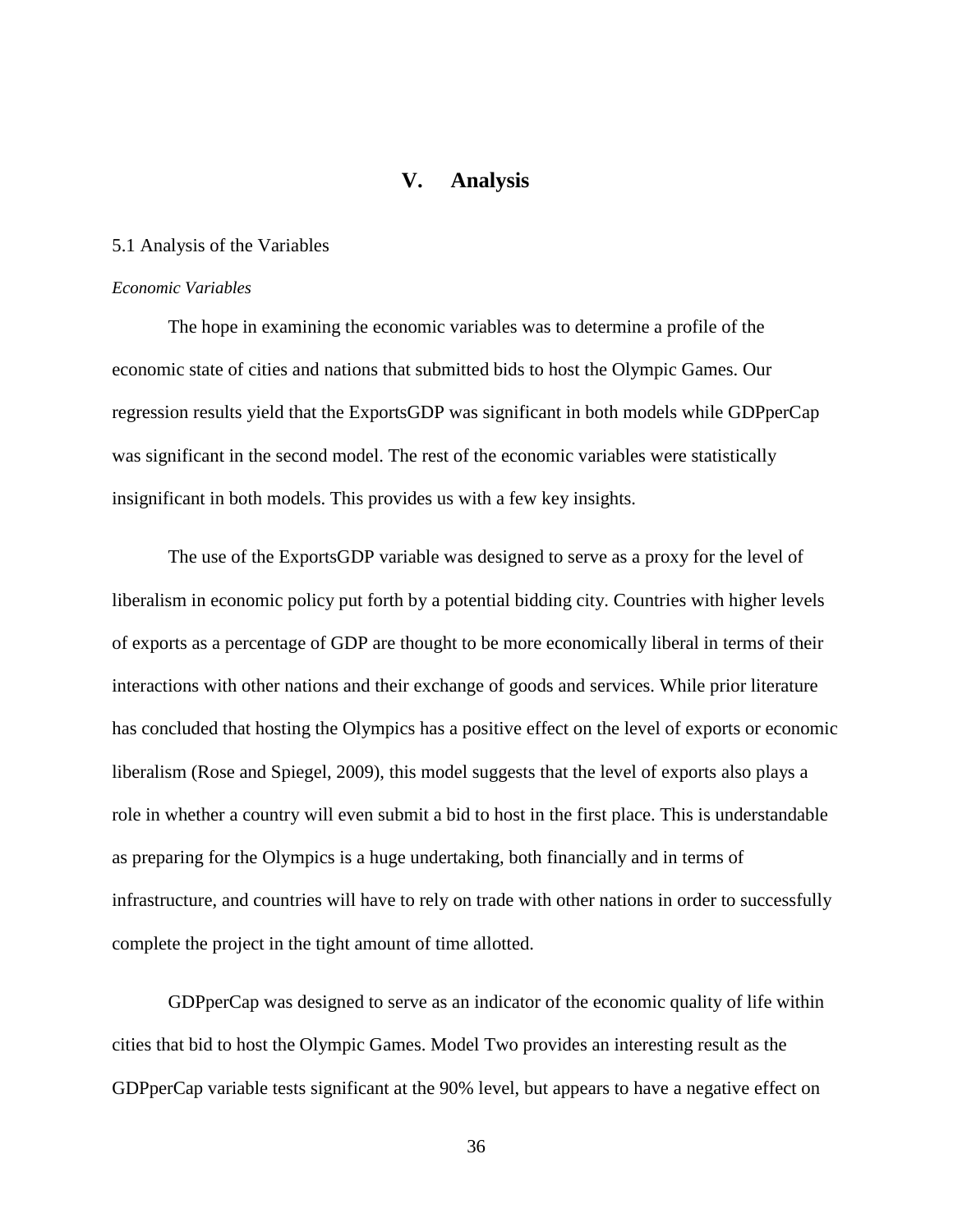# V. Analysis

## 5.1 Analysis of the Variables

### *Economic Variables*

The hope in examining the economic variables was to determine a profile of the economic state of cities and nations that submitted bids to host the Olympic Games. Our regression results yield that the ExportsGDP was significant in both models while GDPperCap was significant in the second model. The rest of the economic variables were statistically insignificant in both models. This provides us with a few key insights.

The use of the ExportsGDP variable was designed to serve as a proxy for the level of liberalism in economic policy put forth by a potential bidding city. Countries with higher levels of exports as a percentage of GDP are thought to be more economically liberal in terms of their interactions with other nations and their exchange of goods and services. While prior literature has concluded that hosting the Olympics has a positive effect on the level of exports or economic liberalism (Rose and Spiegel, 2009), this model suggests that the level of exports also plays a role in whether a country will even submit a bid to host in the first place. This is understandable as preparing for the Olympics is a huge undertaking, both financially and in terms of infrastructure, and countries will have to rely on trade with other nations in order to successfully complete the project in the tight amount of time allotted.

GDPperCap was designed to serve as an indicator of the economic quality of life within cities that bid to host the Olympic Games. Model Two provides an interesting result as the GDPperCap variable tests significant at the 90% level, but appears to have a negative effect on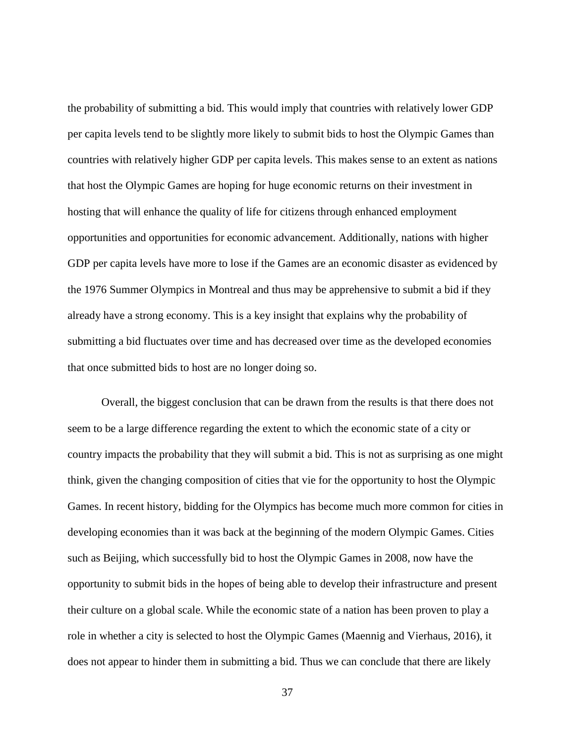the probability of submitting a bid. This would imply that countries with relatively lower GDP per capita levels tend to be slightly more likely to submit bids to host the Olympic Games than countries with relatively higher GDP per capita levels. This makes sense to an extent as nations that host the Olympic Games are hoping for huge economic returns on their investment in hosting that will enhance the quality of life for citizens through enhanced employment opportunities and opportunities for economic advancement. Additionally, nations with higher GDP per capita levels have more to lose if the Games are an economic disaster as evidenced by the 1976 Summer Olympics in Montreal and thus may be apprehensive to submit a bid if they already have a strong economy. This is a key insight that explains why the probability of submitting a bid fluctuates over time and has decreased over time as the developed economies that once submitted bids to host are no longer doing so.

Overall, the biggest conclusion that can be drawn from the results is that there does not seem to be a large difference regarding the extent to which the economic state of a city or country impacts the probability that they will submit a bid. This is not as surprising as one might think, given the changing composition of cities that vie for the opportunity to host the Olympic Games. In recent history, bidding for the Olympics has become much more common for cities in developing economies than it was back at the beginning of the modern Olympic Games. Cities such as Beijing, which successfully bid to host the Olympic Games in 2008, now have the opportunity to submit bids in the hopes of being able to develop their infrastructure and present their culture on a global scale. While the economic state of a nation has been proven to play a role in whether a city is selected to host the Olympic Games (Maennig and Vierhaus, 2016), it does not appear to hinder them in submitting a bid. Thus we can conclude that there are likely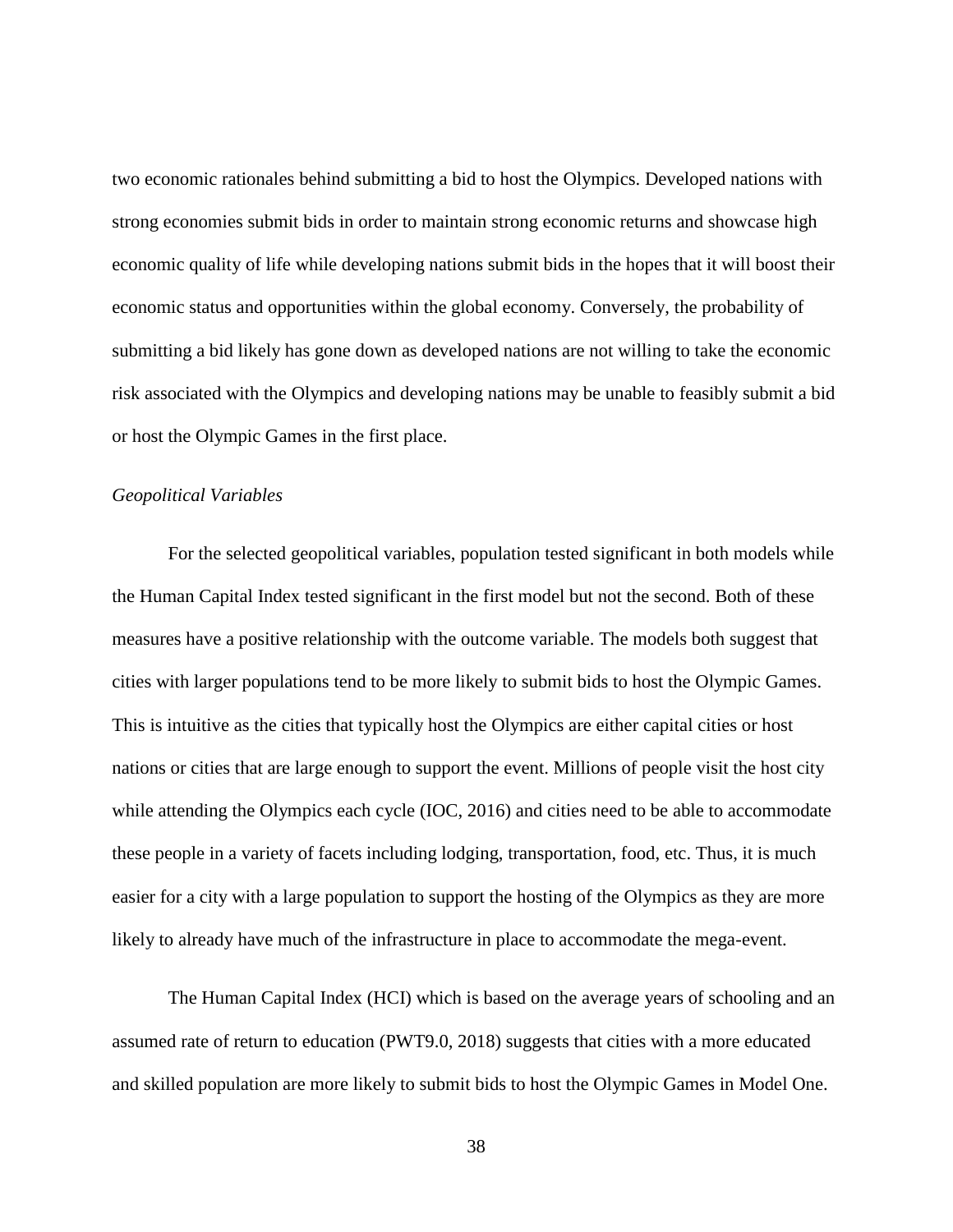two economic rationales behind submitting a bid to host the Olympics. Developed nations with strong economies submit bids in order to maintain strong economic returns and showcase high economic quality of life while developing nations submit bids in the hopes that it will boost their economic status and opportunities within the global economy. Conversely, the probability of submitting a bid likely has gone down as developed nations are not willing to take the economic risk associated with the Olympics and developing nations may be unable to feasibly submit a bid or host the Olympic Games in the first place.

*Geopolitical Variables*

For the selected geopolitical variables, population tested significant in both models while the Human Capital Index tested significant in the first model but not the second. Both of these measures have a positive relationship with the outcome variable. The models both suggest that cities with larger populations tend to be more likely to submit bids to host the Olympic Games. This is intuitive as the cities that typically host the Olympics are either capital cities or host nations or cities that are large enough to support the event. Millions of people visit the host city while attending the Olympics each cycle (IOC, 2016) and cities need to be able to accommodate these people in a variety of facets including lodging, transportation, food, etc. Thus, it is much easier for a city with a large population to support the hosting of the Olympics as they are more likely to already have much of the infrastructure in place to accommodate the mega-event.

The Human Capital Index (HCI) which is based on the average years of schooling and an assumed rate of return to education (PWT9.0, 2018) suggests that cities with a more educated and skilled population are more likely to submit bids to host the Olympic Games in Model One.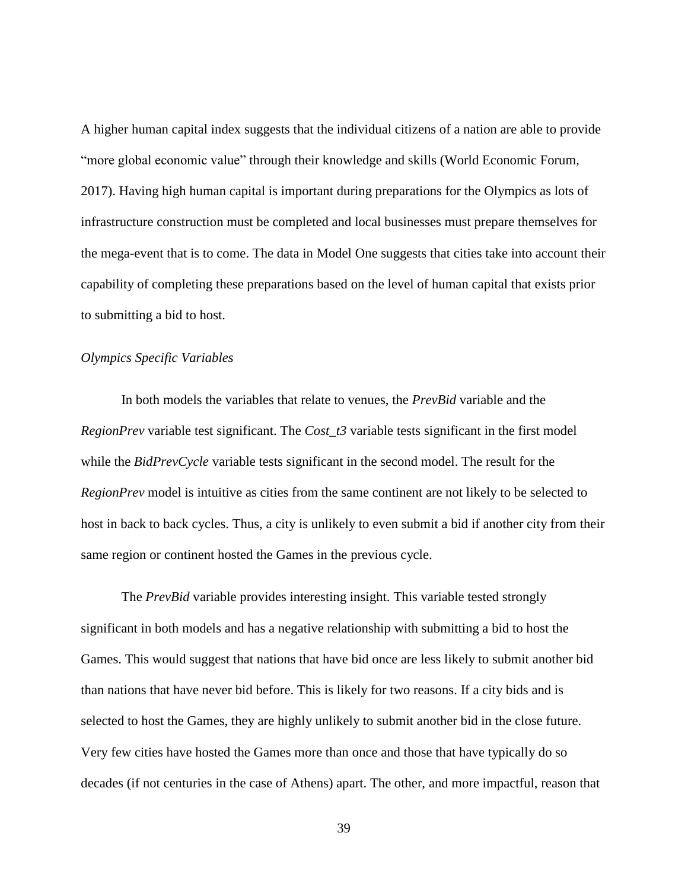A higher human capital index suggests that the individual citizens of a nation are able to provide "more global economic value" through their knowledge and skills (World Economic Forum, 2017). Having high human capital is important during preparations for the Olympics as lots of infrastructure construction must be completed and local businesses must prepare themselves for the mega-event that is to come. The data in Model One suggests that cities take into account their capability of completing these preparations based on the level of human capital that exists prior to submitting a bid to host.

*Olympics Specific Variables*

In both models the variables that relate to venues, the *PrevBid* variable and the *RegionPrev* variable test significant. The *Cost_t3* variable tests significant in the first model while the *BidPrevCycle* variable tests significant in the second model. The result for the *RegionPrev* model is intuitive as cities from the same continent are not likely to be selected to host in back to back cycles. Thus, a city is unlikely to even submit a bid if another city from their same region or continent hosted the Games in the previous cycle.

The *PrevBid* variable provides interesting insight. This variable tested strongly significant in both models and has a negative relationship with submitting a bid to host the Games. This would suggest that nations that have bid once are less likely to submit another bid than nations that have never bid before. This is likely for two reasons. If a city bids and is selected to host the Games, they are highly unlikely to submit another bid in the close future. Very few cities have hosted the Games more than once and those that have typically do so decades (if not centuries in the case of Athens) apart. The other, and more impactful, reason that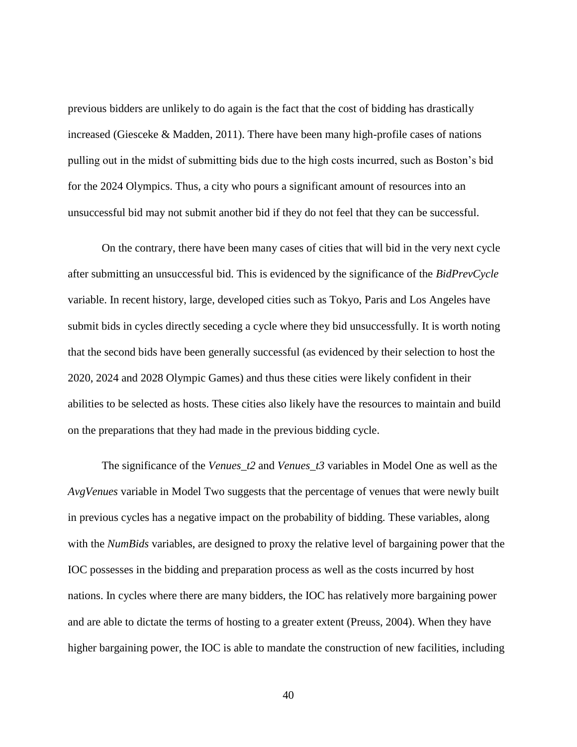previous bidders are unlikely to do again is the fact that the cost of bidding has drastically increased (Giesceke & Madden, 2011). There have been many high-profile cases of nations pulling out in the midst of submitting bids due to the high costs incurred, such as Boston's bid for the 2024 Olympics. Thus, a city who pours a significant amount of resources into an unsuccessful bid may not submit another bid if they do not feel that they can be successful.

On the contrary, there have been many cases of cities that will bid in the very next cycle after submitting an unsuccessful bid. This is evidenced by the significance of the *BidPrevCycle* variable. In recent history, large, developed cities such as Tokyo, Paris and Los Angeles have submit bids in cycles directly seceding a cycle where they bid unsuccessfully. It is worth noting that the second bids have been generally successful (as evidenced by their selection to host the 2020, 2024 and 2028 Olympic Games) and thus these cities were likely confident in their abilities to be selected as hosts. These cities also likely have the resources to maintain and build on the preparations that they had made in the previous bidding cycle.

The significance of the *Venues_t2* and *Venues_t3* variables in Model One as well as the *AvgVenues* variable in Model Two suggests that the percentage of venues that were newly built in previous cycles has a negative impact on the probability of bidding. These variables, along with the *NumBids* variables, are designed to proxy the relative level of bargaining power that the IOC possesses in the bidding and preparation process as well as the costs incurred by host nations. In cycles where there are many bidders, the IOC has relatively more bargaining power and are able to dictate the terms of hosting to a greater extent (Preuss, 2004). When they have higher bargaining power, the IOC is able to mandate the construction of new facilities, including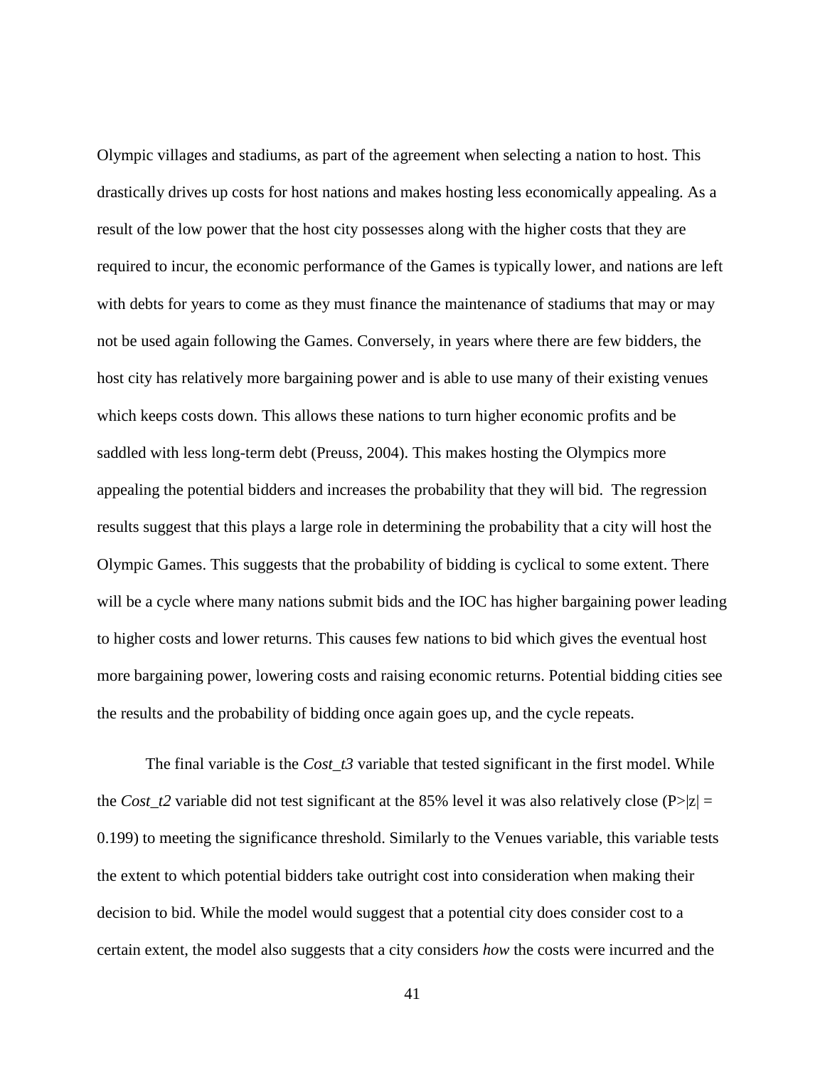Olympic villages and stadiums, as part of the agreement when selecting a nation to host. This drastically drives up costs for host nations and makes hosting less economically appealing. As a result of the low power that the host city possesses along with the higher costs that they are required to incur, the economic performance of the Games is typically lower, and nations are left with debts for years to come as they must finance the maintenance of stadiums that may or may not be used again following the Games. Conversely, in years where there are few bidders, the host city has relatively more bargaining power and is able to use many of their existing venues which keeps costs down. This allows these nations to turn higher economic profits and be saddled with less long-term debt (Preuss, 2004). This makes hosting the Olympics more appealing the potential bidders and increases the probability that they will bid. The regression results suggest that this plays a large role in determining the probability that a city will host the Olympic Games. This suggests that the probability of bidding is cyclical to some extent. There will be a cycle where many nations submit bids and the IOC has higher bargaining power leading to higher costs and lower returns. This causes few nations to bid which gives the eventual host more bargaining power, lowering costs and raising economic returns. Potential bidding cities see the results and the probability of bidding once again goes up, and the cycle repeats.

The final variable is the *Cost_t3* variable that tested significant in the first model. While the *Cost_t2* variable did not test significant at the 85% level it was also relatively close ($P>|z| = 0.199$) to meeting the significance threshold. Similarly to the Venues variable, this variable tests the extent to which potential bidders take outright cost into consideration when making their decision to bid. While the model would suggest that a potential city does consider cost to a certain extent, the model also suggests that a city considers *how* the costs were incurred and the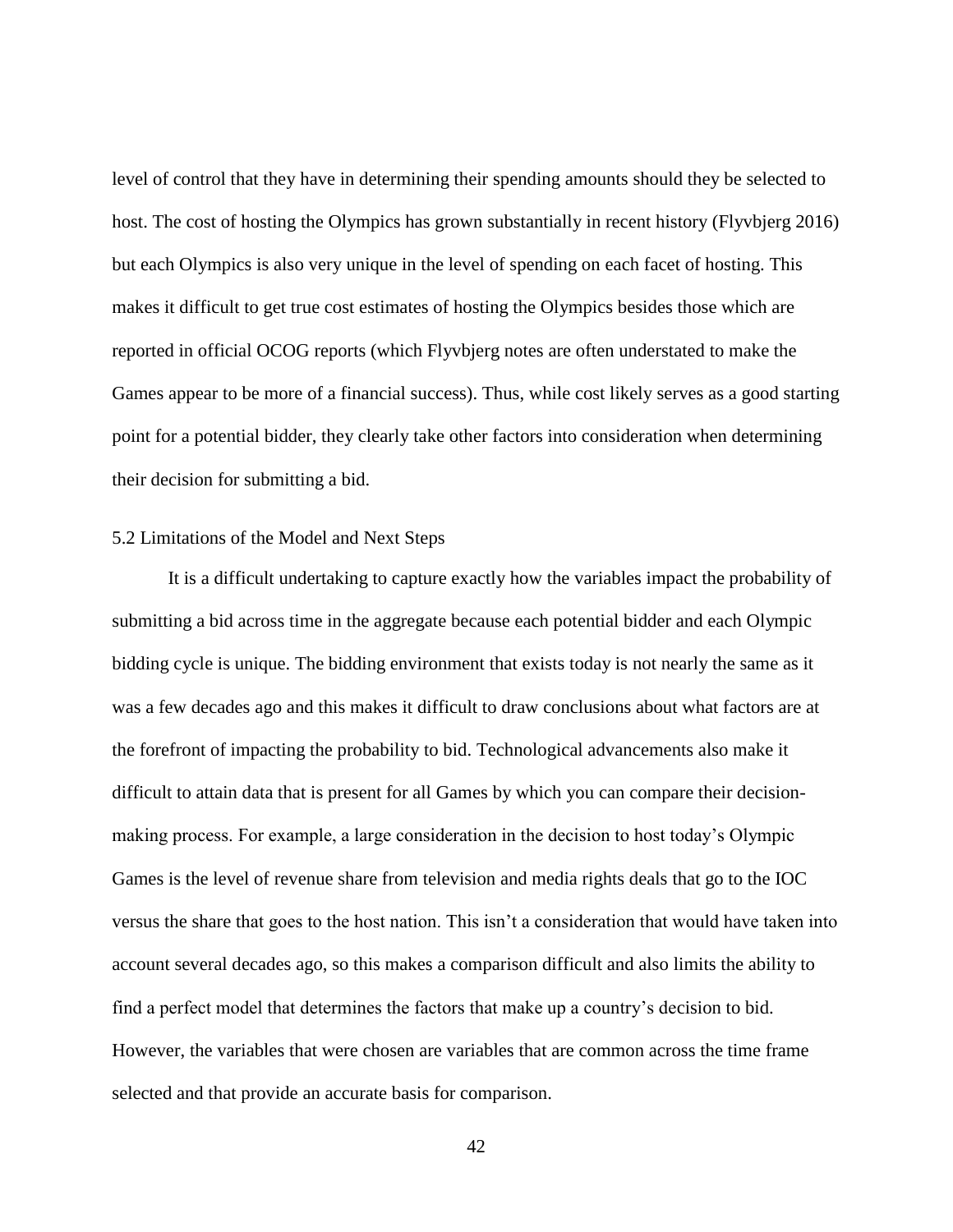level of control that they have in determining their spending amounts should they be selected to host. The cost of hosting the Olympics has grown substantially in recent history (Flyvbjerg 2016) but each Olympics is also very unique in the level of spending on each facet of hosting. This makes it difficult to get true cost estimates of hosting the Olympics besides those which are reported in official OCOG reports (which Flyvbjerg notes are often understated to make the Games appear to be more of a financial success). Thus, while cost likely serves as a good starting point for a potential bidder, they clearly take other factors into consideration when determining their decision for submitting a bid.

## 5.2 Limitations of the Model and Next Steps

It is a difficult undertaking to capture exactly how the variables impact the probability of submitting a bid across time in the aggregate because each potential bidder and each Olympic bidding cycle is unique. The bidding environment that exists today is not nearly the same as it was a few decades ago and this makes it difficult to draw conclusions about what factors are at the forefront of impacting the probability to bid. Technological advancements also make it difficult to attain data that is present for all Games by which you can compare their decision-making process. For example, a large consideration in the decision to host today's Olympic Games is the level of revenue share from television and media rights deals that go to the IOC versus the share that goes to the host nation. This isn't a consideration that would have taken into account several decades ago, so this makes a comparison difficult and also limits the ability to find a perfect model that determines the factors that make up a country's decision to bid. However, the variables that were chosen are variables that are common across the time frame selected and that provide an accurate basis for comparison.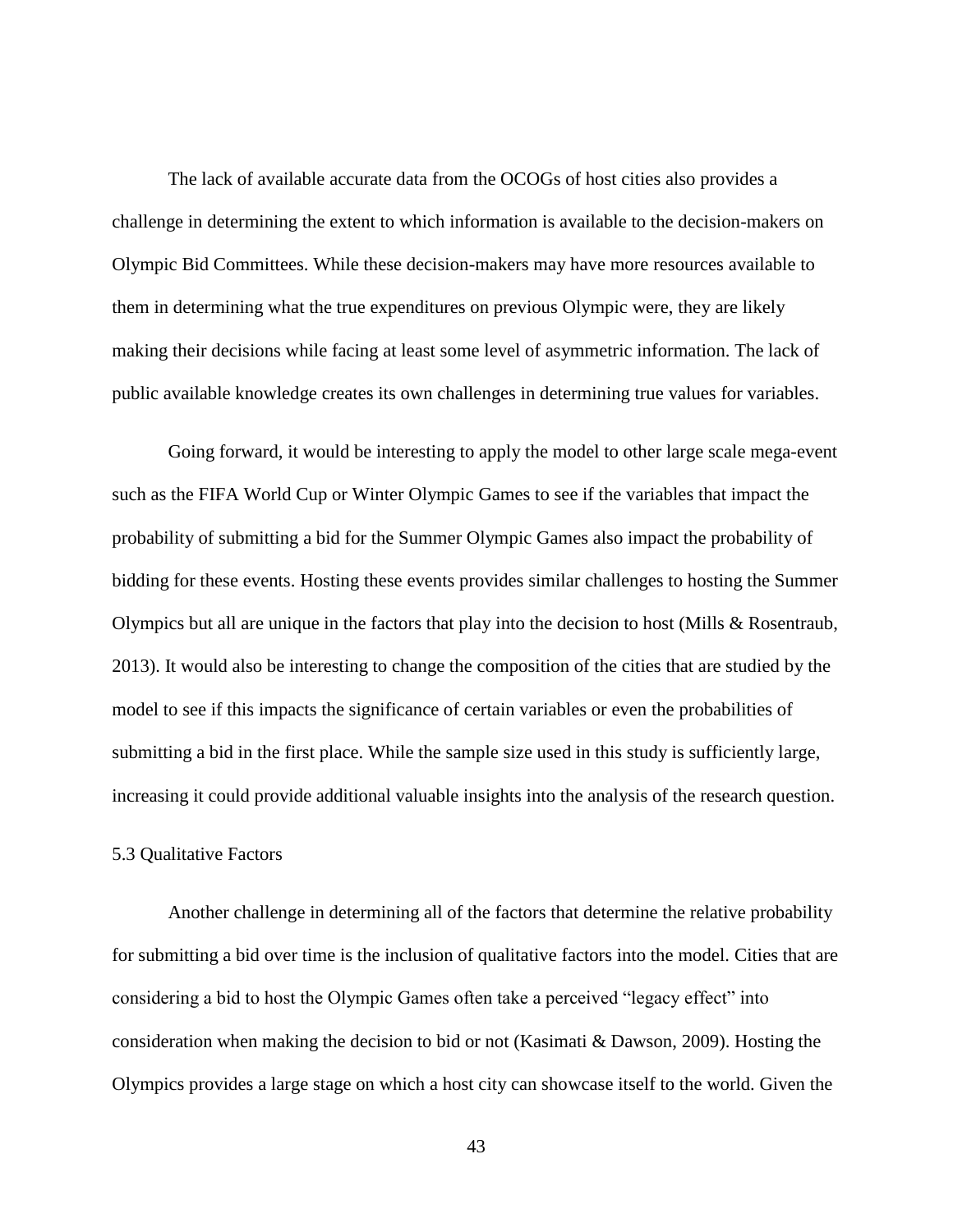The lack of available accurate data from the OCOGs of host cities also provides a challenge in determining the extent to which information is available to the decision-makers on Olympic Bid Committees. While these decision-makers may have more resources available to them in determining what the true expenditures on previous Olympic were, they are likely making their decisions while facing at least some level of asymmetric information. The lack of public available knowledge creates its own challenges in determining true values for variables.

Going forward, it would be interesting to apply the model to other large scale mega-event such as the FIFA World Cup or Winter Olympic Games to see if the variables that impact the probability of submitting a bid for the Summer Olympic Games also impact the probability of bidding for these events. Hosting these events provides similar challenges to hosting the Summer Olympics but all are unique in the factors that play into the decision to host (Mills & Rosentraub, 2013). It would also be interesting to change the composition of the cities that are studied by the model to see if this impacts the significance of certain variables or even the probabilities of submitting a bid in the first place. While the sample size used in this study is sufficiently large, increasing it could provide additional valuable insights into the analysis of the research question.

### 5.3 Qualitative Factors

Another challenge in determining all of the factors that determine the relative probability for submitting a bid over time is the inclusion of qualitative factors into the model. Cities that are considering a bid to host the Olympic Games often take a perceived "legacy effect" into consideration when making the decision to bid or not (Kasimati & Dawson, 2009). Hosting the Olympics provides a large stage on which a host city can showcase itself to the world. Given the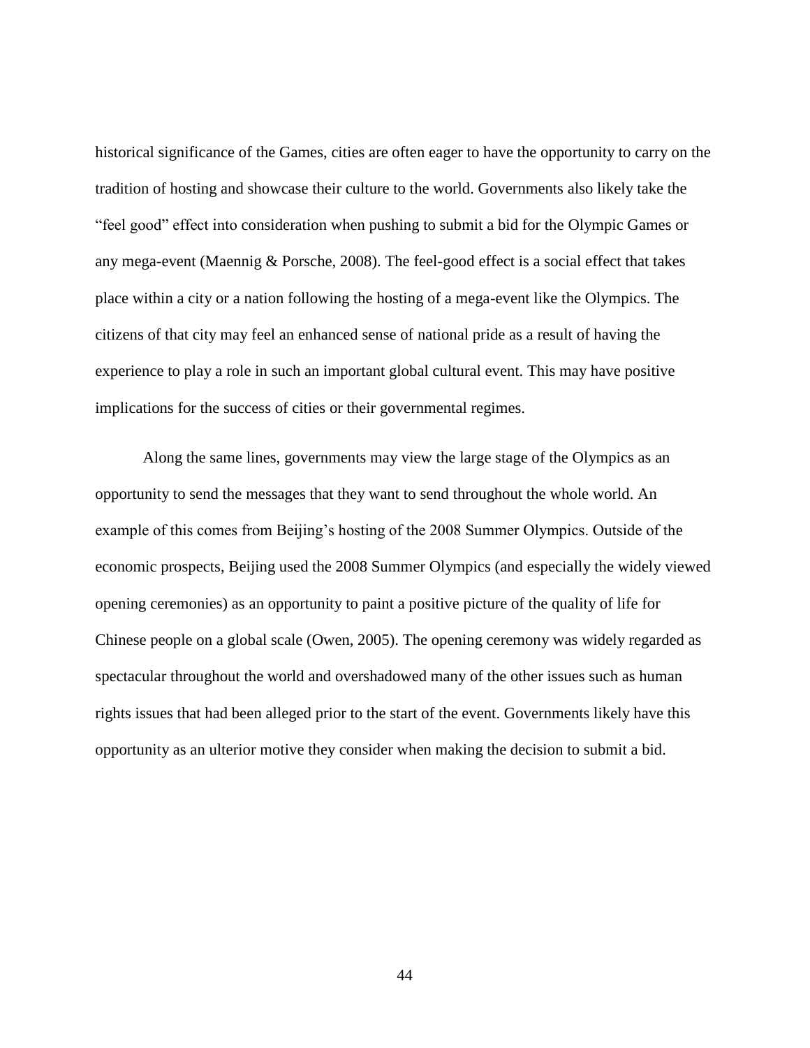historical significance of the Games, cities are often eager to have the opportunity to carry on the tradition of hosting and showcase their culture to the world. Governments also likely take the "feel good" effect into consideration when pushing to submit a bid for the Olympic Games or any mega-event (Maennig & Porsche, 2008). The feel-good effect is a social effect that takes place within a city or a nation following the hosting of a mega-event like the Olympics. The citizens of that city may feel an enhanced sense of national pride as a result of having the experience to play a role in such an important global cultural event. This may have positive implications for the success of cities or their governmental regimes.

Along the same lines, governments may view the large stage of the Olympics as an opportunity to send the messages that they want to send throughout the whole world. An example of this comes from Beijing's hosting of the 2008 Summer Olympics. Outside of the economic prospects, Beijing used the 2008 Summer Olympics (and especially the widely viewed opening ceremonies) as an opportunity to paint a positive picture of the quality of life for Chinese people on a global scale (Owen, 2005). The opening ceremony was widely regarded as spectacular throughout the world and overshadowed many of the other issues such as human rights issues that had been alleged prior to the start of the event. Governments likely have this opportunity as an ulterior motive they consider when making the decision to submit a bid.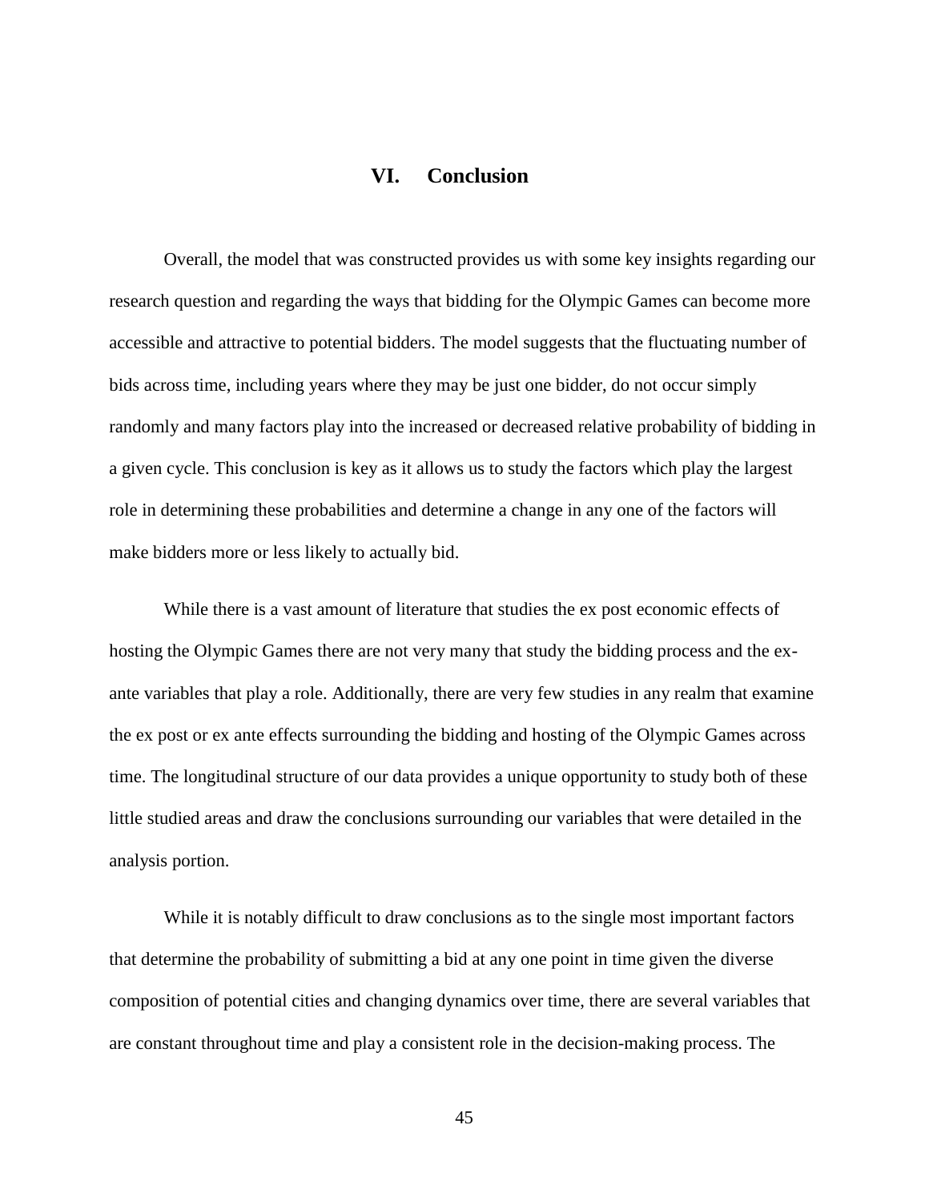## VI. Conclusion

Overall, the model that was constructed provides us with some key insights regarding our research question and regarding the ways that bidding for the Olympic Games can become more accessible and attractive to potential bidders. The model suggests that the fluctuating number of bids across time, including years where they may be just one bidder, do not occur simply randomly and many factors play into the increased or decreased relative probability of bidding in a given cycle. This conclusion is key as it allows us to study the factors which play the largest role in determining these probabilities and determine a change in any one of the factors will make bidders more or less likely to actually bid.

While there is a vast amount of literature that studies the ex post economic effects of hosting the Olympic Games there are not very many that study the bidding process and the ex-ante variables that play a role. Additionally, there are very few studies in any realm that examine the ex post or ex ante effects surrounding the bidding and hosting of the Olympic Games across time. The longitudinal structure of our data provides a unique opportunity to study both of these little studied areas and draw the conclusions surrounding our variables that were detailed in the analysis portion.

While it is notably difficult to draw conclusions as to the single most important factors that determine the probability of submitting a bid at any one point in time given the diverse composition of potential cities and changing dynamics over time, there are several variables that are constant throughout time and play a consistent role in the decision-making process. The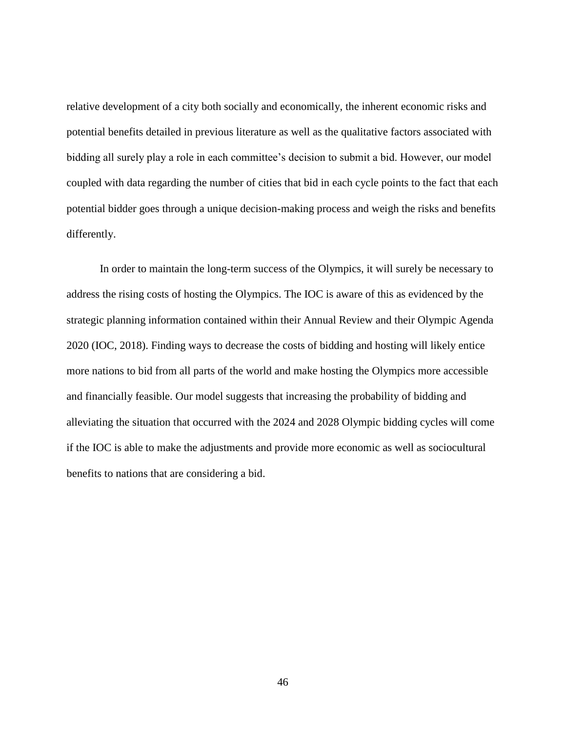relative development of a city both socially and economically, the inherent economic risks and potential benefits detailed in previous literature as well as the qualitative factors associated with bidding all surely play a role in each committee's decision to submit a bid. However, our model coupled with data regarding the number of cities that bid in each cycle points to the fact that each potential bidder goes through a unique decision-making process and weigh the risks and benefits differently.

In order to maintain the long-term success of the Olympics, it will surely be necessary to address the rising costs of hosting the Olympics. The IOC is aware of this as evidenced by the strategic planning information contained within their Annual Review and their Olympic Agenda 2020 (IOC, 2018). Finding ways to decrease the costs of bidding and hosting will likely entice more nations to bid from all parts of the world and make hosting the Olympics more accessible and financially feasible. Our model suggests that increasing the probability of bidding and alleviating the situation that occurred with the 2024 and 2028 Olympic bidding cycles will come if the IOC is able to make the adjustments and provide more economic as well as sociocultural benefits to nations that are considering a bid.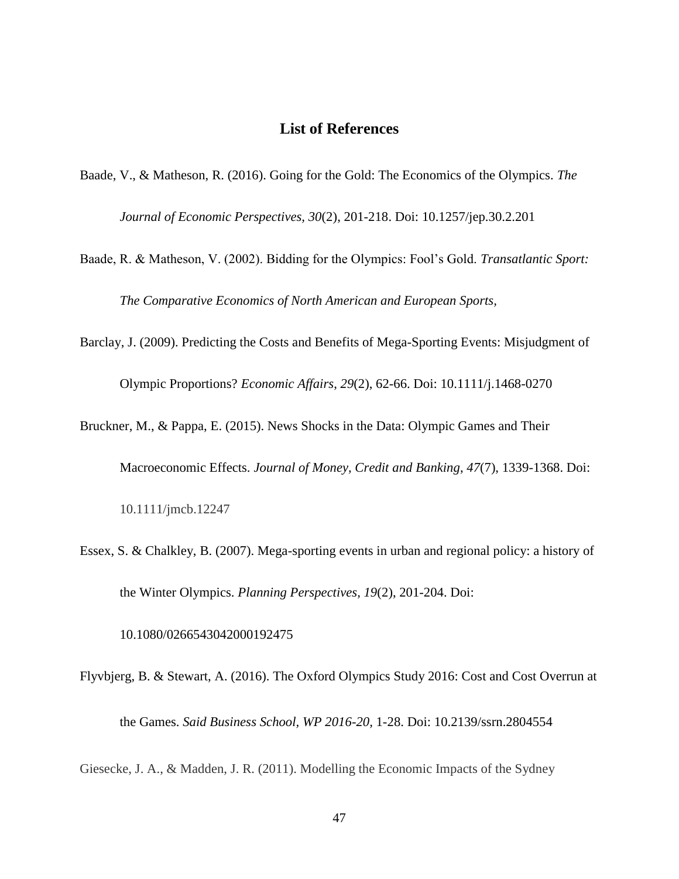## List of References

Baade, V., & Matheson, R. (2016). Going for the Gold: The Economics of the Olympics. *The Journal of Economic Perspectives, 30*(2), 201-218. Doi: 10.1257/jep.30.2.201

Baade, R. & Matheson, V. (2002). Bidding for the Olympics: Fool's Gold. *Transatlantic Sport: The Comparative Economics of North American and European Sports,*

Barclay, J. (2009). Predicting the Costs and Benefits of Mega-Sporting Events: Misjudgment of Olympic Proportions? *Economic Affairs*, *29*(2), 62-66. Doi: 10.1111/j.1468-0270

Bruckner, M., & Pappa, E. (2015). News Shocks in the Data: Olympic Games and Their Macroeconomic Effects. *Journal of Money, Credit and Banking*, *47*(7), 1339-1368. Doi: 10.1111/jmcb.12247

Essex, S. & Chalkley, B. (2007). Mega-sporting events in urban and regional policy: a history of the Winter Olympics. *Planning Perspectives, 19*(2), 201-204. Doi: 10.1080/0266543042000192475

Flyvbjerg, B. & Stewart, A. (2016). The Oxford Olympics Study 2016: Cost and Cost Overrun at the Games. *Said Business School, WP 2016-20,* 1-28. Doi: 10.2139/ssrn.2804554

Giesecke, J. A., & Madden, J. R. (2011). Modelling the Economic Impacts of the Sydney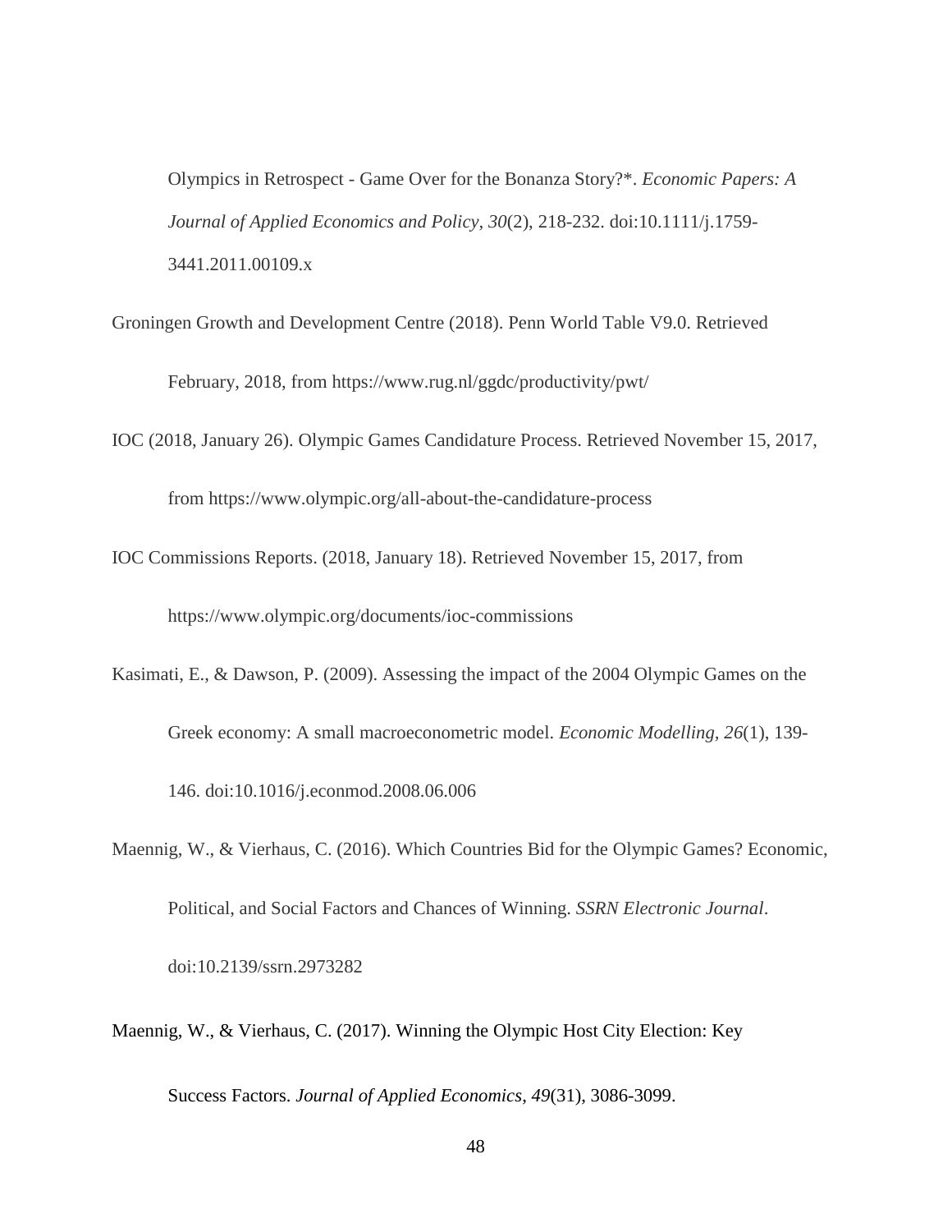Olympics in Retrospect - Game Over for the Bonanza Story?*. *Economic Papers: A Journal of Applied Economics and Policy*, *30*(2), 218-232. doi:10.1111/j.1759-3441.2011.00109.x

Groningen Growth and Development Centre (2018). Penn World Table V9.0. Retrieved February, 2018, from https://www.rug.nl/ggdc/productivity/pwt/

IOC (2018, January 26). Olympic Games Candidature Process. Retrieved November 15, 2017, from https://www.olympic.org/all-about-the-candidature-process

IOC Commissions Reports. (2018, January 18). Retrieved November 15, 2017, from https://www.olympic.org/documents/ioc-commissions

Kasimati, E., & Dawson, P. (2009). Assessing the impact of the 2004 Olympic Games on the Greek economy: A small macroeconometric model. *Economic Modelling*, *26*(1), 139-146. doi:10.1016/j.econmod.2008.06.006

Maennig, W., & Vierhaus, C. (2016). Which Countries Bid for the Olympic Games? Economic, Political, and Social Factors and Chances of Winning. *SSRN Electronic Journal*. doi:10.2139/ssrn.2973282

Maennig, W., & Vierhaus, C. (2017). Winning the Olympic Host City Election: Key Success Factors. *Journal of Applied Economics*, *49*(31), 3086-3099.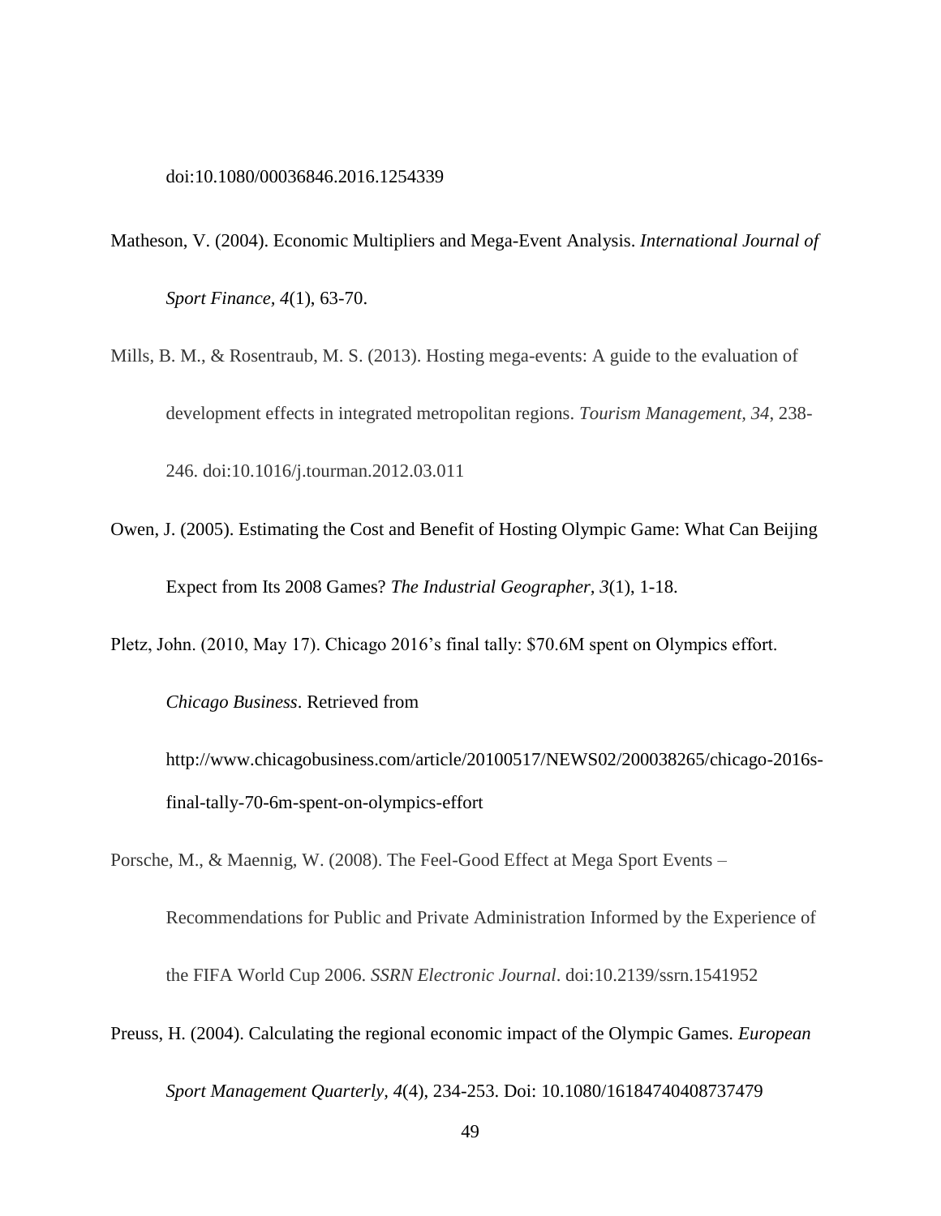doi:10.1080/00036846.2016.1254339

Matheson, V. (2004). Economic Multipliers and Mega-Event Analysis. *International Journal of Sport Finance, 4*(1), 63-70.

Mills, B. M., & Rosentraub, M. S. (2013). Hosting mega-events: A guide to the evaluation of development effects in integrated metropolitan regions. *Tourism Management, 34*, 238-246. doi:10.1016/j.tourman.2012.03.011

Owen, J. (2005). Estimating the Cost and Benefit of Hosting Olympic Game: What Can Beijing Expect from Its 2008 Games? *The Industrial Geographer, 3*(1), 1-18.

Pletz, John. (2010, May 17). Chicago 2016's final tally: $70.6M spent on Olympics effort. *Chicago Business*. Retrieved from http://www.chicagobusiness.com/article/20100517/NEWS02/200038265/chicago-2016s-final-tally-70-6m-spent-on-olympics-effort

Porsche, M., & Maennig, W. (2008). The Feel-Good Effect at Mega Sport Events – Recommendations for Public and Private Administration Informed by the Experience of the FIFA World Cup 2006. *SSRN Electronic Journal*. doi:10.2139/ssrn.1541952

Preuss, H. (2004). Calculating the regional economic impact of the Olympic Games. *European Sport Management Quarterly, 4*(4), 234-253. Doi: 10.1080/16184740408737479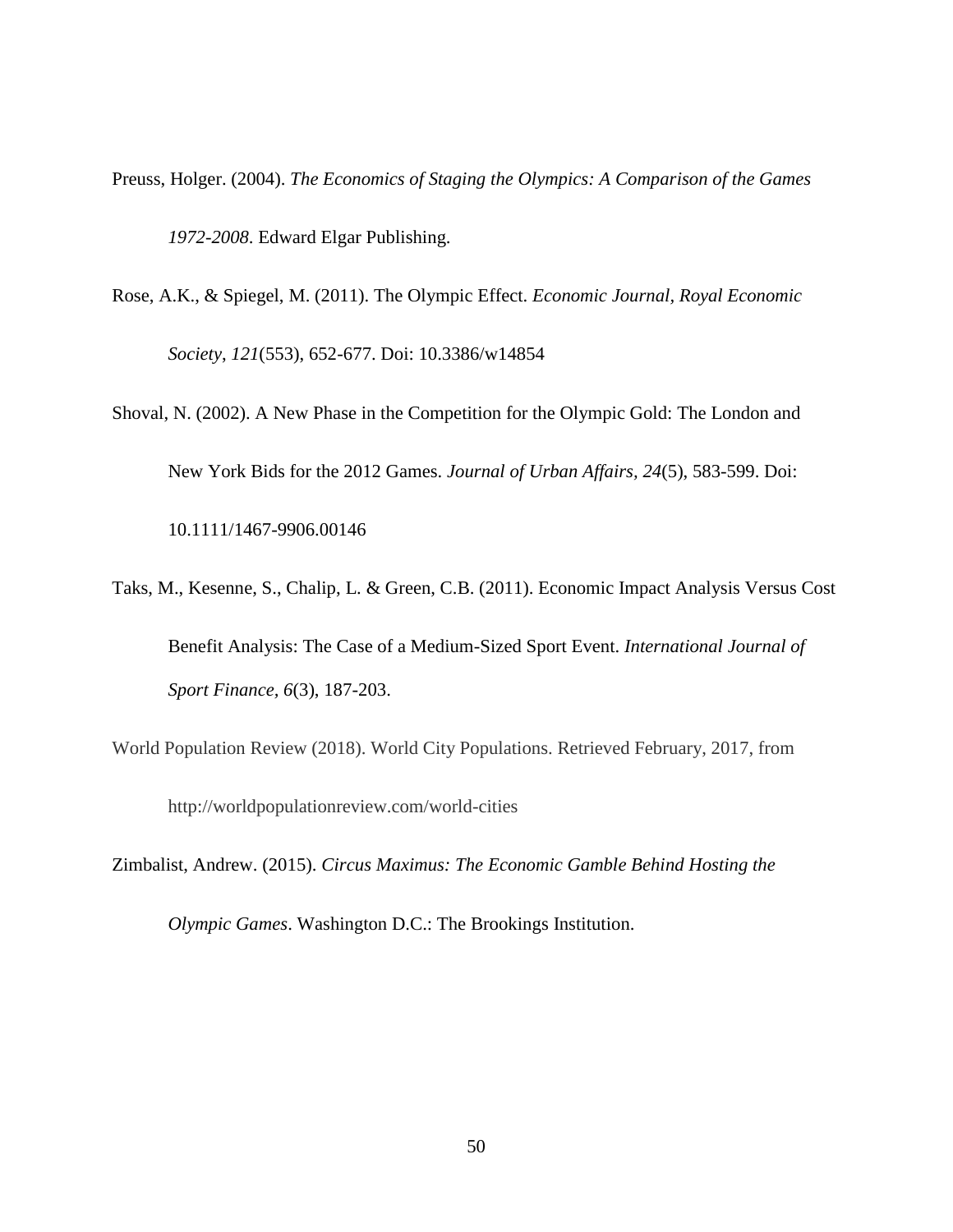Preuss, Holger. (2004). *The Economics of Staging the Olympics: A Comparison of the Games 1972-2008*. Edward Elgar Publishing.

Rose, A.K., & Spiegel, M. (2011). The Olympic Effect. *Economic Journal, Royal Economic Society*, *121*(553), 652-677. Doi: 10.3386/w14854

Shoval, N. (2002). A New Phase in the Competition for the Olympic Gold: The London and New York Bids for the 2012 Games. *Journal of Urban Affairs, 24*(5), 583-599. Doi: 10.1111/1467-9906.00146

Taks, M., Kesenne, S., Chalip, L. & Green, C.B. (2011). Economic Impact Analysis Versus Cost Benefit Analysis: The Case of a Medium-Sized Sport Event. *International Journal of Sport Finance, 6*(3), 187-203.

World Population Review (2018). World City Populations. Retrieved February, 2017, from http://worldpopulationreview.com/world-cities

Zimbalist, Andrew. (2015). *Circus Maximus: The Economic Gamble Behind Hosting the Olympic Games*. Washington D.C.: The Brookings Institution.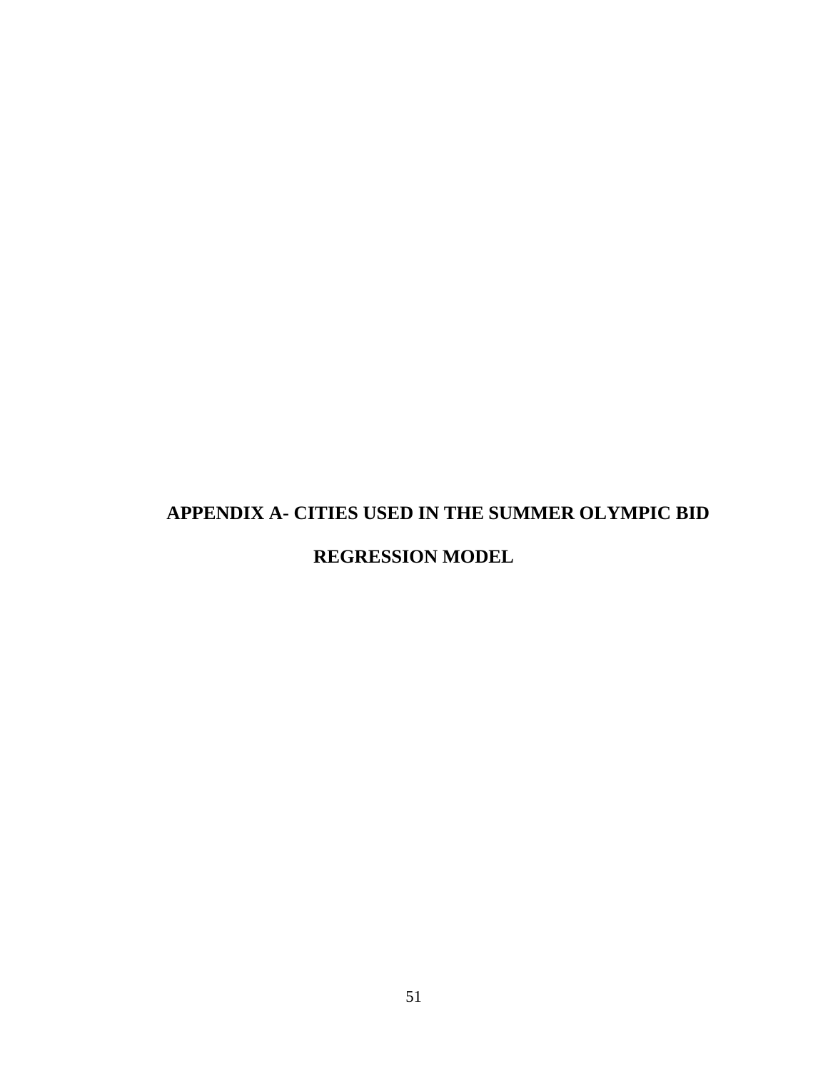# APPENDIX A- CITIES USED IN THE SUMMER OLYMPIC BID REGRESSION MODEL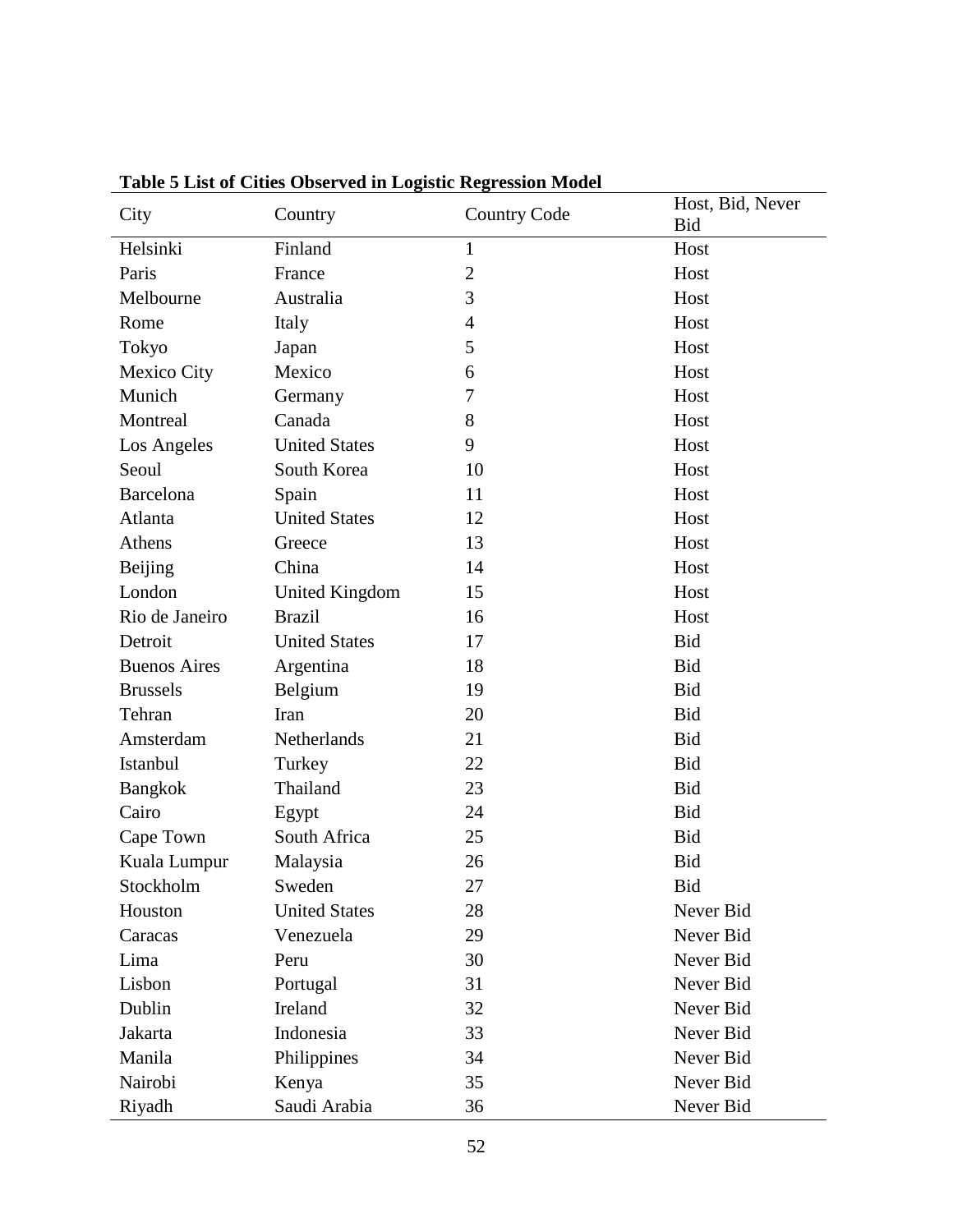**Table 5 List of Cities Observed in Logistic Regression Model**

| City | Country | Country Code | Host, Bid, Never Bid |
|---|---|---|---|
| Helsinki | Finland | 1 | Host |
| Paris | France | 2 | Host |
| Melbourne | Australia | 3 | Host |
| Rome | Italy | 4 | Host |
| Tokyo | Japan | 5 | Host |
| Mexico City | Mexico | 6 | Host |
| Munich | Germany | 7 | Host |
| Montreal | Canada | 8 | Host |
| Los Angeles | United States | 9 | Host |
| Seoul | South Korea | 10 | Host |
| Barcelona | Spain | 11 | Host |
| Atlanta | United States | 12 | Host |
| Athens | Greece | 13 | Host |
| Beijing | China | 14 | Host |
| London | United Kingdom | 15 | Host |
| Rio de Janeiro | Brazil | 16 | Host |
| Detroit | United States | 17 | Bid |
| Buenos Aires | Argentina | 18 | Bid |
| Brussels | Belgium | 19 | Bid |
| Tehran | Iran | 20 | Bid |
| Amsterdam | Netherlands | 21 | Bid |
| Istanbul | Turkey | 22 | Bid |
| Bangkok | Thailand | 23 | Bid |
| Cairo | Egypt | 24 | Bid |
| Cape Town | South Africa | 25 | Bid |
| Kuala Lumpur | Malaysia | 26 | Bid |
| Stockholm | Sweden | 27 | Bid |
| Houston | United States | 28 | Never Bid |
| Caracas | Venezuela | 29 | Never Bid |
| Lima | Peru | 30 | Never Bid |
| Lisbon | Portugal | 31 | Never Bid |
| Dublin | Ireland | 32 | Never Bid |
| Jakarta | Indonesia | 33 | Never Bid |
| Manila | Philippines | 34 | Never Bid |
| Nairobi | Kenya | 35 | Never Bid |
| Riyadh | Saudi Arabia | 36 | Never Bid |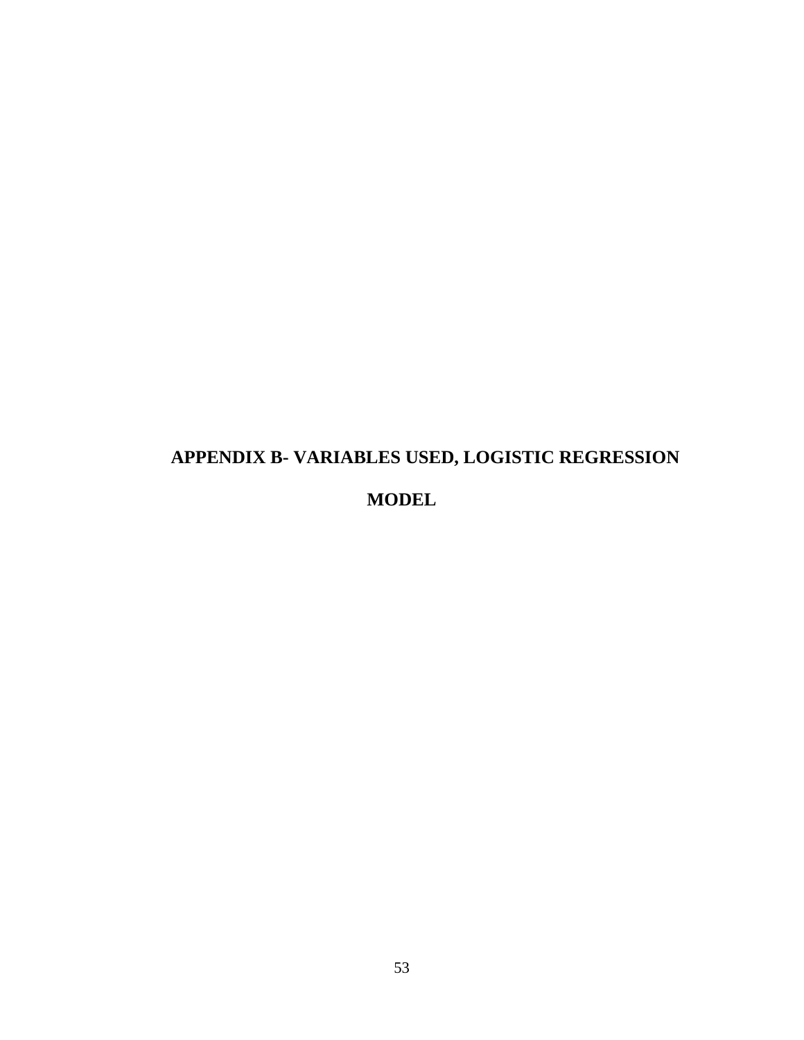# APPENDIX B- VARIABLES USED, LOGISTIC REGRESSION MODEL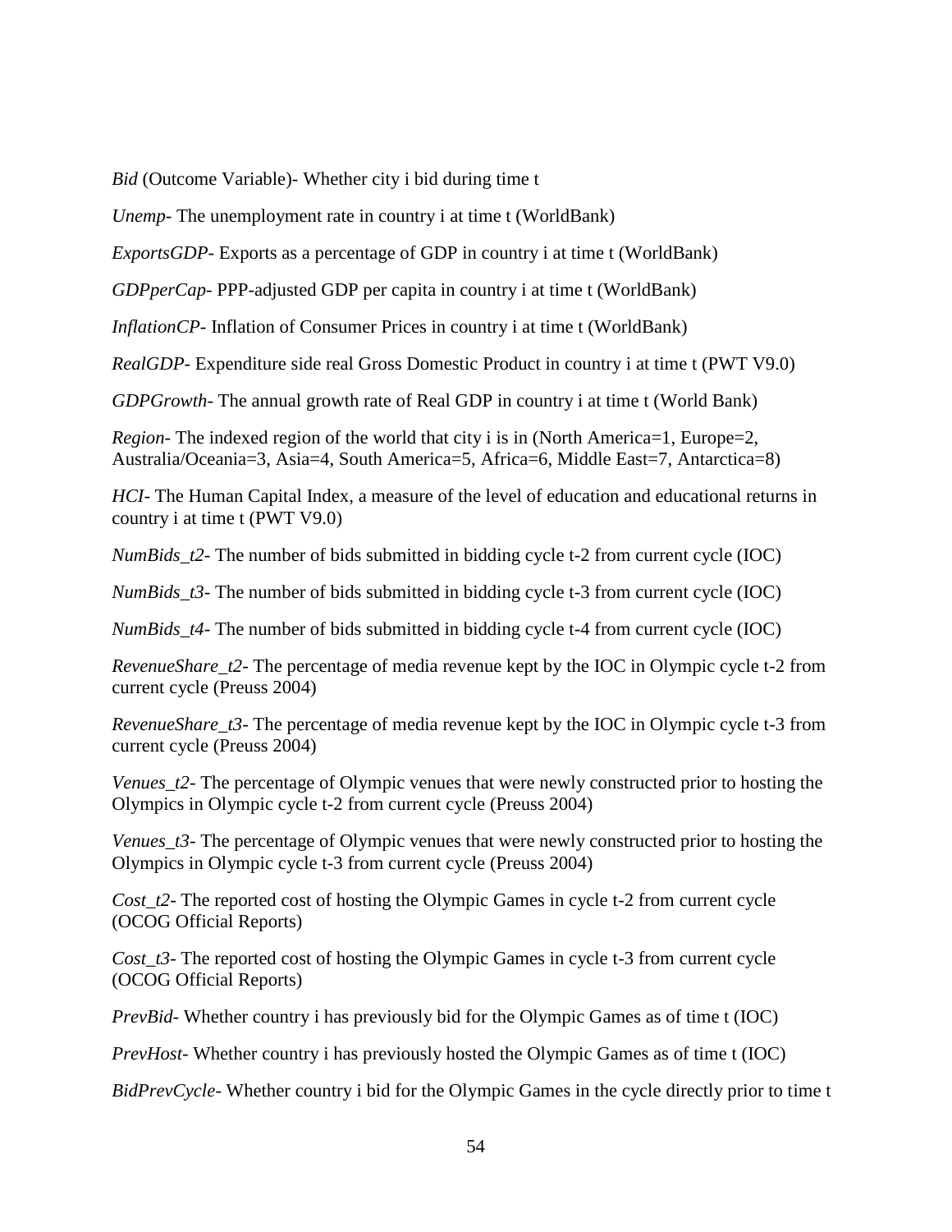*Bid* (Outcome Variable)- Whether city i bid during time t

*Unemp*- The unemployment rate in country i at time t (WorldBank)

*ExportsGDP*- Exports as a percentage of GDP in country i at time t (WorldBank)

*GDPperCap*- PPP-adjusted GDP per capita in country i at time t (WorldBank)

*InflationCP*- Inflation of Consumer Prices in country i at time t (WorldBank)

*RealGDP*- Expenditure side real Gross Domestic Product in country i at time t (PWT V9.0)

*GDPGrowth*- The annual growth rate of Real GDP in country i at time t (World Bank)

*Region*- The indexed region of the world that city i is in (North America=1, Europe=2, Australia/Oceania=3, Asia=4, South America=5, Africa=6, Middle East=7, Antarctica=8)

*HCI*- The Human Capital Index, a measure of the level of education and educational returns in country i at time t (PWT V9.0)

*NumBids_t2*- The number of bids submitted in bidding cycle t-2 from current cycle (IOC)

*NumBids_t3*- The number of bids submitted in bidding cycle t-3 from current cycle (IOC)

*NumBids_t4*- The number of bids submitted in bidding cycle t-4 from current cycle (IOC)

*RevenueShare_t2*- The percentage of media revenue kept by the IOC in Olympic cycle t-2 from current cycle (Preuss 2004)

*RevenueShare_t3*- The percentage of media revenue kept by the IOC in Olympic cycle t-3 from current cycle (Preuss 2004)

*Venues_t2*- The percentage of Olympic venues that were newly constructed prior to hosting the Olympics in Olympic cycle t-2 from current cycle (Preuss 2004)

*Venues_t3*- The percentage of Olympic venues that were newly constructed prior to hosting the Olympics in Olympic cycle t-3 from current cycle (Preuss 2004)

*Cost_t2*- The reported cost of hosting the Olympic Games in cycle t-2 from current cycle (OCOG Official Reports)

*Cost_t3*- The reported cost of hosting the Olympic Games in cycle t-3 from current cycle (OCOG Official Reports)

*PrevBid*- Whether country i has previously bid for the Olympic Games as of time t (IOC)

*PrevHost*- Whether country i has previously hosted the Olympic Games as of time t (IOC)

*BidPrevCycle*- Whether country i bid for the Olympic Games in the cycle directly prior to time t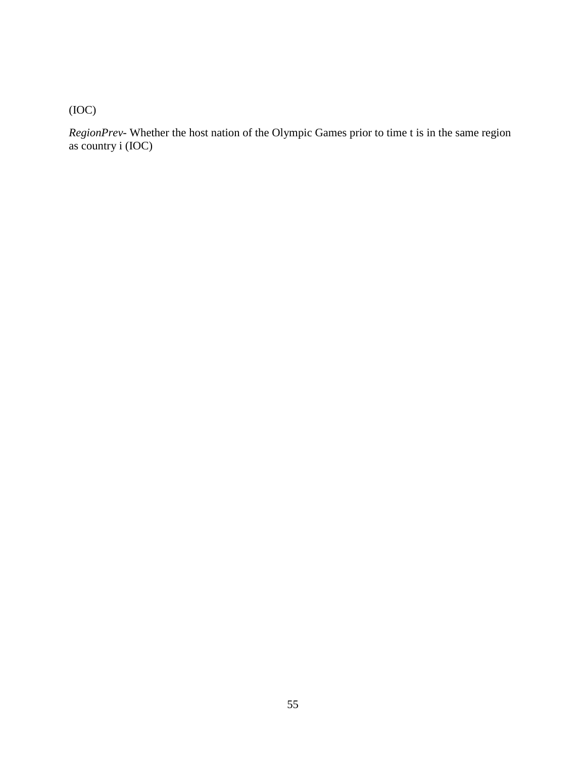(IOC)

*RegionPrev*- Whether the host nation of the Olympic Games prior to time t is in the same region as country i (IOC)